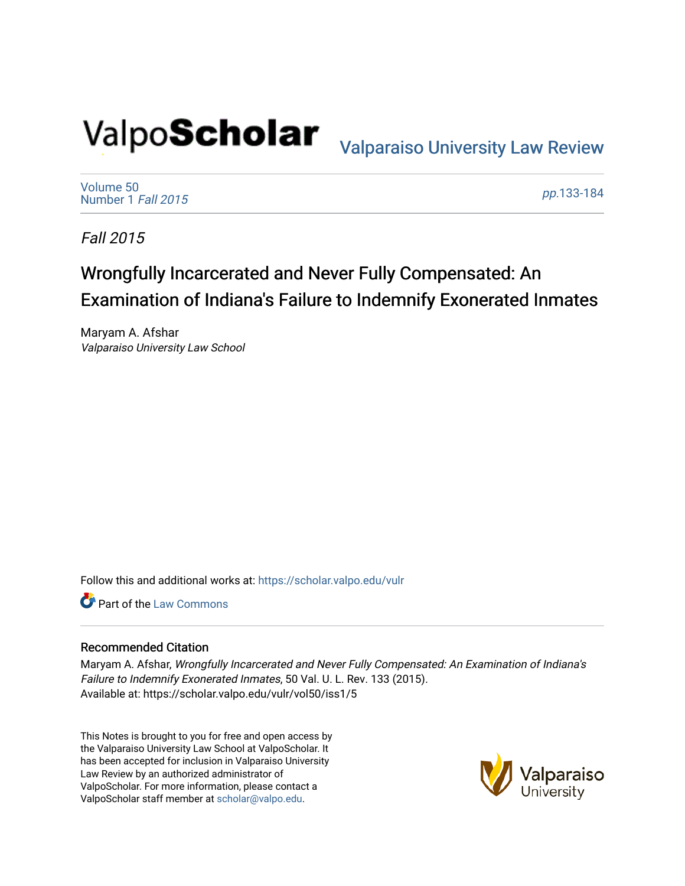ValpoScholar

Valparaiso University Law Review

Volume 50
Number 1 *Fall 2015*

*pp.*133-184

*Fall 2015*

# Wrongfully Incarcerated and Never Fully Compensated: An Examination of Indiana's Failure to Indemnify Exonerated Inmates

Maryam A. Afshar
*Valparaiso University Law School*

Follow this and additional works at: https://scholar.valpo.edu/vulr

Part of the Law Commons

## Recommended Citation

Maryam A. Afshar, *Wrongfully Incarcerated and Never Fully Compensated: An Examination of Indiana's Failure to Indemnify Exonerated Inmates*, 50 Val. U. L. Rev. 133 (2015).
Available at: https://scholar.valpo.edu/vulr/vol50/iss1/5

This Notes is brought to you for free and open access by the Valparaiso University Law School at ValpoScholar. It has been accepted for inclusion in Valparaiso University Law Review by an authorized administrator of ValpoScholar. For more information, please contact a ValpoScholar staff member at scholar@valpo.edu.

Valparaiso University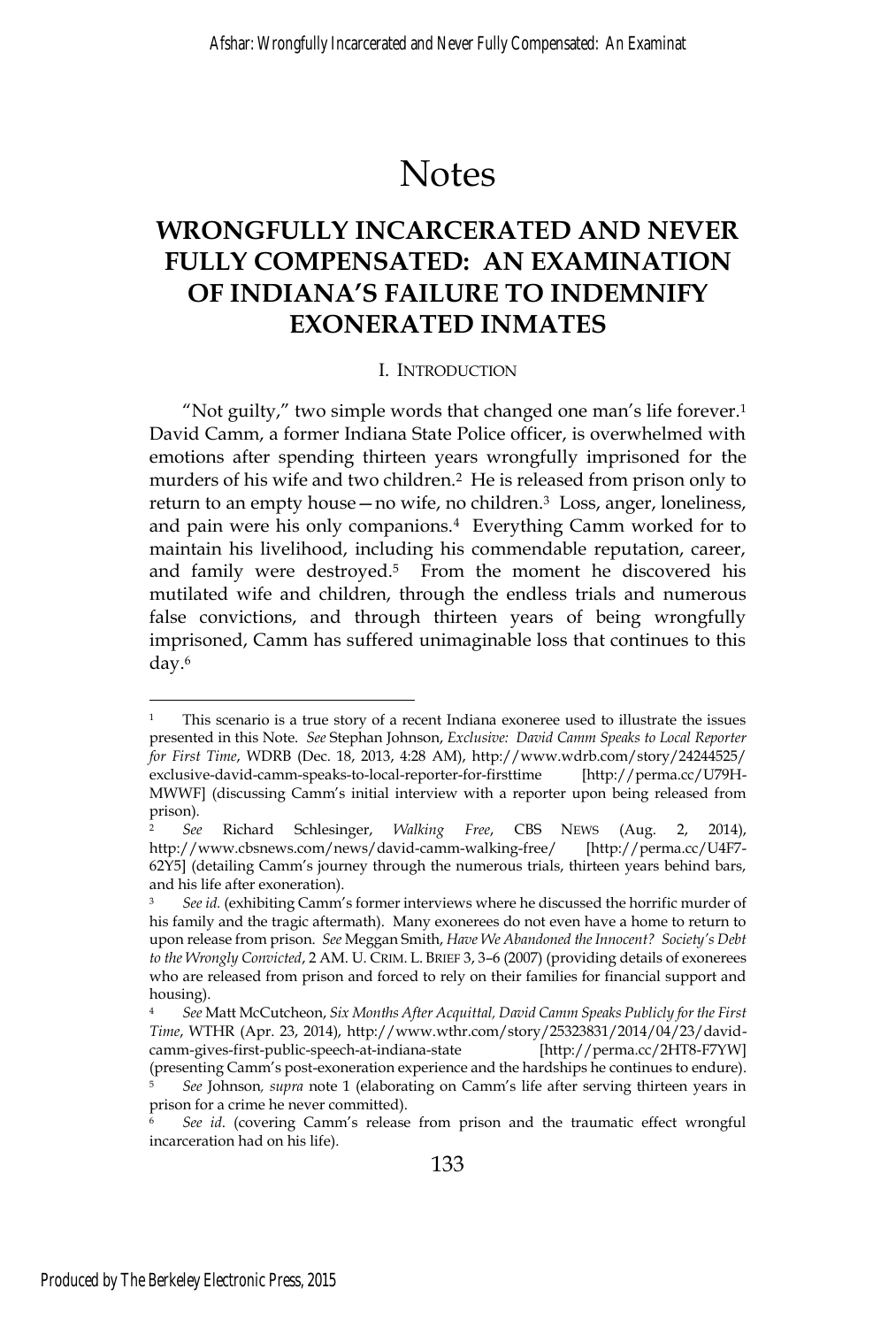# Notes

## WRONGFULLY INCARCERATED AND NEVER FULLY COMPENSATED: AN EXAMINATION OF INDIANA'S FAILURE TO INDEMNIFY EXONERATED INMATES

### I. INTRODUCTION

"Not guilty," two simple words that changed one man's life forever.[1] David Camm, a former Indiana State Police officer, is overwhelmed with emotions after spending thirteen years wrongfully imprisoned for the murders of his wife and two children.[2] He is released from prison only to return to an empty house—no wife, no children.[3] Loss, anger, loneliness, and pain were his only companions.[4] Everything Camm worked for to maintain his livelihood, including his commendable reputation, career, and family were destroyed.[5] From the moment he discovered his mutilated wife and children, through the endless trials and numerous false convictions, and through thirteen years of being wrongfully imprisoned, Camm has suffered unimaginable loss that continues to this day.[6]

---

[1] This scenario is a true story of a recent Indiana exoneree used to illustrate the issues presented in this Note. *See* Stephan Johnson, *Exclusive: David Camm Speaks to Local Reporter for First Time*, WDRB (Dec. 18, 2013, 4:28 AM), http://www.wdrb.com/story/24244525/exclusive-david-camm-speaks-to-local-reporter-for-firsttime [http://perma.cc/U79H-MWWF] (discussing Camm's initial interview with a reporter upon being released from prison).

[2] *See* Richard Schlesinger, *Walking Free*, CBS NEWS (Aug. 2, 2014), http://www.cbsnews.com/news/david-camm-walking-free/ [http://perma.cc/U4F7-62Y5] (detailing Camm's journey through the numerous trials, thirteen years behind bars, and his life after exoneration).

[3] *See id.* (exhibiting Camm's former interviews where he discussed the horrific murder of his family and the tragic aftermath). Many exonerees do not even have a home to return to upon release from prison. *See* Meggan Smith, *Have We Abandoned the Innocent? Society's Debt to the Wrongly Convicted*, 2 AM. U. CRIM. L. BRIEF 3, 3–6 (2007) (providing details of exonerees who are released from prison and forced to rely on their families for financial support and housing).

[4] *See* Matt McCutcheon, *Six Months After Acquittal, David Camm Speaks Publicly for the First Time*, WTHR (Apr. 23, 2014), http://www.wthr.com/story/25323831/2014/04/23/david-camm-gives-first-public-speech-at-indiana-state [http://perma.cc/2HT8-F7YW] (presenting Camm's post-exoneration experience and the hardships he continues to endure).

[5] *See* Johnson, *supra* note 1 (elaborating on Camm's life after serving thirteen years in prison for a crime he never committed).

[6] *See id.* (covering Camm's release from prison and the traumatic effect wrongful incarceration had on his life).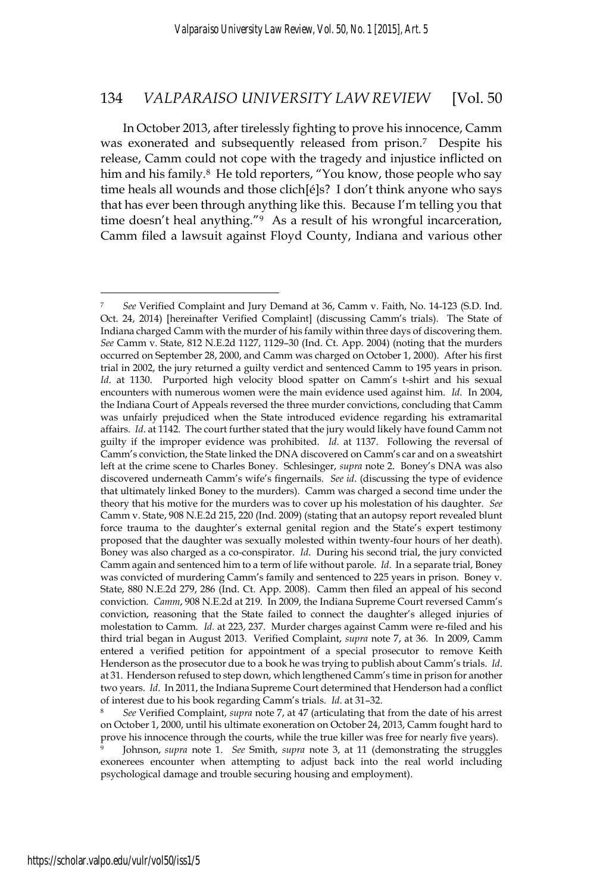In October 2013, after tirelessly fighting to prove his innocence, Camm was exonerated and subsequently released from prison.[7] Despite his release, Camm could not cope with the tragedy and injustice inflicted on him and his family.[8] He told reporters, "You know, those people who say time heals all wounds and those clich[é]s? I don't think anyone who says that has ever been through anything like this. Because I'm telling you that time doesn't heal anything."[9] As a result of his wrongful incarceration, Camm filed a lawsuit against Floyd County, Indiana and various other

---

[7] *See* Verified Complaint and Jury Demand at 36, Camm v. Faith, No. 14-123 (S.D. Ind. Oct. 24, 2014) [hereinafter Verified Complaint] (discussing Camm's trials). The State of Indiana charged Camm with the murder of his family within three days of discovering them. *See* Camm v. State, 812 N.E.2d 1127, 1129–30 (Ind. Ct. App. 2004) (noting that the murders occurred on September 28, 2000, and Camm was charged on October 1, 2000). After his first trial in 2002, the jury returned a guilty verdict and sentenced Camm to 195 years in prison. *Id*. at 1130. Purported high velocity blood spatter on Camm's t-shirt and his sexual encounters with numerous women were the main evidence used against him. *Id*. In 2004, the Indiana Court of Appeals reversed the three murder convictions, concluding that Camm was unfairly prejudiced when the State introduced evidence regarding his extramarital affairs. *Id*. at 1142. The court further stated that the jury would likely have found Camm not guilty if the improper evidence was prohibited. *Id*. at 1137. Following the reversal of Camm's conviction, the State linked the DNA discovered on Camm's car and on a sweatshirt left at the crime scene to Charles Boney. Schlesinger, *supra* note 2. Boney's DNA was also discovered underneath Camm's wife's fingernails. *See id*. (discussing the type of evidence that ultimately linked Boney to the murders). Camm was charged a second time under the theory that his motive for the murders was to cover up his molestation of his daughter. *See* Camm v. State, 908 N.E.2d 215, 220 (Ind. 2009) (stating that an autopsy report revealed blunt force trauma to the daughter's external genital region and the State's expert testimony proposed that the daughter was sexually molested within twenty-four hours of her death). Boney was also charged as a co-conspirator. *Id*. During his second trial, the jury convicted Camm again and sentenced him to a term of life without parole. *Id*. In a separate trial, Boney was convicted of murdering Camm's family and sentenced to 225 years in prison. Boney v. State, 880 N.E.2d 279, 286 (Ind. Ct. App. 2008). Camm then filed an appeal of his second conviction. *Camm*, 908 N.E.2d at 219. In 2009, the Indiana Supreme Court reversed Camm's conviction, reasoning that the State failed to connect the daughter's alleged injuries of molestation to Camm. *Id*. at 223, 237. Murder charges against Camm were re-filed and his third trial began in August 2013. Verified Complaint, *supra* note 7, at 36. In 2009, Camm entered a verified petition for appointment of a special prosecutor to remove Keith Henderson as the prosecutor due to a book he was trying to publish about Camm's trials. *Id*. at 31. Henderson refused to step down, which lengthened Camm's time in prison for another two years. *Id*. In 2011, the Indiana Supreme Court determined that Henderson had a conflict of interest due to his book regarding Camm's trials. *Id*. at 31–32.

[8] *See* Verified Complaint, *supra* note 7, at 47 (articulating that from the date of his arrest on October 1, 2000, until his ultimate exoneration on October 24, 2013, Camm fought hard to prove his innocence through the courts, while the true killer was free for nearly five years).

[9] Johnson, *supra* note 1. *See* Smith, *supra* note 3, at 11 (demonstrating the struggles exonerees encounter when attempting to adjust back into the real world including psychological damage and trouble securing housing and employment).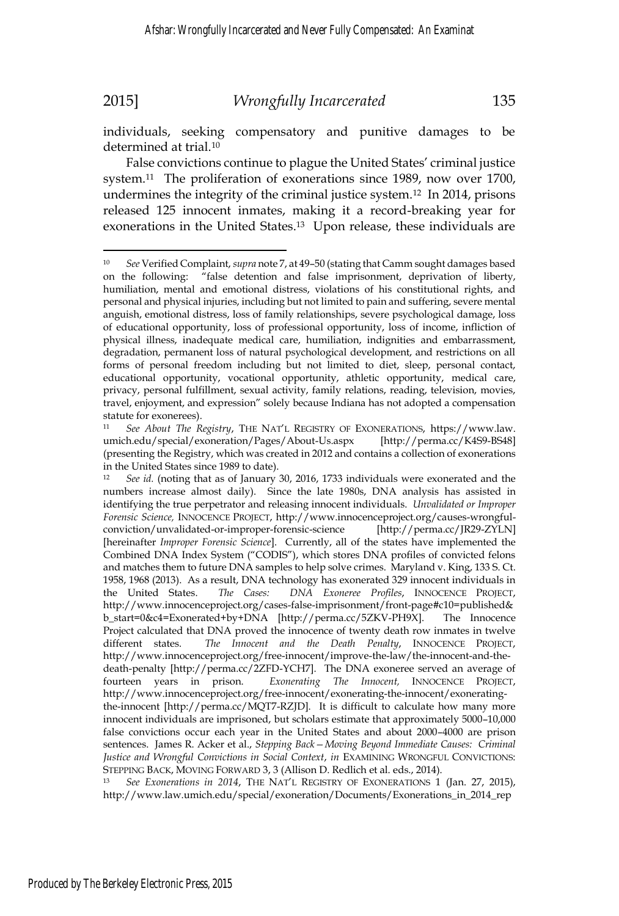individuals, seeking compensatory and punitive damages to be determined at trial.[10]

False convictions continue to plague the United States' criminal justice system.[11] The proliferation of exonerations since 1989, now over 1700, undermines the integrity of the criminal justice system.[12] In 2014, prisons released 125 innocent inmates, making it a record-breaking year for exonerations in the United States.[13] Upon release, these individuals are

---

[10] *See* Verified Complaint, *supra* note 7, at 49–50 (stating that Camm sought damages based on the following: "false detention and false imprisonment, deprivation of liberty, humiliation, mental and emotional distress, violations of his constitutional rights, and personal and physical injuries, including but not limited to pain and suffering, severe mental anguish, emotional distress, loss of family relationships, severe psychological damage, loss of educational opportunity, loss of professional opportunity, loss of income, infliction of physical illness, inadequate medical care, humiliation, indignities and embarrassment, degradation, permanent loss of natural psychological development, and restrictions on all forms of personal freedom including but not limited to diet, sleep, personal contact, educational opportunity, vocational opportunity, athletic opportunity, medical care, privacy, personal fulfillment, sexual activity, family relations, reading, television, movies, travel, enjoyment, and expression" solely because Indiana has not adopted a compensation statute for exonerees).

[11] *See About The Registry*, THE NAT'L REGISTRY OF EXONERATIONS, https://www.law.umich.edu/special/exoneration/Pages/About-Us.aspx [http://perma.cc/K4S9-BS48] (presenting the Registry, which was created in 2012 and contains a collection of exonerations in the United States since 1989 to date).

[12] *See id.* (noting that as of January 30, 2016, 1733 individuals were exonerated and the numbers increase almost daily). Since the late 1980s, DNA analysis has assisted in identifying the true perpetrator and releasing innocent individuals. *Unvalidated or Improper Forensic Science,* INNOCENCE PROJECT, http://www.innocenceproject.org/causes-wrongful-conviction/unvalidated-or-improper-forensic-science [http://perma.cc/JR29-ZYLN] [hereinafter *Improper Forensic Science*]. Currently, all of the states have implemented the Combined DNA Index System ("CODIS"), which stores DNA profiles of convicted felons and matches them to future DNA samples to help solve crimes. Maryland v. King, 133 S. Ct. 1958, 1968 (2013). As a result, DNA technology has exonerated 329 innocent individuals in the United States. *The Cases: DNA Exoneree Profiles*, INNOCENCE PROJECT, http://www.innocenceproject.org/cases-false-imprisonment/front-page#c10=published&b_start=0&c4=Exonerated+by+DNA [http://perma.cc/5ZKV-PH9X]. The Innocence Project calculated that DNA proved the innocence of twenty death row inmates in twelve different states. *The Innocent and the Death Penalty*, INNOCENCE PROJECT, http://www.innocenceproject.org/free-innocent/improve-the-law/the-innocent-and-the-death-penalty [http://perma.cc/2ZFD-YCH7]. The DNA exoneree served an average of fourteen years in prison. *Exonerating The Innocent,* INNOCENCE PROJECT, http://www.innocenceproject.org/free-innocent/exonerating-the-innocent/exonerating-the-innocent [http://perma.cc/MQT7-RZJD]. It is difficult to calculate how many more innocent individuals are imprisoned, but scholars estimate that approximately 5000–10,000 false convictions occur each year in the United States and about 2000–4000 are prison sentences. James R. Acker et al., *Stepping Back—Moving Beyond Immediate Causes: Criminal Justice and Wrongful Convictions in Social Context*, *in* EXAMINING WRONGFUL CONVICTIONS: STEPPING BACK, MOVING FORWARD 3, 3 (Allison D. Redlich et al. eds., 2014).

[13] *See Exonerations in 2014*, THE NAT'L REGISTRY OF EXONERATIONS 1 (Jan. 27, 2015), http://www.law.umich.edu/special/exoneration/Documents/Exonerations_in_2014_rep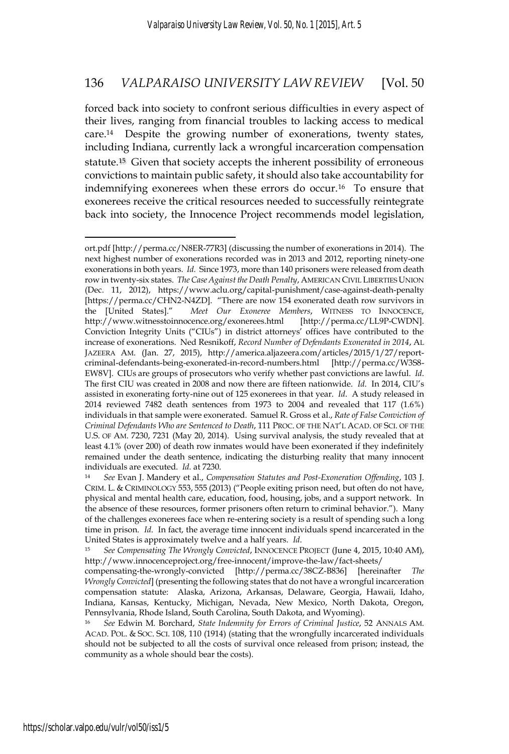forced back into society to confront serious difficulties in every aspect of their lives, ranging from financial troubles to lacking access to medical care.[14] Despite the growing number of exonerations, twenty states, including Indiana, currently lack a wrongful incarceration compensation statute.[15] Given that society accepts the inherent possibility of erroneous convictions to maintain public safety, it should also take accountability for indemnifying exonerees when these errors do occur.[16] To ensure that exonerees receive the critical resources needed to successfully reintegrate back into society, the Innocence Project recommends model legislation,

---

ort.pdf [http://perma.cc/N8ER-77R3] (discussing the number of exonerations in 2014). The next highest number of exonerations recorded was in 2013 and 2012, reporting ninety-one exonerations in both years. *Id.* Since 1973, more than 140 prisoners were released from death row in twenty-six states. *The Case Against the Death Penalty*, AMERICAN CIVIL LIBERTIES UNION (Dec. 11, 2012), https://www.aclu.org/capital-punishment/case-against-death-penalty [https://perma.cc/CHN2-N4ZD]. "There are now 154 exonerated death row survivors in the [United States]." *Meet Our Exoneree Members*, WITNESS TO INNOCENCE, http://www.witnesstoinnocence.org/exonerees.html [http://perma.cc/LL9P-CWDN]. Conviction Integrity Units ("CIUs") in district attorneys' offices have contributed to the increase of exonerations. Ned Resnikoff, *Record Number of Defendants Exonerated in 2014*, AL JAZEERA AM. (Jan. 27, 2015), http://america.aljazeera.com/articles/2015/1/27/report-criminal-defendants-being-exonerated-in-record-numbers.html [http://perma.cc/W3S8-EW8V]. CIUs are groups of prosecutors who verify whether past convictions are lawful. *Id*. The first CIU was created in 2008 and now there are fifteen nationwide. *Id*. In 2014, CIU's assisted in exonerating forty-nine out of 125 exonerees in that year. *Id*. A study released in 2014 reviewed 7482 death sentences from 1973 to 2004 and revealed that 117 (1.6%) individuals in that sample were exonerated. Samuel R. Gross et al., *Rate of False Conviction of Criminal Defendants Who are Sentenced to Death*, 111 PROC. OF THE NAT'L ACAD. OF SCI. OF THE U.S. OF AM. 7230, 7231 (May 20, 2014). Using survival analysis, the study revealed that at least 4.1% (over 200) of death row inmates would have been exonerated if they indefinitely remained under the death sentence, indicating the disturbing reality that many innocent individuals are executed. *Id.* at 7230.

[14] *See* Evan J. Mandery et al., *Compensation Statutes and Post-Exoneration Offending*, 103 J. CRIM. L. & CRIMINOLOGY 553, 555 (2013) ("People exiting prison need, but often do not have, physical and mental health care, education, food, housing, jobs, and a support network. In the absence of these resources, former prisoners often return to criminal behavior."). Many of the challenges exonerees face when re-entering society is a result of spending such a long time in prison. *Id*. In fact, the average time innocent individuals spend incarcerated in the United States is approximately twelve and a half years. *Id*.

[15] *See Compensating The Wrongly Convicted*, INNOCENCE PROJECT (June 4, 2015, 10:40 AM), http://www.innocenceproject.org/free-innocent/improve-the-law/fact-sheets/compensating-the-wrongly-convicted [http://perma.cc/38CZ-B836] [hereinafter *The Wrongly Convicted*] (presenting the following states that do not have a wrongful incarceration compensation statute: Alaska, Arizona, Arkansas, Delaware, Georgia, Hawaii, Idaho, Indiana, Kansas, Kentucky, Michigan, Nevada, New Mexico, North Dakota, Oregon, Pennsylvania, Rhode Island, South Carolina, South Dakota, and Wyoming).

[16] *See* Edwin M. Borchard, *State Indemnity for Errors of Criminal Justice*, 52 ANNALS AM. ACAD. POL. & SOC. SCI. 108, 110 (1914) (stating that the wrongfully incarcerated individuals should not be subjected to all the costs of survival once released from prison; instead, the community as a whole should bear the costs).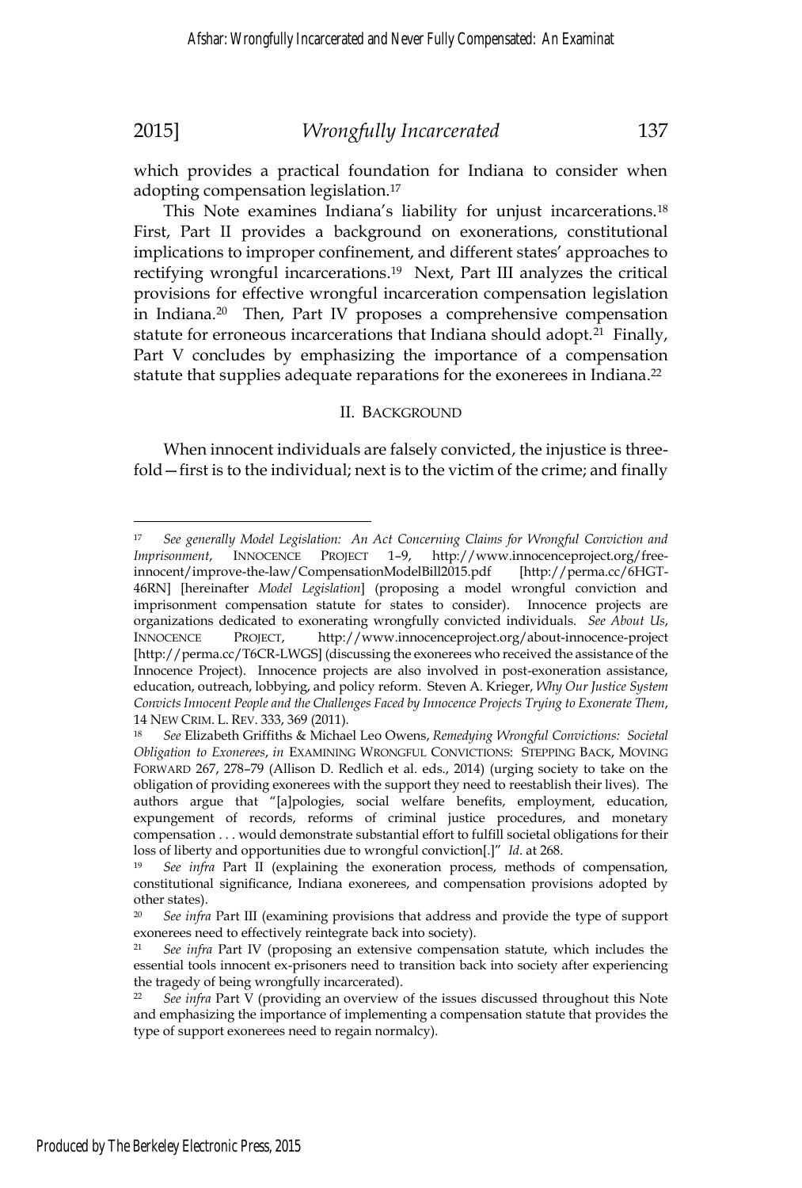which provides a practical foundation for Indiana to consider when adopting compensation legislation.[17]

This Note examines Indiana's liability for unjust incarcerations.[18] First, Part II provides a background on exonerations, constitutional implications to improper confinement, and different states' approaches to rectifying wrongful incarcerations.[19] Next, Part III analyzes the critical provisions for effective wrongful incarceration compensation legislation in Indiana.[20] Then, Part IV proposes a comprehensive compensation statute for erroneous incarcerations that Indiana should adopt.[21] Finally, Part V concludes by emphasizing the importance of a compensation statute that supplies adequate reparations for the exonerees in Indiana.[22]

## II. BACKGROUND

When innocent individuals are falsely convicted, the injustice is three-fold—first is to the individual; next is to the victim of the crime; and finally

---

[17] *See generally Model Legislation: An Act Concerning Claims for Wrongful Conviction and Imprisonment*, INNOCENCE PROJECT 1–9, http://www.innocenceproject.org/free-innocent/improve-the-law/CompensationModelBill2015.pdf [http://perma.cc/6HGT-46RN] [hereinafter *Model Legislation*] (proposing a model wrongful conviction and imprisonment compensation statute for states to consider). Innocence projects are organizations dedicated to exonerating wrongfully convicted individuals. *See About Us*, INNOCENCE PROJECT, http://www.innocenceproject.org/about-innocence-project [http://perma.cc/T6CR-LWGS] (discussing the exonerees who received the assistance of the Innocence Project). Innocence projects are also involved in post-exoneration assistance, education, outreach, lobbying, and policy reform. Steven A. Krieger, *Why Our Justice System Convicts Innocent People and the Challenges Faced by Innocence Projects Trying to Exonerate Them*, 14 NEW CRIM. L. REV. 333, 369 (2011).

[18] *See* Elizabeth Griffiths & Michael Leo Owens, *Remedying Wrongful Convictions: Societal Obligation to Exonerees*, *in* EXAMINING WRONGFUL CONVICTIONS: STEPPING BACK, MOVING FORWARD 267, 278–79 (Allison D. Redlich et al. eds., 2014) (urging society to take on the obligation of providing exonerees with the support they need to reestablish their lives). The authors argue that "[a]pologies, social welfare benefits, employment, education, expungement of records, reforms of criminal justice procedures, and monetary compensation . . . would demonstrate substantial effort to fulfill societal obligations for their loss of liberty and opportunities due to wrongful conviction[.]" *Id*. at 268.

[19] *See infra* Part II (explaining the exoneration process, methods of compensation, constitutional significance, Indiana exonerees, and compensation provisions adopted by other states).

[20] *See infra* Part III (examining provisions that address and provide the type of support exonerees need to effectively reintegrate back into society).

[21] *See infra* Part IV (proposing an extensive compensation statute, which includes the essential tools innocent ex-prisoners need to transition back into society after experiencing the tragedy of being wrongfully incarcerated).

[22] *See infra* Part V (providing an overview of the issues discussed throughout this Note and emphasizing the importance of implementing a compensation statute that provides the type of support exonerees need to regain normalcy).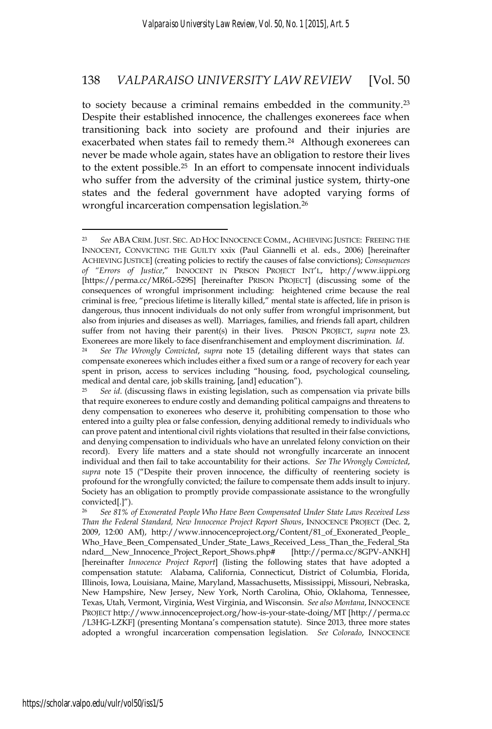to society because a criminal remains embedded in the community.[23] Despite their established innocence, the challenges exonerees face when transitioning back into society are profound and their injuries are exacerbated when states fail to remedy them.[24] Although exonerees can never be made whole again, states have an obligation to restore their lives to the extent possible.[25] In an effort to compensate innocent individuals who suffer from the adversity of the criminal justice system, thirty-one states and the federal government have adopted varying forms of wrongful incarceration compensation legislation.[26]

---

[23] *See* ABA CRIM. JUST. SEC. AD HOC INNOCENCE COMM., ACHIEVING JUSTICE: FREEING THE INNOCENT, CONVICTING THE GUILTY xxix (Paul Giannelli et al. eds., 2006) [hereinafter ACHIEVING JUSTICE] (creating policies to rectify the causes of false convictions); *Consequences of "Errors of Justice*," INNOCENT IN PRISON PROJECT INT'L, http://www.iippi.org [https://perma.cc/MR6L-529S] [hereinafter PRISON PROJECT] (discussing some of the consequences of wrongful imprisonment including: heightened crime because the real criminal is free, "precious lifetime is literally killed," mental state is affected, life in prison is dangerous, thus innocent individuals do not only suffer from wrongful imprisonment, but also from injuries and diseases as well). Marriages, families, and friends fall apart, children suffer from not having their parent(s) in their lives. PRISON PROJECT, *supra* note 23. Exonerees are more likely to face disenfranchisement and employment discrimination. *Id.*

[24] *See The Wrongly Convicted*, *supra* note 15 (detailing different ways that states can compensate exonerees which includes either a fixed sum or a range of recovery for each year spent in prison, access to services including "housing, food, psychological counseling, medical and dental care, job skills training, [and] education").

[25] *See id*. (discussing flaws in existing legislation, such as compensation via private bills that require exonerees to endure costly and demanding political campaigns and threatens to deny compensation to exonerees who deserve it, prohibiting compensation to those who entered into a guilty plea or false confession, denying additional remedy to individuals who can prove patent and intentional civil rights violations that resulted in their false convictions, and denying compensation to individuals who have an unrelated felony conviction on their record). Every life matters and a state should not wrongfully incarcerate an innocent individual and then fail to take accountability for their actions. *See The Wrongly Convicted*, *supra* note 15 ("Despite their proven innocence, the difficulty of reentering society is profound for the wrongfully convicted; the failure to compensate them adds insult to injury. Society has an obligation to promptly provide compassionate assistance to the wrongfully convicted[.]").

[26] *See 81% of Exonerated People Who Have Been Compensated Under State Laws Received Less Than the Federal Standard, New Innocence Project Report Shows*, INNOCENCE PROJECT (Dec. 2, 2009, 12:00 AM), http://www.innocenceproject.org/Content/81_of_Exonerated_People_Who_Have_Been_Compensated_Under_State_Laws_Received_Less_Than_the_Federal_Standard__New_Innocence_Project_Report_Shows.php# [http://perma.cc/8GPV-ANKH] [hereinafter *Innocence Project Report*] (listing the following states that have adopted a compensation statute: Alabama, California, Connecticut, District of Columbia, Florida, Illinois, Iowa, Louisiana, Maine, Maryland, Massachusetts, Mississippi, Missouri, Nebraska, New Hampshire, New Jersey, New York, North Carolina, Ohio, Oklahoma, Tennessee, Texas, Utah, Vermont, Virginia, West Virginia, and Wisconsin. *See also Montana*, INNOCENCE PROJECT http://www.innocenceproject.org/how-is-your-state-doing/MT [http://perma.cc/L3HG-LZKF] (presenting Montana's compensation statute). Since 2013, three more states adopted a wrongful incarceration compensation legislation. *See Colorado*, INNOCENCE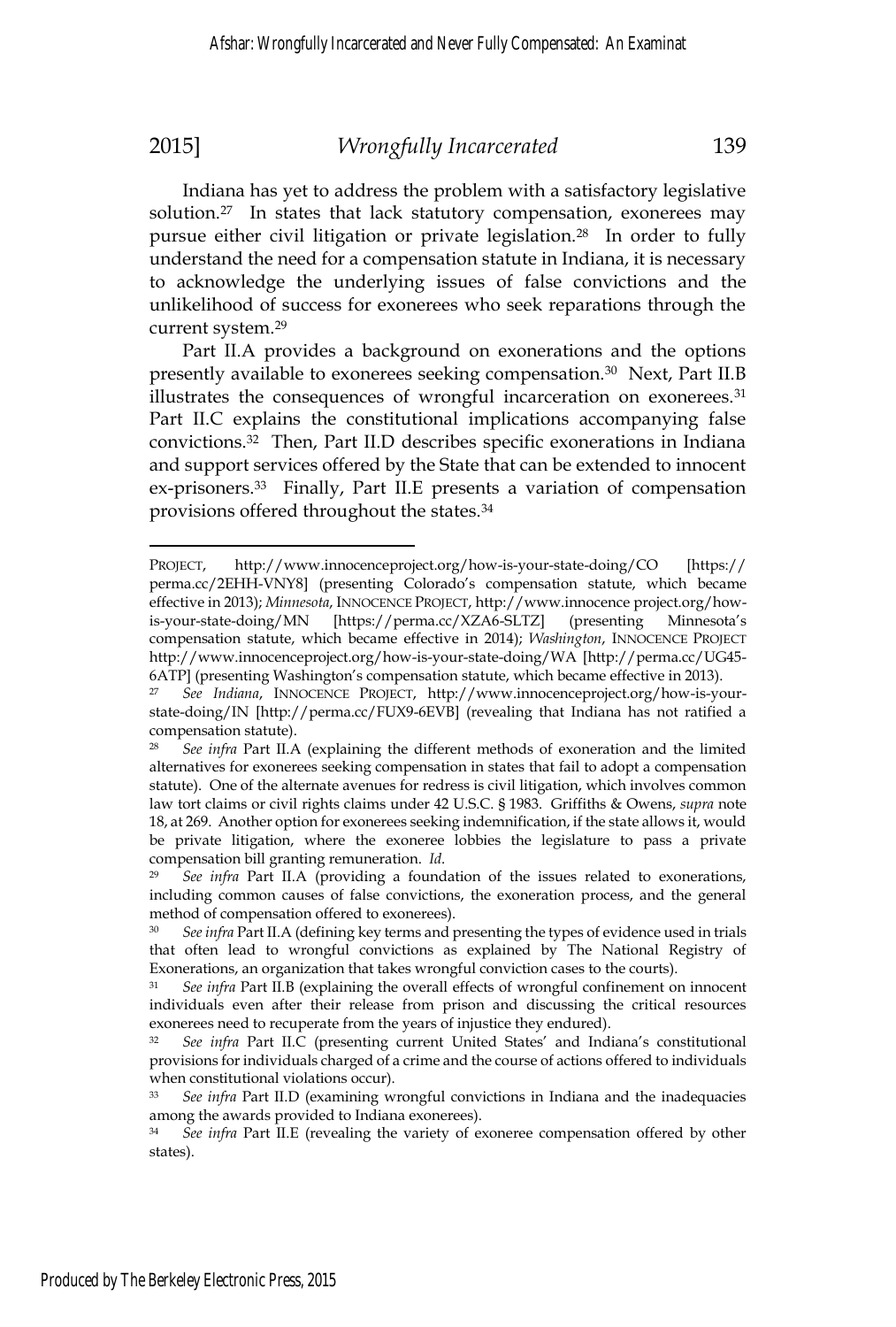Indiana has yet to address the problem with a satisfactory legislative solution.[27] In states that lack statutory compensation, exonerees may pursue either civil litigation or private legislation.[28] In order to fully understand the need for a compensation statute in Indiana, it is necessary to acknowledge the underlying issues of false convictions and the unlikelihood of success for exonerees who seek reparations through the current system.[29]

Part II.A provides a background on exonerations and the options presently available to exonerees seeking compensation.[30] Next, Part II.B illustrates the consequences of wrongful incarceration on exonerees.[31] Part II.C explains the constitutional implications accompanying false convictions.[32] Then, Part II.D describes specific exonerations in Indiana and support services offered by the State that can be extended to innocent ex-prisoners.[33] Finally, Part II.E presents a variation of compensation provisions offered throughout the states.[34]

---

PROJECT, http://www.innocenceproject.org/how-is-your-state-doing/CO [https://perma.cc/2EHH-VNY8] (presenting Colorado's compensation statute, which became effective in 2013); *Minnesota*, INNOCENCE PROJECT, http://www.innocence project.org/how-is-your-state-doing/MN [https://perma.cc/XZA6-SLTZ] (presenting Minnesota's compensation statute, which became effective in 2014); *Washington*, INNOCENCE PROJECT http://www.innocenceproject.org/how-is-your-state-doing/WA [http://perma.cc/UG45-6ATP] (presenting Washington's compensation statute, which became effective in 2013).

[27] *See Indiana*, INNOCENCE PROJECT, http://www.innocenceproject.org/how-is-your-state-doing/IN [http://perma.cc/FUX9-6EVB] (revealing that Indiana has not ratified a compensation statute).

[28] *See infra* Part II.A (explaining the different methods of exoneration and the limited alternatives for exonerees seeking compensation in states that fail to adopt a compensation statute). One of the alternate avenues for redress is civil litigation, which involves common law tort claims or civil rights claims under 42 U.S.C. § 1983. Griffiths & Owens, *supra* note 18, at 269. Another option for exonerees seeking indemnification, if the state allows it, would be private litigation, where the exoneree lobbies the legislature to pass a private compensation bill granting remuneration. *Id.*

[29] *See infra* Part II.A (providing a foundation of the issues related to exonerations, including common causes of false convictions, the exoneration process, and the general method of compensation offered to exonerees).

[30] *See infra* Part II.A (defining key terms and presenting the types of evidence used in trials that often lead to wrongful convictions as explained by The National Registry of Exonerations, an organization that takes wrongful conviction cases to the courts).

[31] *See infra* Part II.B (explaining the overall effects of wrongful confinement on innocent individuals even after their release from prison and discussing the critical resources exonerees need to recuperate from the years of injustice they endured).

[32] *See infra* Part II.C (presenting current United States' and Indiana's constitutional provisions for individuals charged of a crime and the course of actions offered to individuals when constitutional violations occur).

[33] *See infra* Part II.D (examining wrongful convictions in Indiana and the inadequacies among the awards provided to Indiana exonerees).

[34] *See infra* Part II.E (revealing the variety of exoneree compensation offered by other states).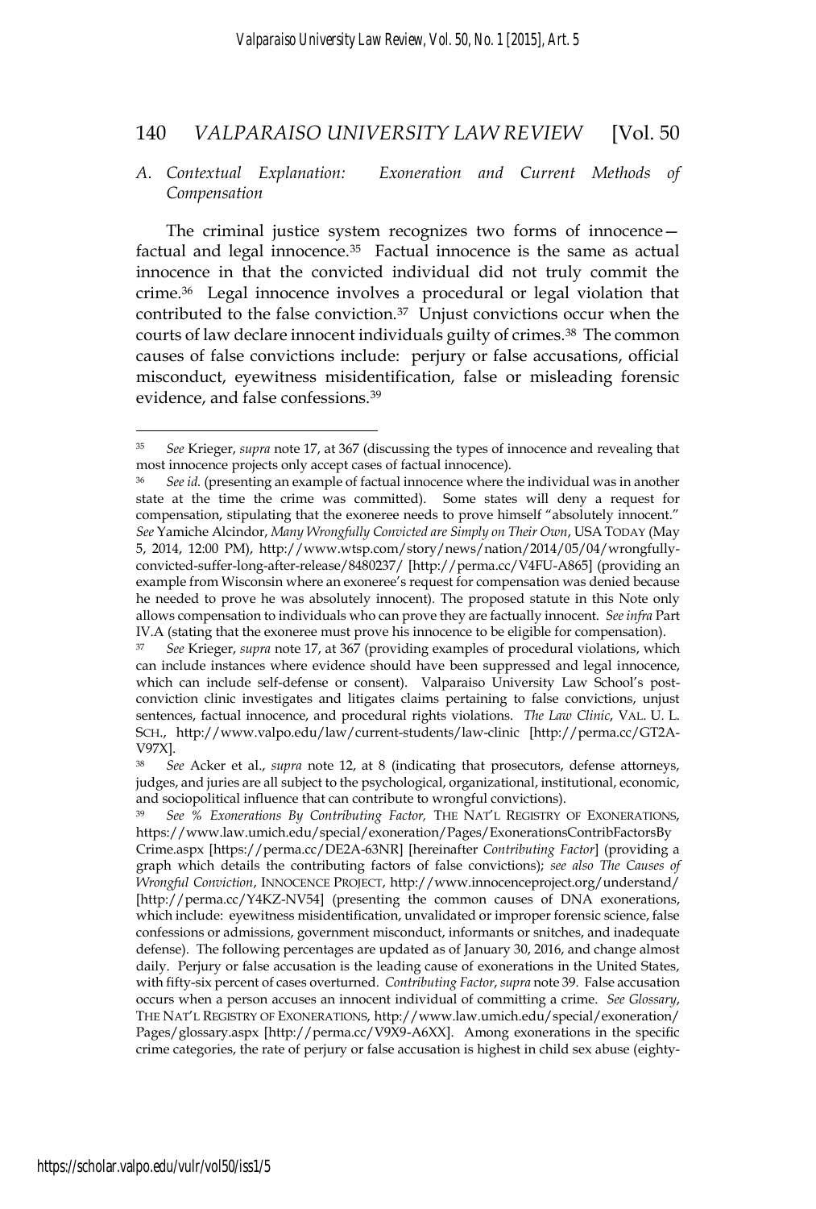### A. Contextual Explanation: Exoneration and Current Methods of Compensation

The criminal justice system recognizes two forms of innocence—factual and legal innocence.[35] Factual innocence is the same as actual innocence in that the convicted individual did not truly commit the crime.[36] Legal innocence involves a procedural or legal violation that contributed to the false conviction.[37] Unjust convictions occur when the courts of law declare innocent individuals guilty of crimes.[38] The common causes of false convictions include: perjury or false accusations, official misconduct, eyewitness misidentification, false or misleading forensic evidence, and false confessions.[39]

---

[35] *See* Krieger, *supra* note 17, at 367 (discussing the types of innocence and revealing that most innocence projects only accept cases of factual innocence).

[36] *See id.* (presenting an example of factual innocence where the individual was in another state at the time the crime was committed). Some states will deny a request for compensation, stipulating that the exoneree needs to prove himself "absolutely innocent." *See* Yamiche Alcindor, *Many Wrongfully Convicted are Simply on Their Own*, USA TODAY (May 5, 2014, 12:00 PM), http://www.wtsp.com/story/news/nation/2014/05/04/wrongfully-convicted-suffer-long-after-release/8480237/ [http://perma.cc/V4FU-A865] (providing an example from Wisconsin where an exoneree's request for compensation was denied because he needed to prove he was absolutely innocent). The proposed statute in this Note only allows compensation to individuals who can prove they are factually innocent. *See infra* Part IV.A (stating that the exoneree must prove his innocence to be eligible for compensation).

[37] *See* Krieger, *supra* note 17, at 367 (providing examples of procedural violations, which can include instances where evidence should have been suppressed and legal innocence, which can include self-defense or consent). Valparaiso University Law School's post-conviction clinic investigates and litigates claims pertaining to false convictions, unjust sentences, factual innocence, and procedural rights violations. *The Law Clinic*, VAL. U. L. SCH., http://www.valpo.edu/law/current-students/law-clinic [http://perma.cc/GT2A-V97X].

[38] *See* Acker et al., *supra* note 12, at 8 (indicating that prosecutors, defense attorneys, judges, and juries are all subject to the psychological, organizational, institutional, economic, and sociopolitical influence that can contribute to wrongful convictions).

[39] *See % Exonerations By Contributing Factor*, THE NAT'L REGISTRY OF EXONERATIONS, https://www.law.umich.edu/special/exoneration/Pages/ExonerationsContribFactorsByCrime.aspx [https://perma.cc/DE2A-63NR] [hereinafter *Contributing Factor*] (providing a graph which details the contributing factors of false convictions); *see also The Causes of Wrongful Conviction*, INNOCENCE PROJECT, http://www.innocenceproject.org/understand/ [http://perma.cc/Y4KZ-NV54] (presenting the common causes of DNA exonerations, which include: eyewitness misidentification, unvalidated or improper forensic science, false confessions or admissions, government misconduct, informants or snitches, and inadequate defense). The following percentages are updated as of January 30, 2016, and change almost daily. Perjury or false accusation is the leading cause of exonerations in the United States, with fifty-six percent of cases overturned. *Contributing Factor*, *supra* note 39. False accusation occurs when a person accuses an innocent individual of committing a crime. *See Glossary*, THE NAT'L REGISTRY OF EXONERATIONS, http://www.law.umich.edu/special/exoneration/Pages/glossary.aspx [http://perma.cc/V9X9-A6XX]. Among exonerations in the specific crime categories, the rate of perjury or false accusation is highest in child sex abuse (eighty-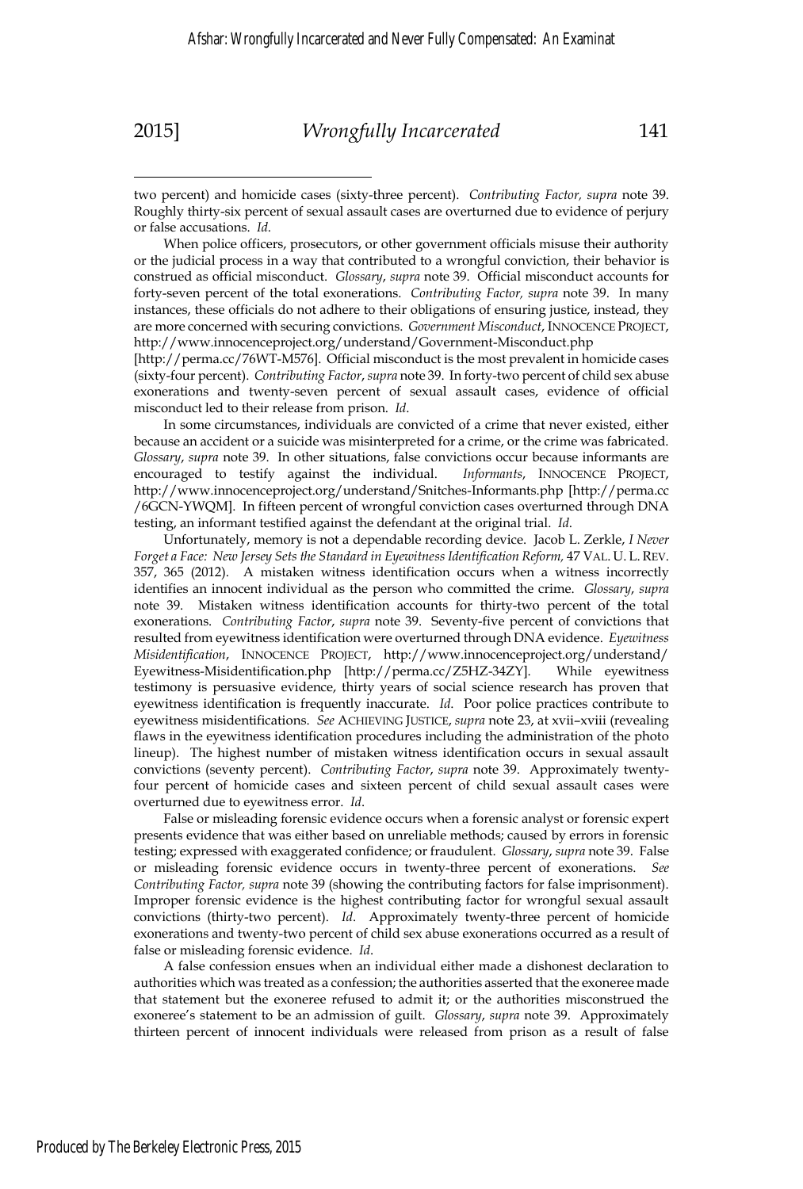two percent) and homicide cases (sixty-three percent). *Contributing Factor, supra* note 39. Roughly thirty-six percent of sexual assault cases are overturned due to evidence of perjury or false accusations. *Id.*

When police officers, prosecutors, or other government officials misuse their authority or the judicial process in a way that contributed to a wrongful conviction, their behavior is construed as official misconduct. *Glossary*, *supra* note 39. Official misconduct accounts for forty-seven percent of the total exonerations. *Contributing Factor, supra* note 39. In many instances, these officials do not adhere to their obligations of ensuring justice, instead, they are more concerned with securing convictions. *Government Misconduct*, INNOCENCE PROJECT, http://www.innocenceproject.org/understand/Government-Misconduct.php [http://perma.cc/76WT-M576]. Official misconduct is the most prevalent in homicide cases (sixty-four percent). *Contributing Factor*, *supra* note 39. In forty-two percent of child sex abuse exonerations and twenty-seven percent of sexual assault cases, evidence of official misconduct led to their release from prison. *Id.*

In some circumstances, individuals are convicted of a crime that never existed, either because an accident or a suicide was misinterpreted for a crime, or the crime was fabricated. *Glossary*, *supra* note 39. In other situations, false convictions occur because informants are encouraged to testify against the individual. *Informants*, INNOCENCE PROJECT, http://www.innocenceproject.org/understand/Snitches-Informants.php [http://perma.cc/6GCN-YWQM]. In fifteen percent of wrongful conviction cases overturned through DNA testing, an informant testified against the defendant at the original trial. *Id.*

Unfortunately, memory is not a dependable recording device. Jacob L. Zerkle, *I Never Forget a Face: New Jersey Sets the Standard in Eyewitness Identification Reform,* 47 VAL. U. L. REV. 357, 365 (2012). A mistaken witness identification occurs when a witness incorrectly identifies an innocent individual as the person who committed the crime. *Glossary*, *supra* note 39. Mistaken witness identification accounts for thirty-two percent of the total exonerations. *Contributing Factor*, *supra* note 39. Seventy-five percent of convictions that resulted from eyewitness identification were overturned through DNA evidence. *Eyewitness Misidentification*, INNOCENCE PROJECT, http://www.innocenceproject.org/understand/Eyewitness-Misidentification.php [http://perma.cc/Z5HZ-34ZY]. While eyewitness testimony is persuasive evidence, thirty years of social science research has proven that eyewitness identification is frequently inaccurate. *Id.* Poor police practices contribute to eyewitness misidentifications. *See* ACHIEVING JUSTICE, *supra* note 23, at xvii–xviii (revealing flaws in the eyewitness identification procedures including the administration of the photo lineup). The highest number of mistaken witness identification occurs in sexual assault convictions (seventy percent). *Contributing Factor*, *supra* note 39. Approximately twenty-four percent of homicide cases and sixteen percent of child sexual assault cases were overturned due to eyewitness error. *Id.*

False or misleading forensic evidence occurs when a forensic analyst or forensic expert presents evidence that was either based on unreliable methods; caused by errors in forensic testing; expressed with exaggerated confidence; or fraudulent. *Glossary*, *supra* note 39. False or misleading forensic evidence occurs in twenty-three percent of exonerations. *See Contributing Factor, supra* note 39 (showing the contributing factors for false imprisonment). Improper forensic evidence is the highest contributing factor for wrongful sexual assault convictions (thirty-two percent). *Id.* Approximately twenty-three percent of homicide exonerations and twenty-two percent of child sex abuse exonerations occurred as a result of false or misleading forensic evidence. *Id.*

A false confession ensues when an individual either made a dishonest declaration to authorities which was treated as a confession; the authorities asserted that the exoneree made that statement but the exoneree refused to admit it; or the authorities misconstrued the exoneree's statement to be an admission of guilt. *Glossary*, *supra* note 39. Approximately thirteen percent of innocent individuals were released from prison as a result of false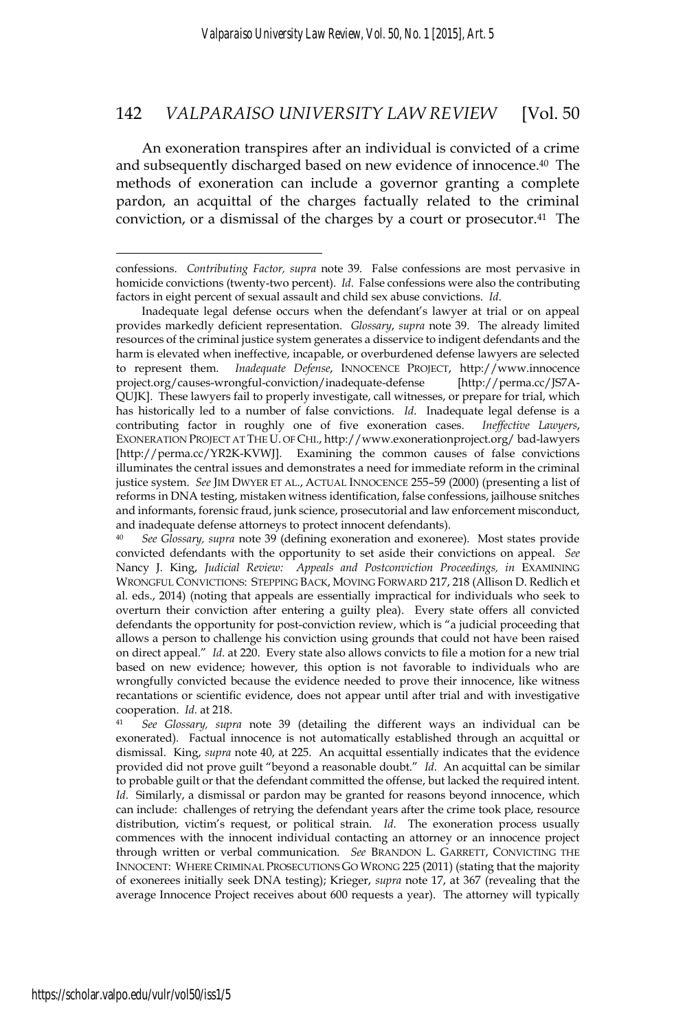An exoneration transpires after an individual is convicted of a crime and subsequently discharged based on new evidence of innocence.[40] The methods of exoneration can include a governor granting a complete pardon, an acquittal of the charges factually related to the criminal conviction, or a dismissal of the charges by a court or prosecutor.[41] The

---

confessions. *Contributing Factor, supra* note 39. False confessions are most pervasive in homicide convictions (twenty-two percent). *Id*. False confessions were also the contributing factors in eight percent of sexual assault and child sex abuse convictions. *Id*.

Inadequate legal defense occurs when the defendant's lawyer at trial or on appeal provides markedly deficient representation. *Glossary*, *supra* note 39. The already limited resources of the criminal justice system generates a disservice to indigent defendants and the harm is elevated when ineffective, incapable, or overburdened defense lawyers are selected to represent them. *Inadequate Defense*, INNOCENCE PROJECT, http://www.innocence project.org/causes-wrongful-conviction/inadequate-defense [http://perma.cc/JS7A-QUJK]. These lawyers fail to properly investigate, call witnesses, or prepare for trial, which has historically led to a number of false convictions. *Id*. Inadequate legal defense is a contributing factor in roughly one of five exoneration cases. *Ineffective Lawyers*, EXONERATION PROJECT AT THE U. OF CHI., http://www.exonerationproject.org/ bad-lawyers [http://perma.cc/YR2K-KVWJ]. Examining the common causes of false convictions illuminates the central issues and demonstrates a need for immediate reform in the criminal justice system. *See* JIM DWYER ET AL., ACTUAL INNOCENCE 255–59 (2000) (presenting a list of reforms in DNA testing, mistaken witness identification, false confessions, jailhouse snitches and informants, forensic fraud, junk science, prosecutorial and law enforcement misconduct, and inadequate defense attorneys to protect innocent defendants).

[40] *See Glossary, supra* note 39 (defining exoneration and exoneree). Most states provide convicted defendants with the opportunity to set aside their convictions on appeal. *See* Nancy J. King, *Judicial Review: Appeals and Postconviction Proceedings, in* EXAMINING WRONGFUL CONVICTIONS: STEPPING BACK, MOVING FORWARD 217, 218 (Allison D. Redlich et al. eds., 2014) (noting that appeals are essentially impractical for individuals who seek to overturn their conviction after entering a guilty plea). Every state offers all convicted defendants the opportunity for post-conviction review, which is "a judicial proceeding that allows a person to challenge his conviction using grounds that could not have been raised on direct appeal." *Id.* at 220. Every state also allows convicts to file a motion for a new trial based on new evidence; however, this option is not favorable to individuals who are wrongfully convicted because the evidence needed to prove their innocence, like witness recantations or scientific evidence, does not appear until after trial and with investigative cooperation. *Id.* at 218.

[41] *See Glossary, supra* note 39 (detailing the different ways an individual can be exonerated). Factual innocence is not automatically established through an acquittal or dismissal. King, *supra* note 40, at 225. An acquittal essentially indicates that the evidence provided did not prove guilt "beyond a reasonable doubt." *Id*. An acquittal can be similar to probable guilt or that the defendant committed the offense, but lacked the required intent. *Id*. Similarly, a dismissal or pardon may be granted for reasons beyond innocence, which can include: challenges of retrying the defendant years after the crime took place, resource distribution, victim's request, or political strain. *Id*. The exoneration process usually commences with the innocent individual contacting an attorney or an innocence project through written or verbal communication. *See* BRANDON L. GARRETT, CONVICTING THE INNOCENT: WHERE CRIMINAL PROSECUTIONS GO WRONG 225 (2011) (stating that the majority of exonerees initially seek DNA testing); Krieger, *supra* note 17, at 367 (revealing that the average Innocence Project receives about 600 requests a year). The attorney will typically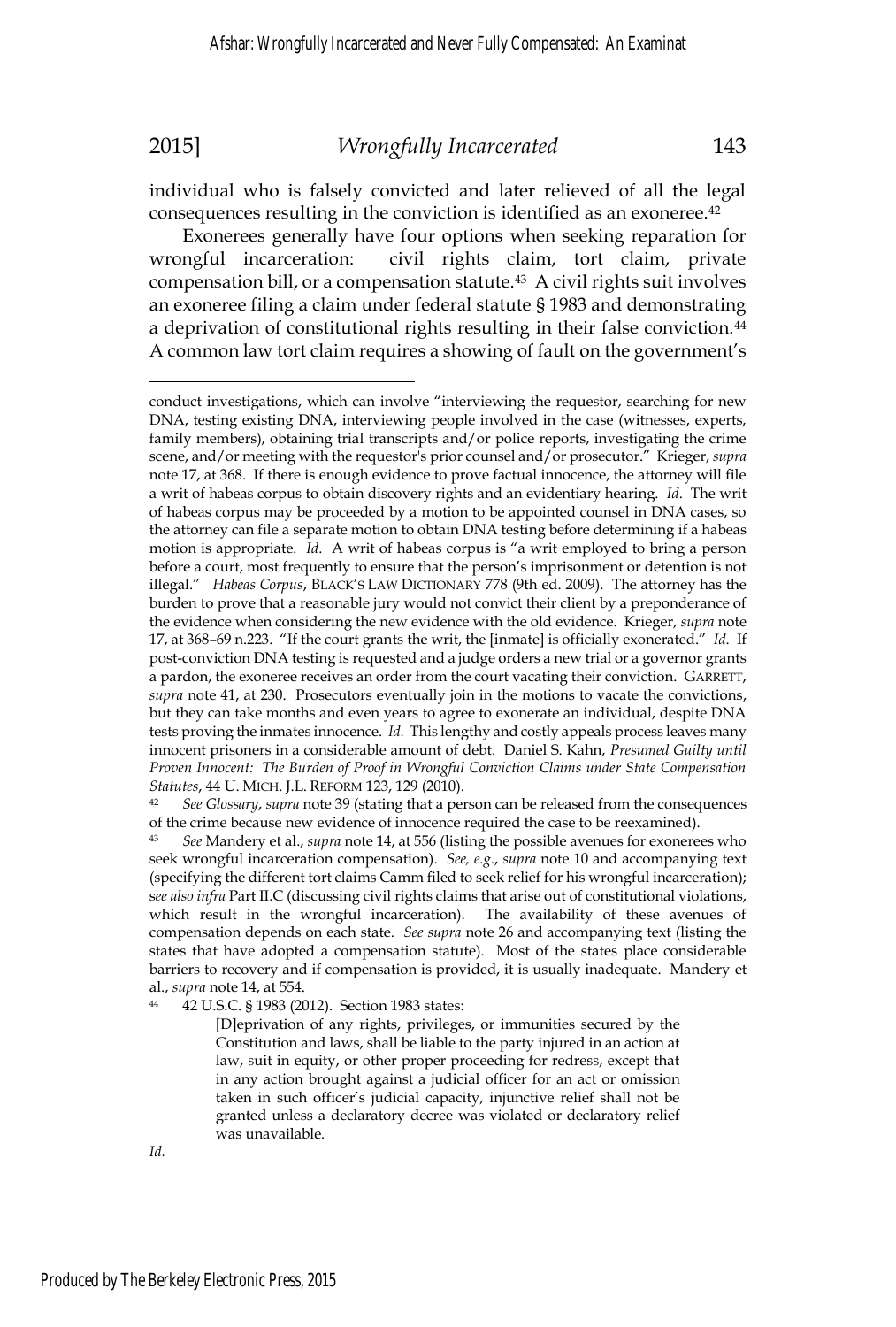individual who is falsely convicted and later relieved of all the legal consequences resulting in the conviction is identified as an exoneree.[42]

Exonerees generally have four options when seeking reparation for wrongful incarceration: civil rights claim, tort claim, private compensation bill, or a compensation statute.[43] A civil rights suit involves an exoneree filing a claim under federal statute § 1983 and demonstrating a deprivation of constitutional rights resulting in their false conviction.[44] A common law tort claim requires a showing of fault on the government's

---

conduct investigations, which can involve "interviewing the requestor, searching for new DNA, testing existing DNA, interviewing people involved in the case (witnesses, experts, family members), obtaining trial transcripts and/or police reports, investigating the crime scene, and/or meeting with the requestor's prior counsel and/or prosecutor." Krieger, *supra* note 17, at 368. If there is enough evidence to prove factual innocence, the attorney will file a writ of habeas corpus to obtain discovery rights and an evidentiary hearing. *Id.* The writ of habeas corpus may be proceeded by a motion to be appointed counsel in DNA cases, so the attorney can file a separate motion to obtain DNA testing before determining if a habeas motion is appropriate. *Id.* A writ of habeas corpus is "a writ employed to bring a person before a court, most frequently to ensure that the person's imprisonment or detention is not illegal." *Habeas Corpus*, BLACK'S LAW DICTIONARY 778 (9th ed. 2009). The attorney has the burden to prove that a reasonable jury would not convict their client by a preponderance of the evidence when considering the new evidence with the old evidence. Krieger, *supra* note 17, at 368–69 n.223. "If the court grants the writ, the [inmate] is officially exonerated." *Id.* If post-conviction DNA testing is requested and a judge orders a new trial or a governor grants a pardon, the exoneree receives an order from the court vacating their conviction. GARRETT, *supra* note 41, at 230. Prosecutors eventually join in the motions to vacate the convictions, but they can take months and even years to agree to exonerate an individual, despite DNA tests proving the inmates innocence. *Id.* This lengthy and costly appeals process leaves many innocent prisoners in a considerable amount of debt. Daniel S. Kahn, *Presumed Guilty until Proven Innocent: The Burden of Proof in Wrongful Conviction Claims under State Compensation Statutes*, 44 U. MICH. J.L. REFORM 123, 129 (2010).

[42] *See Glossary*, *supra* note 39 (stating that a person can be released from the consequences of the crime because new evidence of innocence required the case to be reexamined).

[43] *See* Mandery et al., *supra* note 14, at 556 (listing the possible avenues for exonerees who seek wrongful incarceration compensation). *See, e.g.*, *supra* note 10 and accompanying text (specifying the different tort claims Camm filed to seek relief for his wrongful incarceration); *see also infra* Part II.C (discussing civil rights claims that arise out of constitutional violations, which result in the wrongful incarceration). The availability of these avenues of compensation depends on each state. *See supra* note 26 and accompanying text (listing the states that have adopted a compensation statute). Most of the states place considerable barriers to recovery and if compensation is provided, it is usually inadequate. Mandery et al., *supra* note 14, at 554.

[44] 42 U.S.C. § 1983 (2012). Section 1983 states:

> [D]eprivation of any rights, privileges, or immunities secured by the Constitution and laws, shall be liable to the party injured in an action at law, suit in equity, or other proper proceeding for redress, except that in any action brought against a judicial officer for an act or omission taken in such officer's judicial capacity, injunctive relief shall not be granted unless a declaratory decree was violated or declaratory relief was unavailable.

*Id.*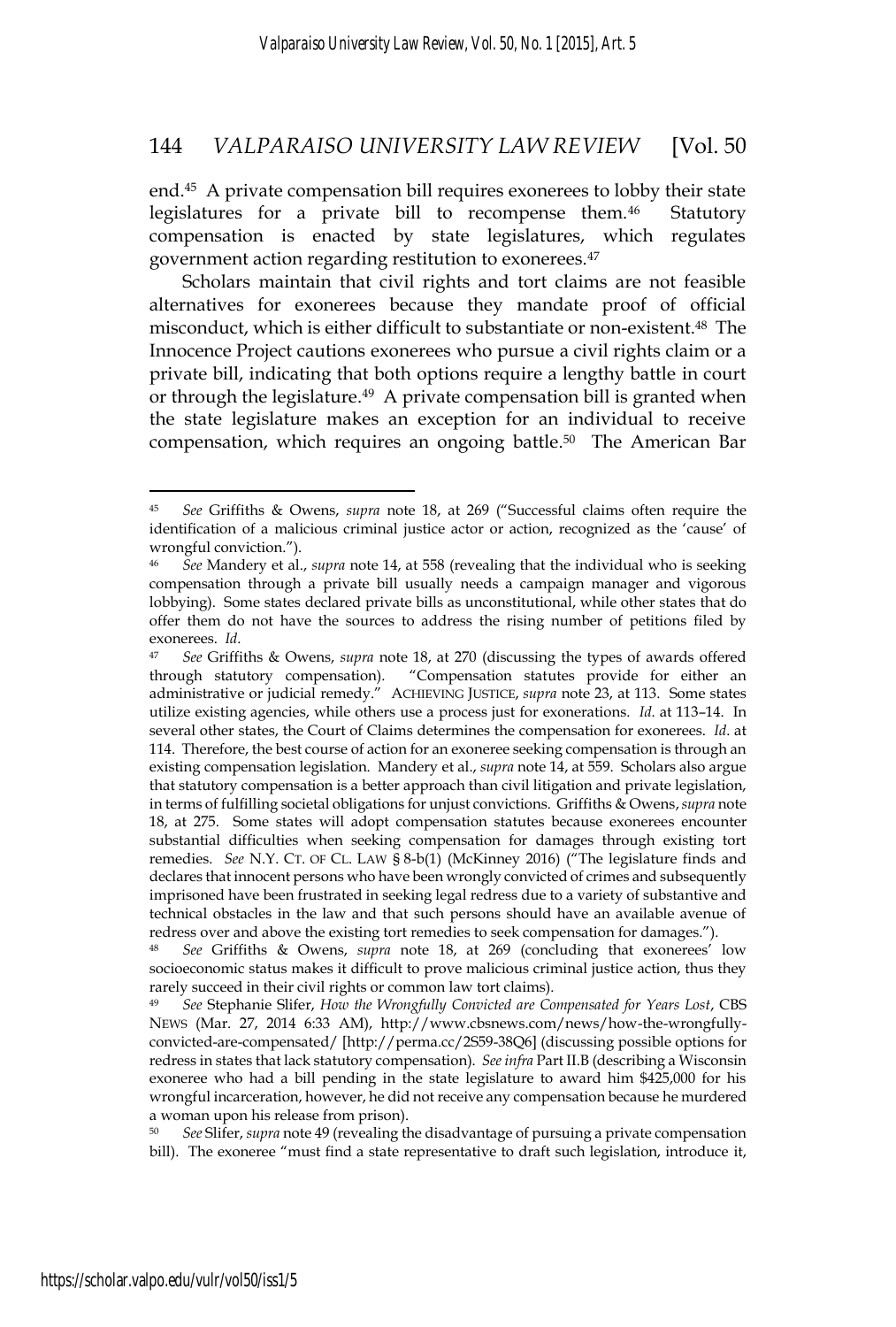end.[45] A private compensation bill requires exonerees to lobby their state legislatures for a private bill to recompense them.[46] Statutory compensation is enacted by state legislatures, which regulates government action regarding restitution to exonerees.[47]

Scholars maintain that civil rights and tort claims are not feasible alternatives for exonerees because they mandate proof of official misconduct, which is either difficult to substantiate or non-existent.[48] The Innocence Project cautions exonerees who pursue a civil rights claim or a private bill, indicating that both options require a lengthy battle in court or through the legislature.[49] A private compensation bill is granted when the state legislature makes an exception for an individual to receive compensation, which requires an ongoing battle.[50] The American Bar

---

[45] *See* Griffiths & Owens, *supra* note 18, at 269 ("Successful claims often require the identification of a malicious criminal justice actor or action, recognized as the 'cause' of wrongful conviction.").

[46] *See* Mandery et al., *supra* note 14, at 558 (revealing that the individual who is seeking compensation through a private bill usually needs a campaign manager and vigorous lobbying). Some states declared private bills as unconstitutional, while other states that do offer them do not have the sources to address the rising number of petitions filed by exonerees. *Id.*

[47] *See* Griffiths & Owens, *supra* note 18, at 270 (discussing the types of awards offered through statutory compensation). "Compensation statutes provide for either an administrative or judicial remedy." ACHIEVING JUSTICE, *supra* note 23, at 113. Some states utilize existing agencies, while others use a process just for exonerations. *Id.* at 113–14. In several other states, the Court of Claims determines the compensation for exonerees. *Id.* at 114. Therefore, the best course of action for an exoneree seeking compensation is through an existing compensation legislation. Mandery et al., *supra* note 14, at 559. Scholars also argue that statutory compensation is a better approach than civil litigation and private legislation, in terms of fulfilling societal obligations for unjust convictions. Griffiths & Owens, *supra* note 18, at 275. Some states will adopt compensation statutes because exonerees encounter substantial difficulties when seeking compensation for damages through existing tort remedies. *See* N.Y. CT. OF CL. LAW § 8-b(1) (McKinney 2016) ("The legislature finds and declares that innocent persons who have been wrongly convicted of crimes and subsequently imprisoned have been frustrated in seeking legal redress due to a variety of substantive and technical obstacles in the law and that such persons should have an available avenue of redress over and above the existing tort remedies to seek compensation for damages.").

[48] *See* Griffiths & Owens, *supra* note 18, at 269 (concluding that exonerees' low socioeconomic status makes it difficult to prove malicious criminal justice action, thus they rarely succeed in their civil rights or common law tort claims).

[49] *See* Stephanie Slifer, *How the Wrongfully Convicted are Compensated for Years Lost*, CBS NEWS (Mar. 27, 2014 6:33 AM), http://www.cbsnews.com/news/how-the-wrongfully-convicted-are-compensated/ [http://perma.cc/2S59-38Q6] (discussing possible options for redress in states that lack statutory compensation). *See infra* Part II.B (describing a Wisconsin exoneree who had a bill pending in the state legislature to award him $425,000 for his wrongful incarceration, however, he did not receive any compensation because he murdered a woman upon his release from prison).

[50] *See* Slifer, *supra* note 49 (revealing the disadvantage of pursuing a private compensation bill). The exoneree "must find a state representative to draft such legislation, introduce it,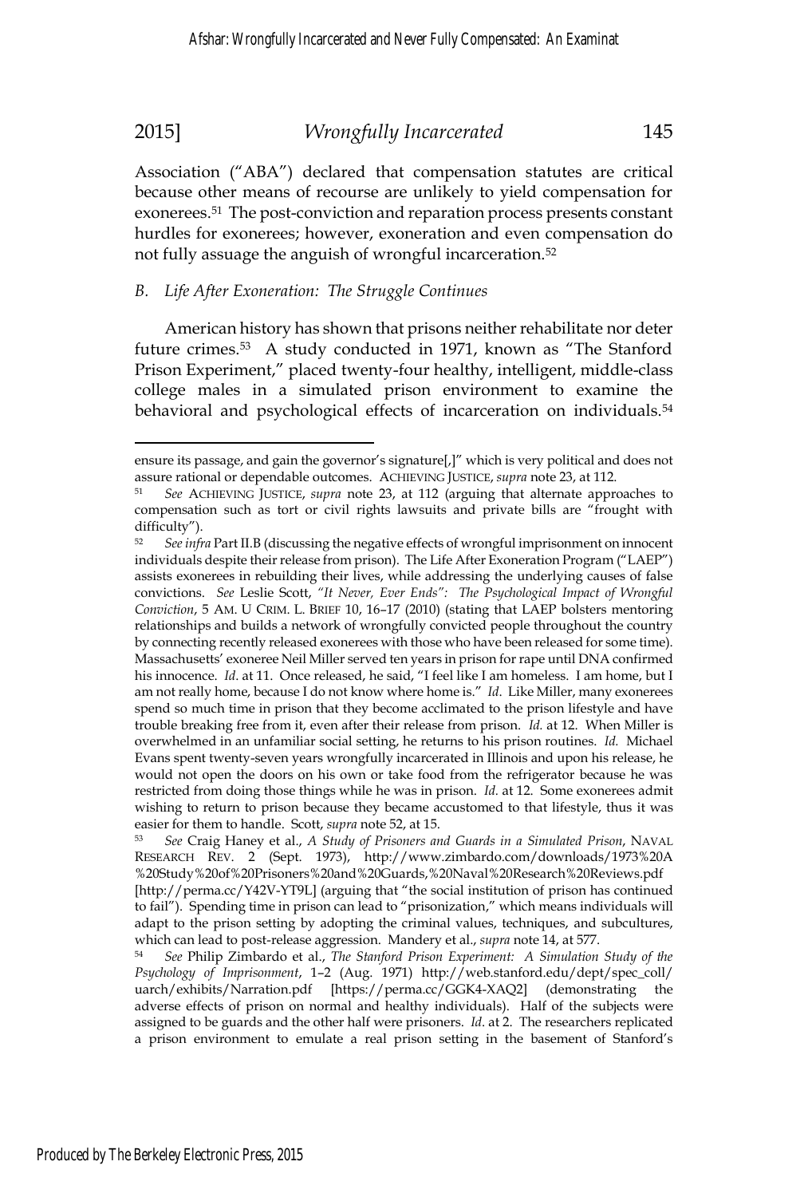Association ("ABA") declared that compensation statutes are critical because other means of recourse are unlikely to yield compensation for exonerees.[51] The post-conviction and reparation process presents constant hurdles for exonerees; however, exoneration and even compensation do not fully assuage the anguish of wrongful incarceration.[52]

### *B. Life After Exoneration: The Struggle Continues*

American history has shown that prisons neither rehabilitate nor deter future crimes.[53] A study conducted in 1971, known as "The Stanford Prison Experiment," placed twenty-four healthy, intelligent, middle-class college males in a simulated prison environment to examine the behavioral and psychological effects of incarceration on individuals.[54]

---

ensure its passage, and gain the governor's signature[,]" which is very political and does not assure rational or dependable outcomes. ACHIEVING JUSTICE, *supra* note 23, at 112.

[51] *See* ACHIEVING JUSTICE, *supra* note 23, at 112 (arguing that alternate approaches to compensation such as tort or civil rights lawsuits and private bills are "frought with difficulty").

[52] *See infra* Part II.B (discussing the negative effects of wrongful imprisonment on innocent individuals despite their release from prison). The Life After Exoneration Program ("LAEP") assists exonerees in rebuilding their lives, while addressing the underlying causes of false convictions. *See* Leslie Scott, *"It Never, Ever Ends": The Psychological Impact of Wrongful Conviction*, 5 AM. U CRIM. L. BRIEF 10, 16–17 (2010) (stating that LAEP bolsters mentoring relationships and builds a network of wrongfully convicted people throughout the country by connecting recently released exonerees with those who have been released for some time). Massachusetts' exoneree Neil Miller served ten years in prison for rape until DNA confirmed his innocence. *Id.* at 11. Once released, he said, "I feel like I am homeless. I am home, but I am not really home, because I do not know where home is." *Id.* Like Miller, many exonerees spend so much time in prison that they become acclimated to the prison lifestyle and have trouble breaking free from it, even after their release from prison. *Id.* at 12. When Miller is overwhelmed in an unfamiliar social setting, he returns to his prison routines. *Id.* Michael Evans spent twenty-seven years wrongfully incarcerated in Illinois and upon his release, he would not open the doors on his own or take food from the refrigerator because he was restricted from doing those things while he was in prison. *Id.* at 12. Some exonerees admit wishing to return to prison because they became accustomed to that lifestyle, thus it was easier for them to handle. Scott, *supra* note 52, at 15.

[53] *See* Craig Haney et al., *A Study of Prisoners and Guards in a Simulated Prison*, NAVAL RESEARCH REV. 2 (Sept. 1973), http://www.zimbardo.com/downloads/1973%20A%20Study%20of%20Prisoners%20and%20Guards,%20Naval%20Research%20Reviews.pdf [http://perma.cc/Y42V-YT9L] (arguing that "the social institution of prison has continued to fail"). Spending time in prison can lead to "prisonization," which means individuals will adapt to the prison setting by adopting the criminal values, techniques, and subcultures, which can lead to post-release aggression. Mandery et al., *supra* note 14, at 577.

[54] *See* Philip Zimbardo et al., *The Stanford Prison Experiment: A Simulation Study of the Psychology of Imprisonment*, 1–2 (Aug. 1971) http://web.stanford.edu/dept/spec_coll/uarch/exhibits/Narration.pdf [https://perma.cc/GGK4-XAQ2] (demonstrating the adverse effects of prison on normal and healthy individuals). Half of the subjects were assigned to be guards and the other half were prisoners. *Id.* at 2. The researchers replicated a prison environment to emulate a real prison setting in the basement of Stanford's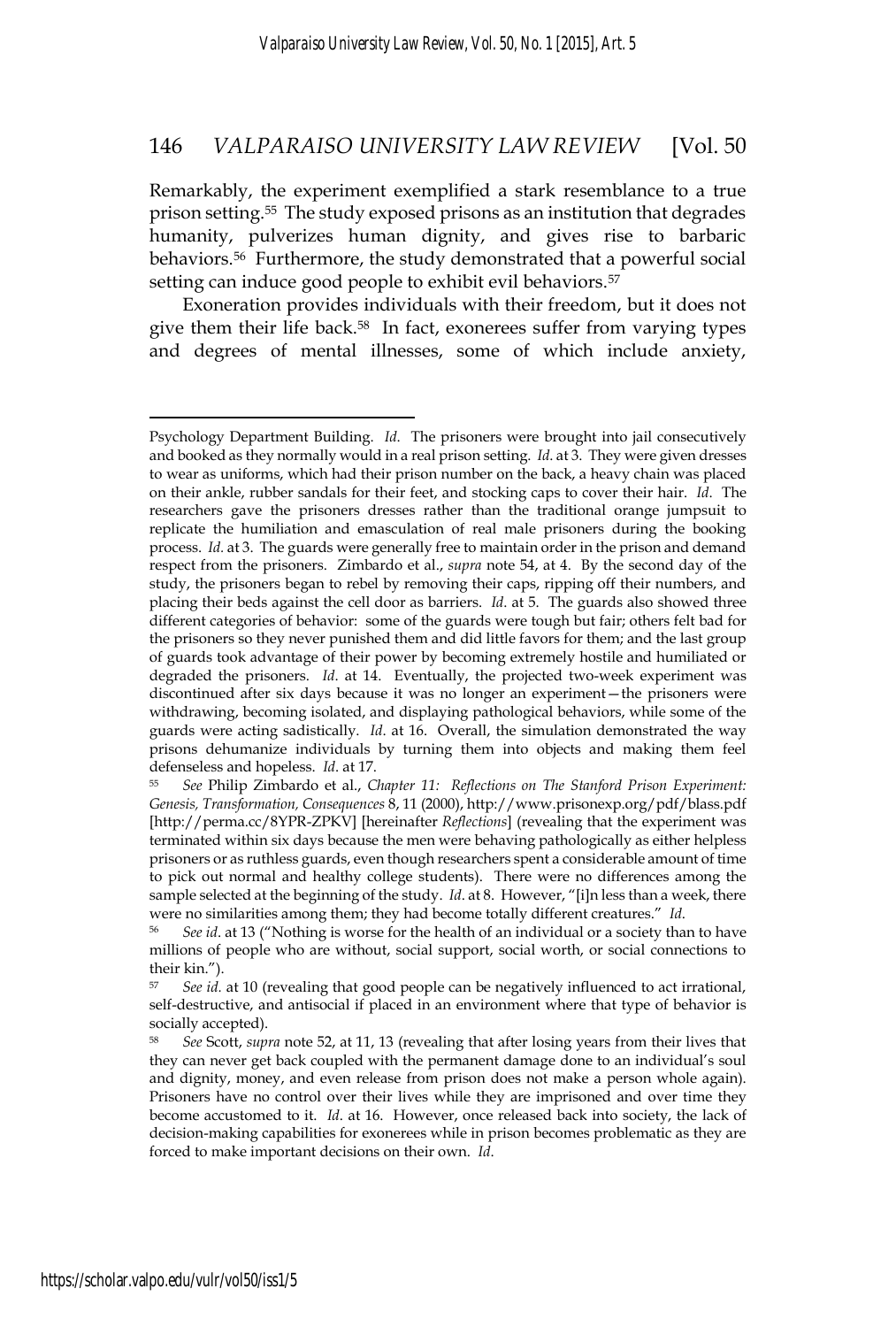Remarkably, the experiment exemplified a stark resemblance to a true prison setting.[55] The study exposed prisons as an institution that degrades humanity, pulverizes human dignity, and gives rise to barbaric behaviors.[56] Furthermore, the study demonstrated that a powerful social setting can induce good people to exhibit evil behaviors.[57]

Exoneration provides individuals with their freedom, but it does not give them their life back.[58] In fact, exonerees suffer from varying types and degrees of mental illnesses, some of which include anxiety,

---

Psychology Department Building. *Id.* The prisoners were brought into jail consecutively and booked as they normally would in a real prison setting. *Id.* at 3. They were given dresses to wear as uniforms, which had their prison number on the back, a heavy chain was placed on their ankle, rubber sandals for their feet, and stocking caps to cover their hair. *Id.* The researchers gave the prisoners dresses rather than the traditional orange jumpsuit to replicate the humiliation and emasculation of real male prisoners during the booking process. *Id.* at 3. The guards were generally free to maintain order in the prison and demand respect from the prisoners. Zimbardo et al., *supra* note 54, at 4. By the second day of the study, the prisoners began to rebel by removing their caps, ripping off their numbers, and placing their beds against the cell door as barriers. *Id.* at 5. The guards also showed three different categories of behavior: some of the guards were tough but fair; others felt bad for the prisoners so they never punished them and did little favors for them; and the last group of guards took advantage of their power by becoming extremely hostile and humiliated or degraded the prisoners. *Id.* at 14. Eventually, the projected two-week experiment was discontinued after six days because it was no longer an experiment—the prisoners were withdrawing, becoming isolated, and displaying pathological behaviors, while some of the guards were acting sadistically. *Id.* at 16. Overall, the simulation demonstrated the way prisons dehumanize individuals by turning them into objects and making them feel defenseless and hopeless. *Id.* at 17.

[55] *See* Philip Zimbardo et al., *Chapter 11: Reflections on The Stanford Prison Experiment: Genesis, Transformation, Consequences* 8, 11 (2000), http://www.prisonexp.org/pdf/blass.pdf [http://perma.cc/8YPR-ZPKV] [hereinafter *Reflections*] (revealing that the experiment was terminated within six days because the men were behaving pathologically as either helpless prisoners or as ruthless guards, even though researchers spent a considerable amount of time to pick out normal and healthy college students). There were no differences among the sample selected at the beginning of the study. *Id.* at 8. However, "[i]n less than a week, there were no similarities among them; they had become totally different creatures." *Id.*

[56] *See id.* at 13 ("Nothing is worse for the health of an individual or a society than to have millions of people who are without, social support, social worth, or social connections to their kin.").

[57] *See id.* at 10 (revealing that good people can be negatively influenced to act irrational, self-destructive, and antisocial if placed in an environment where that type of behavior is socially accepted).

[58] *See* Scott, *supra* note 52, at 11, 13 (revealing that after losing years from their lives that they can never get back coupled with the permanent damage done to an individual's soul and dignity, money, and even release from prison does not make a person whole again). Prisoners have no control over their lives while they are imprisoned and over time they become accustomed to it. *Id.* at 16. However, once released back into society, the lack of decision-making capabilities for exonerees while in prison becomes problematic as they are forced to make important decisions on their own. *Id.*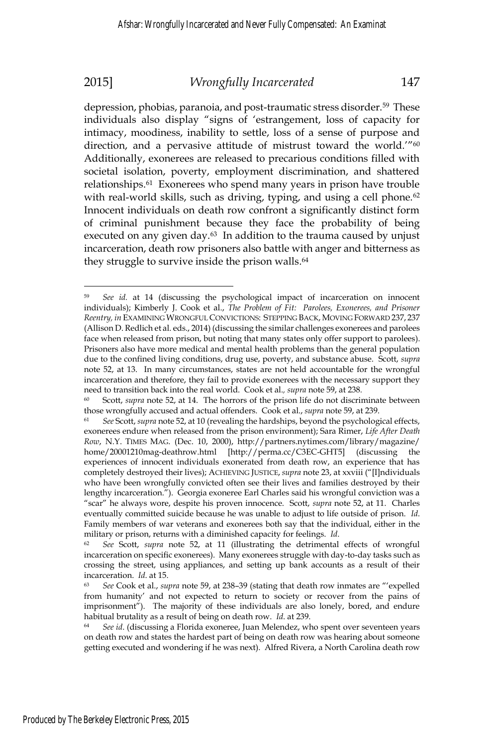depression, phobias, paranoia, and post-traumatic stress disorder.[59] These individuals also display "signs of 'estrangement, loss of capacity for intimacy, moodiness, inability to settle, loss of a sense of purpose and direction, and a pervasive attitude of mistrust toward the world.'"[60] Additionally, exonerees are released to precarious conditions filled with societal isolation, poverty, employment discrimination, and shattered relationships.[61] Exonerees who spend many years in prison have trouble with real-world skills, such as driving, typing, and using a cell phone.[62] Innocent individuals on death row confront a significantly distinct form of criminal punishment because they face the probability of being executed on any given day.[63] In addition to the trauma caused by unjust incarceration, death row prisoners also battle with anger and bitterness as they struggle to survive inside the prison walls.[64]

---

[59] *See id.* at 14 (discussing the psychological impact of incarceration on innocent individuals); Kimberly J. Cook et al., *The Problem of Fit: Parolees, Exonerees, and Prisoner Reentry, in* EXAMINING WRONGFUL CONVICTIONS: STEPPING BACK, MOVING FORWARD 237, 237 (Allison D. Redlich et al. eds., 2014) (discussing the similar challenges exonerees and parolees face when released from prison, but noting that many states only offer support to parolees). Prisoners also have more medical and mental health problems than the general population due to the confined living conditions, drug use, poverty, and substance abuse. Scott, *supra* note 52, at 13. In many circumstances, states are not held accountable for the wrongful incarceration and therefore, they fail to provide exonerees with the necessary support they need to transition back into the real world. Cook et al., *supra* note 59, at 238.

[60] Scott, *supra* note 52, at 14. The horrors of the prison life do not discriminate between those wrongfully accused and actual offenders. Cook et al., *supra* note 59, at 239.

[61] *See* Scott, *supra* note 52, at 10 (revealing the hardships, beyond the psychological effects, exonerees endure when released from the prison environment); Sara Rimer, *Life After Death Row*, N.Y. TIMES MAG. (Dec. 10, 2000), http://partners.nytimes.com/library/magazine/home/20001210mag-deathrow.html [http://perma.cc/C3EC-GHT5] (discussing the experiences of innocent individuals exonerated from death row, an experience that has completely destroyed their lives); ACHIEVING JUSTICE, *supra* note 23, at xxviii ("[I]ndividuals who have been wrongfully convicted often see their lives and families destroyed by their lengthy incarceration."). Georgia exoneree Earl Charles said his wrongful conviction was a "scar" he always wore, despite his proven innocence. Scott, *supra* note 52, at 11. Charles eventually committed suicide because he was unable to adjust to life outside of prison. *Id*. Family members of war veterans and exonerees both say that the individual, either in the military or prison, returns with a diminished capacity for feelings. *Id*.

[62] *See* Scott, *supra* note 52, at 11 (illustrating the detrimental effects of wrongful incarceration on specific exonerees). Many exonerees struggle with day-to-day tasks such as crossing the street, using appliances, and setting up bank accounts as a result of their incarceration. *Id.* at 15.

[63] *See* Cook et al., *supra* note 59, at 238–39 (stating that death row inmates are "'expelled from humanity' and not expected to return to society or recover from the pains of imprisonment"). The majority of these individuals are also lonely, bored, and endure habitual brutality as a result of being on death row. *Id.* at 239.

[64] *See id*. (discussing a Florida exoneree, Juan Melendez, who spent over seventeen years on death row and states the hardest part of being on death row was hearing about someone getting executed and wondering if he was next). Alfred Rivera, a North Carolina death row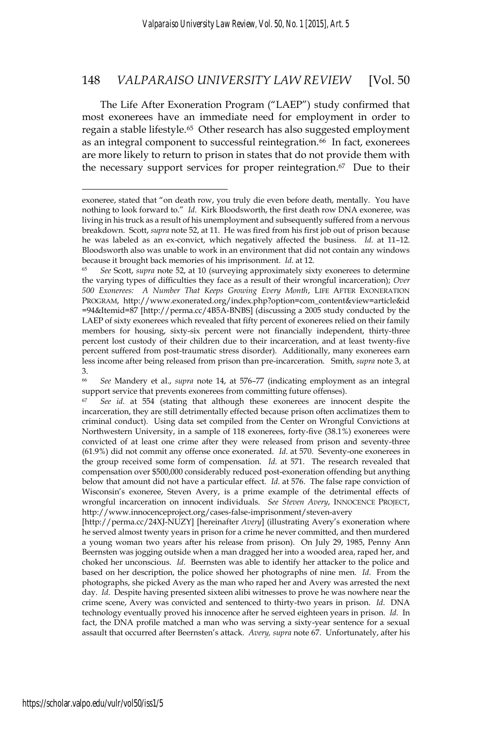The Life After Exoneration Program ("LAEP") study confirmed that most exonerees have an immediate need for employment in order to regain a stable lifestyle.[65] Other research has also suggested employment as an integral component to successful reintegration.[66] In fact, exonerees are more likely to return to prison in states that do not provide them with the necessary support services for proper reintegration.[67] Due to their

---

exoneree, stated that "on death row, you truly die even before death, mentally. You have nothing to look forward to." *Id*. Kirk Bloodsworth, the first death row DNA exoneree, was living in his truck as a result of his unemployment and subsequently suffered from a nervous breakdown. Scott, *supra* note 52, at 11. He was fired from his first job out of prison because he was labeled as an ex-convict, which negatively affected the business. *Id.* at 11–12. Bloodsworth also was unable to work in an environment that did not contain any windows because it brought back memories of his imprisonment. *Id*. at 12.

[65] *See* Scott, *supra* note 52, at 10 (surveying approximately sixty exonerees to determine the varying types of difficulties they face as a result of their wrongful incarceration); *Over 500 Exonerees: A Number That Keeps Growing Every Month*, LIFE AFTER EXONERATION PROGRAM, http://www.exonerated.org/index.php?option=com_content&view=article&id=94&Itemid=87 [http://perma.cc/4B5A-BNBS] (discussing a 2005 study conducted by the LAEP of sixty exonerees which revealed that fifty percent of exonerees relied on their family members for housing, sixty-six percent were not financially independent, thirty-three percent lost custody of their children due to their incarceration, and at least twenty-five percent suffered from post-traumatic stress disorder). Additionally, many exonerees earn less income after being released from prison than pre-incarceration. Smith, *supra* note 3, at 3.

[66] *See* Mandery et al., *supra* note 14, at 576–77 (indicating employment as an integral support service that prevents exonerees from committing future offenses).

[67] *See id.* at 554 (stating that although these exonerees are innocent despite the incarceration, they are still detrimentally effected because prison often acclimatizes them to criminal conduct). Using data set compiled from the Center on Wrongful Convictions at Northwestern University, in a sample of 118 exonerees, forty-five (38.1%) exonerees were convicted of at least one crime after they were released from prison and seventy-three (61.9%) did not commit any offense once exonerated. *Id*. at 570. Seventy-one exonerees in the group received some form of compensation. *Id*. at 571. The research revealed that compensation over $500,000 considerably reduced post-exoneration offending but anything below that amount did not have a particular effect. *Id*. at 576. The false rape conviction of Wisconsin's exoneree, Steven Avery, is a prime example of the detrimental effects of wrongful incarceration on innocent individuals. *See Steven Avery*, INNOCENCE PROJECT, http://www.innocenceproject.org/cases-false-imprisonment/steven-avery [http://perma.cc/24XJ-NUZY] [hereinafter *Avery*] (illustrating Avery's exoneration where he served almost twenty years in prison for a crime he never committed, and then murdered a young woman two years after his release from prison). On July 29, 1985, Penny Ann Beernsten was jogging outside when a man dragged her into a wooded area, raped her, and choked her unconscious. *Id*. Beernsten was able to identify her attacker to the police and based on her description, the police showed her photographs of nine men. *Id*. From the photographs, she picked Avery as the man who raped her and Avery was arrested the next day. *Id*. Despite having presented sixteen alibi witnesses to prove he was nowhere near the crime scene, Avery was convicted and sentenced to thirty-two years in prison. *Id*. DNA technology eventually proved his innocence after he served eighteen years in prison. *Id.* In fact, the DNA profile matched a man who was serving a sixty-year sentence for a sexual assault that occurred after Beernsten's attack. *Avery, supra* note 67. Unfortunately, after his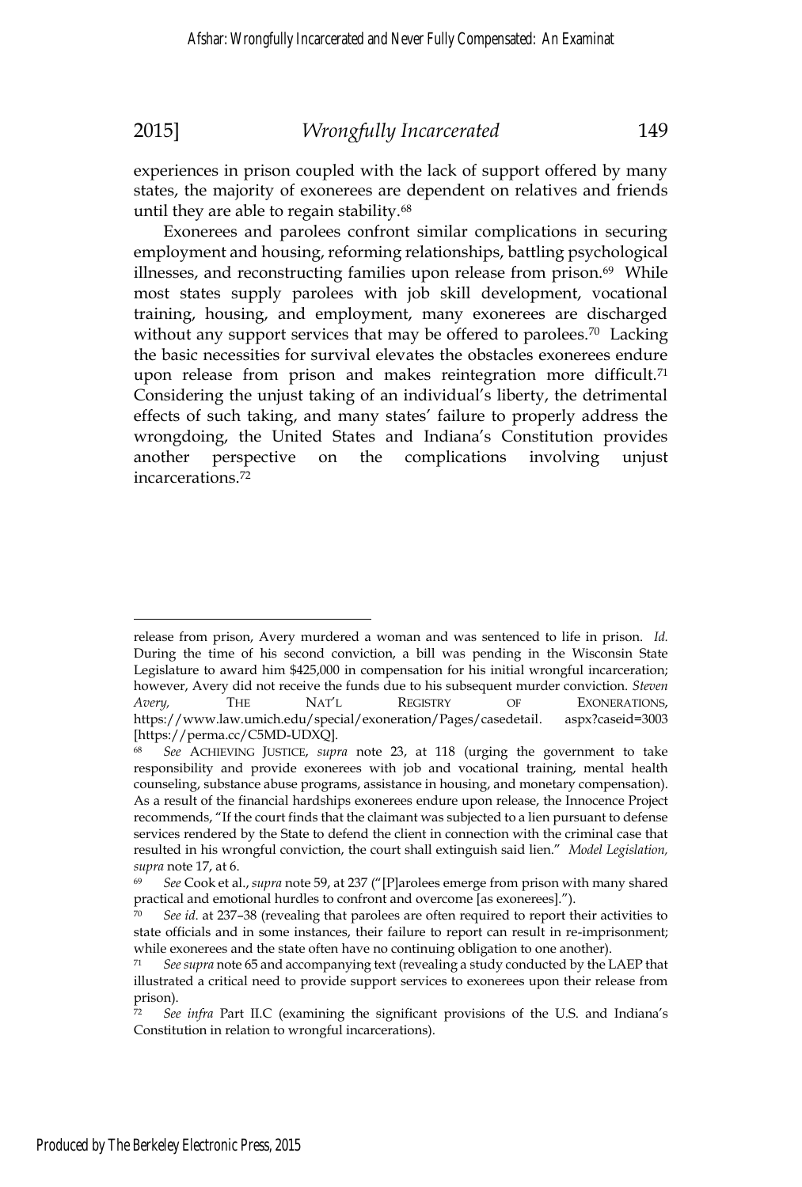experiences in prison coupled with the lack of support offered by many states, the majority of exonerees are dependent on relatives and friends until they are able to regain stability.[68]

Exonerees and parolees confront similar complications in securing employment and housing, reforming relationships, battling psychological illnesses, and reconstructing families upon release from prison.[69] While most states supply parolees with job skill development, vocational training, housing, and employment, many exonerees are discharged without any support services that may be offered to parolees.[70] Lacking the basic necessities for survival elevates the obstacles exonerees endure upon release from prison and makes reintegration more difficult.[71] Considering the unjust taking of an individual's liberty, the detrimental effects of such taking, and many states' failure to properly address the wrongdoing, the United States and Indiana's Constitution provides another perspective on the complications involving unjust incarcerations.[72]

---

release from prison, Avery murdered a woman and was sentenced to life in prison. *Id.* During the time of his second conviction, a bill was pending in the Wisconsin State Legislature to award him $425,000 in compensation for his initial wrongful incarceration; however, Avery did not receive the funds due to his subsequent murder conviction. *Steven Avery,* THE NAT'L REGISTRY OF EXONERATIONS, https://www.law.umich.edu/special/exoneration/Pages/casedetail. aspx?caseid=3003 [https://perma.cc/C5MD-UDXQ].

[68] *See* ACHIEVING JUSTICE, *supra* note 23, at 118 (urging the government to take responsibility and provide exonerees with job and vocational training, mental health counseling, substance abuse programs, assistance in housing, and monetary compensation). As a result of the financial hardships exonerees endure upon release, the Innocence Project recommends, "If the court finds that the claimant was subjected to a lien pursuant to defense services rendered by the State to defend the client in connection with the criminal case that resulted in his wrongful conviction, the court shall extinguish said lien." *Model Legislation, supra* note 17, at 6.

[69] *See* Cook et al., *supra* note 59, at 237 ("[P]arolees emerge from prison with many shared practical and emotional hurdles to confront and overcome [as exonerees].").

[70] *See id.* at 237–38 (revealing that parolees are often required to report their activities to state officials and in some instances, their failure to report can result in re-imprisonment; while exonerees and the state often have no continuing obligation to one another).

[71] *See supra* note 65 and accompanying text (revealing a study conducted by the LAEP that illustrated a critical need to provide support services to exonerees upon their release from prison).

[72] *See infra* Part II.C (examining the significant provisions of the U.S. and Indiana's Constitution in relation to wrongful incarcerations).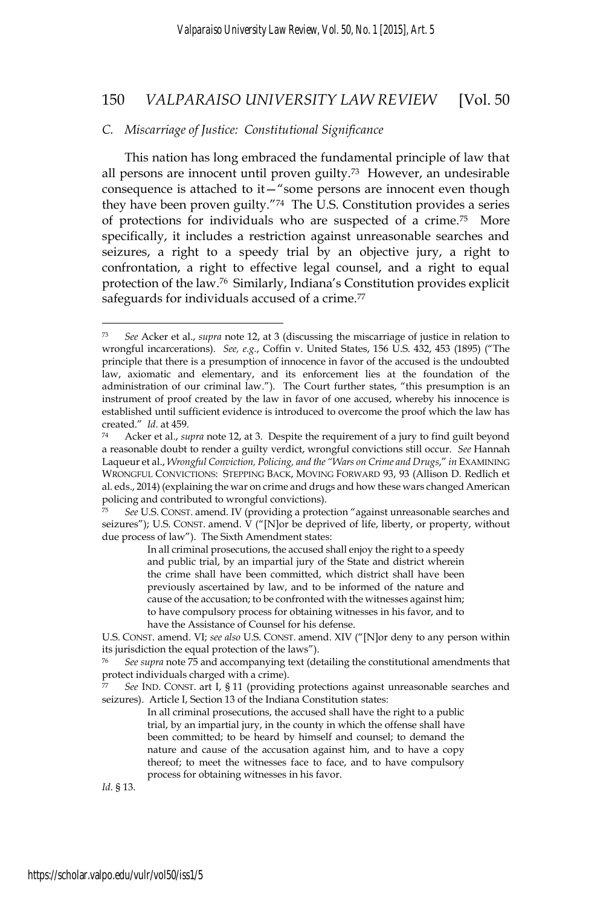### *C. Miscarriage of Justice: Constitutional Significance*

This nation has long embraced the fundamental principle of law that all persons are innocent until proven guilty.[73] However, an undesirable consequence is attached to it—"some persons are innocent even though they have been proven guilty."[74] The U.S. Constitution provides a series of protections for individuals who are suspected of a crime.[75] More specifically, it includes a restriction against unreasonable searches and seizures, a right to a speedy trial by an objective jury, a right to confrontation, a right to effective legal counsel, and a right to equal protection of the law.[76] Similarly, Indiana's Constitution provides explicit safeguards for individuals accused of a crime.[77]

---

[73] *See* Acker et al., *supra* note 12, at 3 (discussing the miscarriage of justice in relation to wrongful incarcerations). *See, e.g.*, Coffin v. United States, 156 U.S. 432, 453 (1895) ("The principle that there is a presumption of innocence in favor of the accused is the undoubted law, axiomatic and elementary, and its enforcement lies at the foundation of the administration of our criminal law."). The Court further states, "this presumption is an instrument of proof created by the law in favor of one accused, whereby his innocence is established until sufficient evidence is introduced to overcome the proof which the law has created." *Id.* at 459.

[74] Acker et al., *supra* note 12, at 3. Despite the requirement of a jury to find guilt beyond a reasonable doubt to render a guilty verdict, wrongful convictions still occur. *See* Hannah Laqueur et al., *Wrongful Conviction, Policing, and the "Wars on Crime and Drugs*," *in* EXAMINING WRONGFUL CONVICTIONS: STEPPING BACK, MOVING FORWARD 93, 93 (Allison D. Redlich et al. eds., 2014) (explaining the war on crime and drugs and how these wars changed American policing and contributed to wrongful convictions).

[75] *See* U.S. CONST. amend. IV (providing a protection "against unreasonable searches and seizures"); U.S. CONST. amend. V ("[N]or be deprived of life, liberty, or property, without due process of law"). The Sixth Amendment states:

> In all criminal prosecutions, the accused shall enjoy the right to a speedy and public trial, by an impartial jury of the State and district wherein the crime shall have been committed, which district shall have been previously ascertained by law, and to be informed of the nature and cause of the accusation; to be confronted with the witnesses against him; to have compulsory process for obtaining witnesses in his favor, and to have the Assistance of Counsel for his defense.

U.S. CONST. amend. VI; *see also* U.S. CONST. amend. XIV ("[N]or deny to any person within its jurisdiction the equal protection of the laws").

[76] *See supra* note 75 and accompanying text (detailing the constitutional amendments that protect individuals charged with a crime).

[77] *See* IND. CONST. art I, § 11 (providing protections against unreasonable searches and seizures). Article I, Section 13 of the Indiana Constitution states:

> In all criminal prosecutions, the accused shall have the right to a public trial, by an impartial jury, in the county in which the offense shall have been committed; to be heard by himself and counsel; to demand the nature and cause of the accusation against him, and to have a copy thereof; to meet the witnesses face to face, and to have compulsory process for obtaining witnesses in his favor.

*Id.* § 13.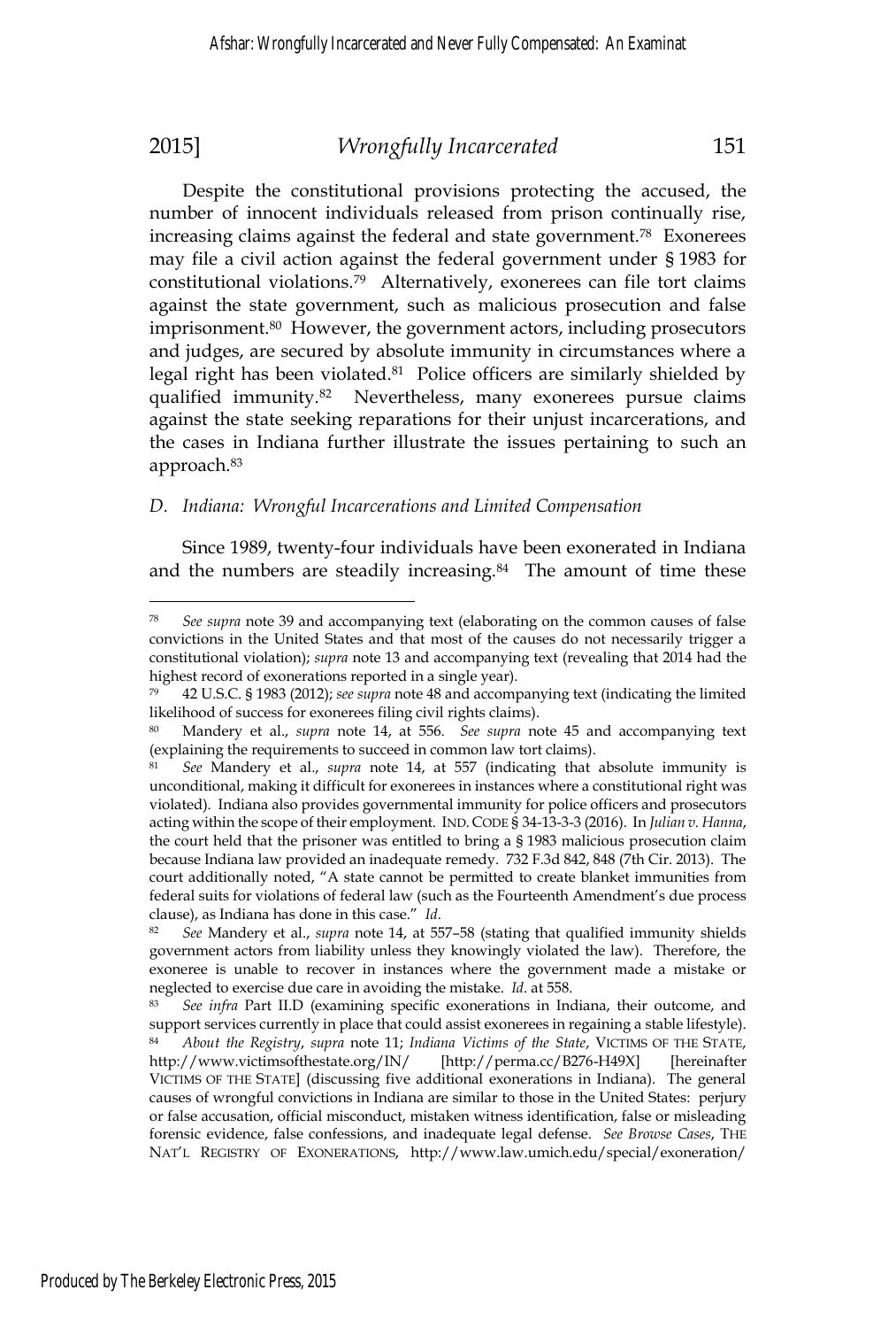Despite the constitutional provisions protecting the accused, the number of innocent individuals released from prison continually rise, increasing claims against the federal and state government.[78] Exonerees may file a civil action against the federal government under § 1983 for constitutional violations.[79] Alternatively, exonerees can file tort claims against the state government, such as malicious prosecution and false imprisonment.[80] However, the government actors, including prosecutors and judges, are secured by absolute immunity in circumstances where a legal right has been violated.[81] Police officers are similarly shielded by qualified immunity.[82] Nevertheless, many exonerees pursue claims against the state seeking reparations for their unjust incarcerations, and the cases in Indiana further illustrate the issues pertaining to such an approach.[83]

### *D. Indiana: Wrongful Incarcerations and Limited Compensation*

Since 1989, twenty-four individuals have been exonerated in Indiana and the numbers are steadily increasing.[84] The amount of time these

---

[78] *See supra* note 39 and accompanying text (elaborating on the common causes of false convictions in the United States and that most of the causes do not necessarily trigger a constitutional violation); *supra* note 13 and accompanying text (revealing that 2014 had the highest record of exonerations reported in a single year).

[79] 42 U.S.C. § 1983 (2012); *see supra* note 48 and accompanying text (indicating the limited likelihood of success for exonerees filing civil rights claims).

[80] Mandery et al., *supra* note 14, at 556. *See supra* note 45 and accompanying text (explaining the requirements to succeed in common law tort claims).

[81] *See* Mandery et al., *supra* note 14, at 557 (indicating that absolute immunity is unconditional, making it difficult for exonerees in instances where a constitutional right was violated). Indiana also provides governmental immunity for police officers and prosecutors acting within the scope of their employment. IND. CODE § 34-13-3-3 (2016). In *Julian v. Hanna*, the court held that the prisoner was entitled to bring a § 1983 malicious prosecution claim because Indiana law provided an inadequate remedy. 732 F.3d 842, 848 (7th Cir. 2013). The court additionally noted, "A state cannot be permitted to create blanket immunities from federal suits for violations of federal law (such as the Fourteenth Amendment's due process clause), as Indiana has done in this case." *Id*.

[82] *See* Mandery et al., *supra* note 14, at 557–58 (stating that qualified immunity shields government actors from liability unless they knowingly violated the law). Therefore, the exoneree is unable to recover in instances where the government made a mistake or neglected to exercise due care in avoiding the mistake. *Id*. at 558.

[83] *See infra* Part II.D (examining specific exonerations in Indiana, their outcome, and support services currently in place that could assist exonerees in regaining a stable lifestyle).

[84] *About the Registry*, *supra* note 11; *Indiana Victims of the State*, VICTIMS OF THE STATE, http://www.victimsofthestate.org/IN/ [http://perma.cc/B276-H49X] [hereinafter VICTIMS OF THE STATE] (discussing five additional exonerations in Indiana). The general causes of wrongful convictions in Indiana are similar to those in the United States: perjury or false accusation, official misconduct, mistaken witness identification, false or misleading forensic evidence, false confessions, and inadequate legal defense. *See Browse Cases*, THE NAT'L REGISTRY OF EXONERATIONS, http://www.law.umich.edu/special/exoneration/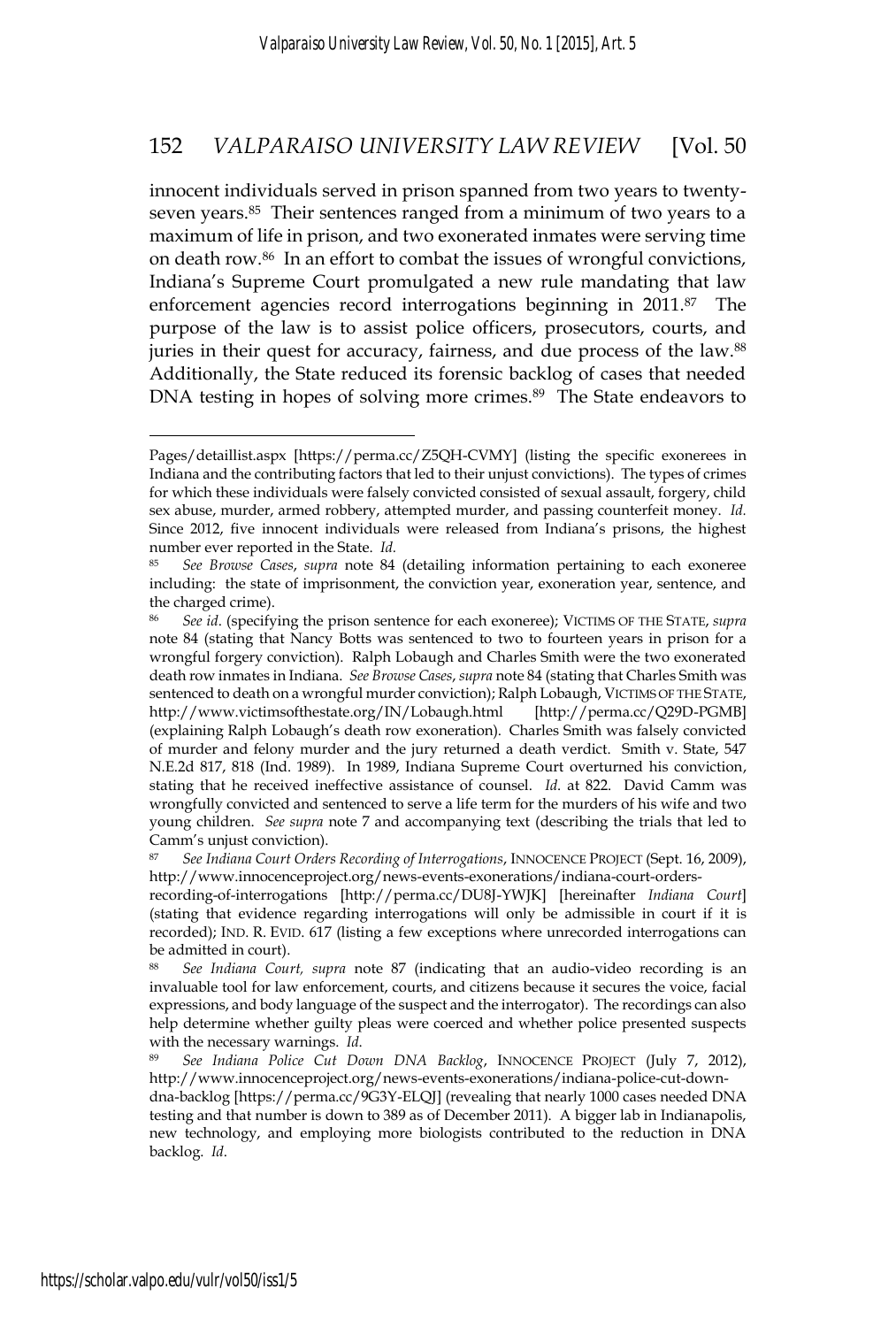innocent individuals served in prison spanned from two years to twenty-seven years.[85] Their sentences ranged from a minimum of two years to a maximum of life in prison, and two exonerated inmates were serving time on death row.[86] In an effort to combat the issues of wrongful convictions, Indiana's Supreme Court promulgated a new rule mandating that law enforcement agencies record interrogations beginning in 2011.[87] The purpose of the law is to assist police officers, prosecutors, courts, and juries in their quest for accuracy, fairness, and due process of the law.[88] Additionally, the State reduced its forensic backlog of cases that needed DNA testing in hopes of solving more crimes.[89] The State endeavors to

---

Pages/detaillist.aspx [https://perma.cc/Z5QH-CVMY] (listing the specific exonerees in Indiana and the contributing factors that led to their unjust convictions). The types of crimes for which these individuals were falsely convicted consisted of sexual assault, forgery, child sex abuse, murder, armed robbery, attempted murder, and passing counterfeit money. *Id.* Since 2012, five innocent individuals were released from Indiana's prisons, the highest number ever reported in the State. *Id.*

[85] *See Browse Cases*, *supra* note 84 (detailing information pertaining to each exoneree including: the state of imprisonment, the conviction year, exoneration year, sentence, and the charged crime).

[86] *See id*. (specifying the prison sentence for each exoneree); VICTIMS OF THE STATE, *supra* note 84 (stating that Nancy Botts was sentenced to two to fourteen years in prison for a wrongful forgery conviction). Ralph Lobaugh and Charles Smith were the two exonerated death row inmates in Indiana. *See Browse Cases*, *supra* note 84 (stating that Charles Smith was sentenced to death on a wrongful murder conviction); Ralph Lobaugh, VICTIMS OF THE STATE, http://www.victimsofthestate.org/IN/Lobaugh.html [http://perma.cc/Q29D-PGMB] (explaining Ralph Lobaugh's death row exoneration). Charles Smith was falsely convicted of murder and felony murder and the jury returned a death verdict. Smith v. State, 547 N.E.2d 817, 818 (Ind. 1989). In 1989, Indiana Supreme Court overturned his conviction, stating that he received ineffective assistance of counsel. *Id.* at 822. David Camm was wrongfully convicted and sentenced to serve a life term for the murders of his wife and two young children. *See supra* note 7 and accompanying text (describing the trials that led to Camm's unjust conviction).

[87] *See Indiana Court Orders Recording of Interrogations*, INNOCENCE PROJECT (Sept. 16, 2009), http://www.innocenceproject.org/news-events-exonerations/indiana-court-orders-recording-of-interrogations [http://perma.cc/DU8J-YWJK] [hereinafter *Indiana Court*] (stating that evidence regarding interrogations will only be admissible in court if it is recorded); IND. R. EVID. 617 (listing a few exceptions where unrecorded interrogations can be admitted in court).

[88] *See Indiana Court, supra* note 87 (indicating that an audio-video recording is an invaluable tool for law enforcement, courts, and citizens because it secures the voice, facial expressions, and body language of the suspect and the interrogator). The recordings can also help determine whether guilty pleas were coerced and whether police presented suspects with the necessary warnings. *Id.*

[89] *See Indiana Police Cut Down DNA Backlog*, INNOCENCE PROJECT (July 7, 2012), http://www.innocenceproject.org/news-events-exonerations/indiana-police-cut-down-dna-backlog [https://perma.cc/9G3Y-ELQJ] (revealing that nearly 1000 cases needed DNA testing and that number is down to 389 as of December 2011). A bigger lab in Indianapolis, new technology, and employing more biologists contributed to the reduction in DNA backlog. *Id*.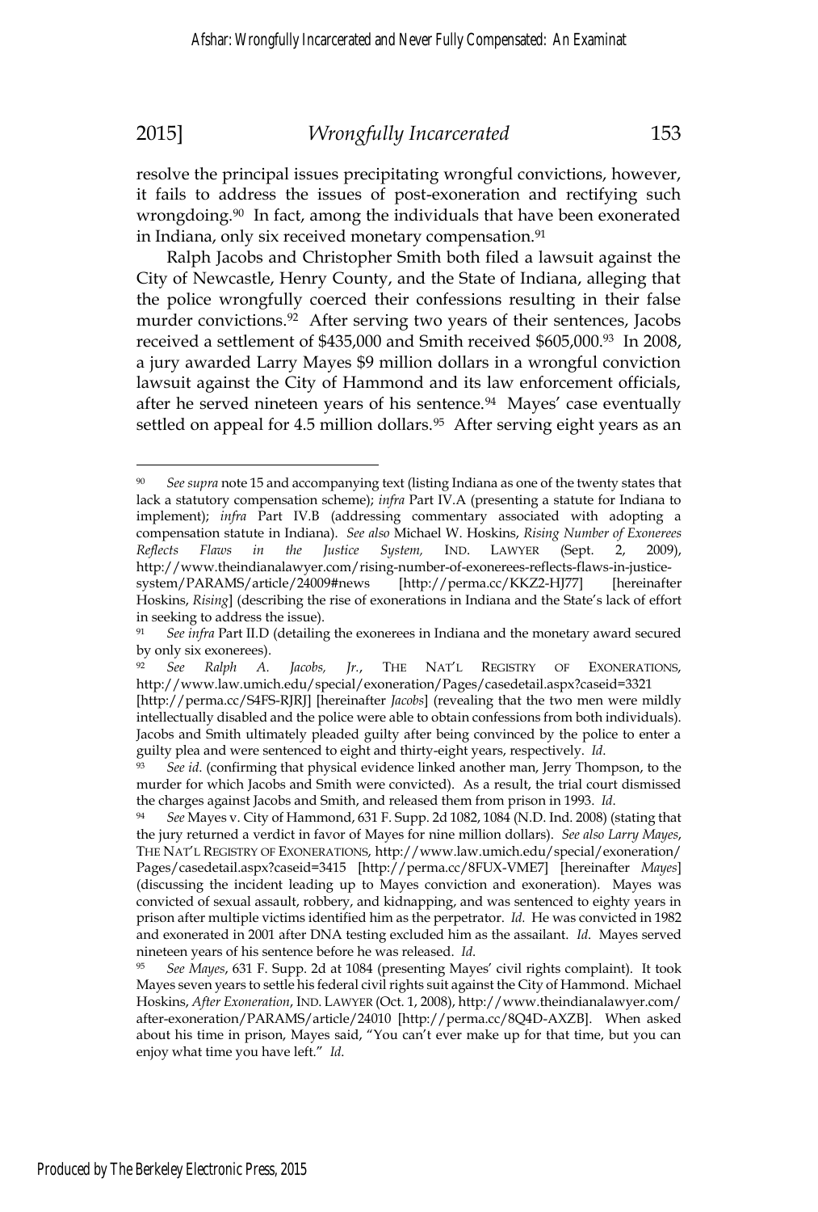resolve the principal issues precipitating wrongful convictions, however, it fails to address the issues of post-exoneration and rectifying such wrongdoing.[90] In fact, among the individuals that have been exonerated in Indiana, only six received monetary compensation.[91]

Ralph Jacobs and Christopher Smith both filed a lawsuit against the City of Newcastle, Henry County, and the State of Indiana, alleging that the police wrongfully coerced their confessions resulting in their false murder convictions.[92] After serving two years of their sentences, Jacobs received a settlement of $435,000 and Smith received $605,000.[93] In 2008, a jury awarded Larry Mayes $9 million dollars in a wrongful conviction lawsuit against the City of Hammond and its law enforcement officials, after he served nineteen years of his sentence.[94] Mayes' case eventually settled on appeal for 4.5 million dollars.[95] After serving eight years as an

---

[90] *See supra* note 15 and accompanying text (listing Indiana as one of the twenty states that lack a statutory compensation scheme); *infra* Part IV.A (presenting a statute for Indiana to implement); *infra* Part IV.B (addressing commentary associated with adopting a compensation statute in Indiana). *See also* Michael W. Hoskins, *Rising Number of Exonerees Reflects Flaws in the Justice System,* IND. LAWYER (Sept. 2, 2009), http://www.theindianalawyer.com/rising-number-of-exonerees-reflects-flaws-in-justice-system/PARAMS/article/24009#news [http://perma.cc/KKZ2-HJ77] [hereinafter Hoskins, *Rising*] (describing the rise of exonerations in Indiana and the State's lack of effort in seeking to address the issue).

[91] *See infra* Part II.D (detailing the exonerees in Indiana and the monetary award secured by only six exonerees).

[92] *See Ralph A. Jacobs, Jr.*, THE NAT'L REGISTRY OF EXONERATIONS, http://www.law.umich.edu/special/exoneration/Pages/casedetail.aspx?caseid=3321 [http://perma.cc/S4FS-RJRJ] [hereinafter *Jacobs*] (revealing that the two men were mildly intellectually disabled and the police were able to obtain confessions from both individuals). Jacobs and Smith ultimately pleaded guilty after being convinced by the police to enter a guilty plea and were sentenced to eight and thirty-eight years, respectively. *Id.*

[93] *See id.* (confirming that physical evidence linked another man, Jerry Thompson, to the murder for which Jacobs and Smith were convicted). As a result, the trial court dismissed the charges against Jacobs and Smith, and released them from prison in 1993. *Id.*

[94] *See* Mayes v. City of Hammond, 631 F. Supp. 2d 1082, 1084 (N.D. Ind. 2008) (stating that the jury returned a verdict in favor of Mayes for nine million dollars). *See also Larry Mayes*, THE NAT'L REGISTRY OF EXONERATIONS, http://www.law.umich.edu/special/exoneration/Pages/casedetail.aspx?caseid=3415 [http://perma.cc/8FUX-VME7] [hereinafter *Mayes*] (discussing the incident leading up to Mayes conviction and exoneration). Mayes was convicted of sexual assault, robbery, and kidnapping, and was sentenced to eighty years in prison after multiple victims identified him as the perpetrator. *Id.* He was convicted in 1982 and exonerated in 2001 after DNA testing excluded him as the assailant. *Id.* Mayes served nineteen years of his sentence before he was released. *Id.*

[95] *See Mayes*, 631 F. Supp. 2d at 1084 (presenting Mayes' civil rights complaint). It took Mayes seven years to settle his federal civil rights suit against the City of Hammond. Michael Hoskins, *After Exoneration*, IND. LAWYER (Oct. 1, 2008), http://www.theindianalawyer.com/after-exoneration/PARAMS/article/24010 [http://perma.cc/8Q4D-AXZB]. When asked about his time in prison, Mayes said, "You can't ever make up for that time, but you can enjoy what time you have left." *Id.*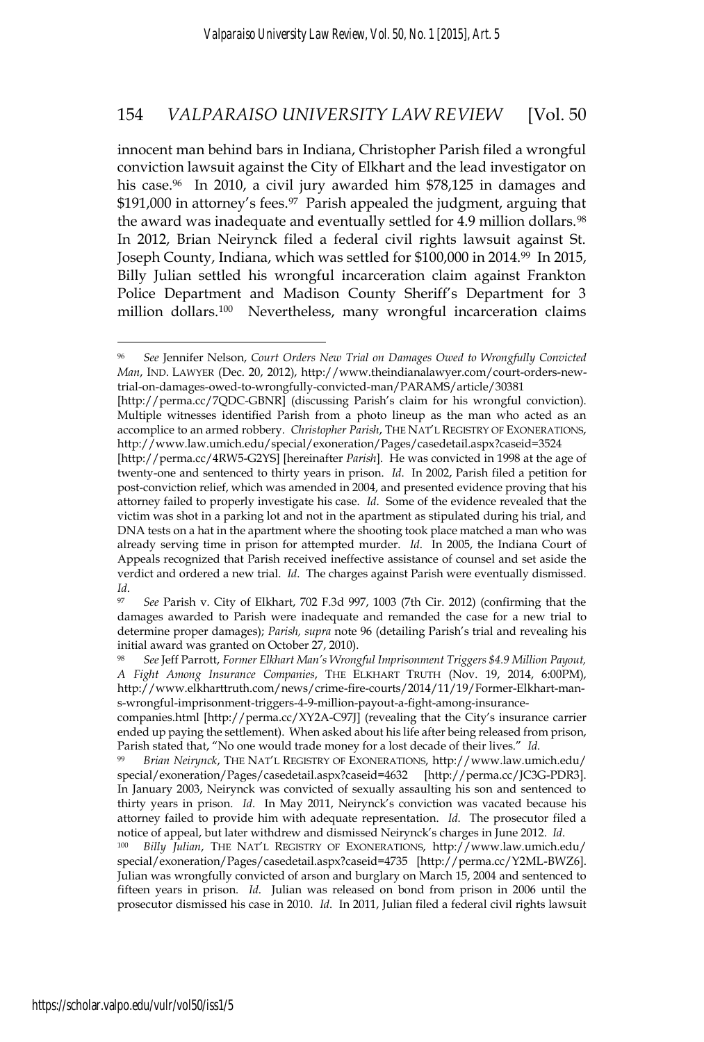innocent man behind bars in Indiana, Christopher Parish filed a wrongful conviction lawsuit against the City of Elkhart and the lead investigator on his case.[96] In 2010, a civil jury awarded him $78,125 in damages and $191,000 in attorney's fees.[97] Parish appealed the judgment, arguing that the award was inadequate and eventually settled for 4.9 million dollars.[98] In 2012, Brian Neirynck filed a federal civil rights lawsuit against St. Joseph County, Indiana, which was settled for $100,000 in 2014.[99] In 2015, Billy Julian settled his wrongful incarceration claim against Frankton Police Department and Madison County Sheriff's Department for 3 million dollars.[100] Nevertheless, many wrongful incarceration claims

---

[96] *See* Jennifer Nelson, *Court Orders New Trial on Damages Owed to Wrongfully Convicted Man*, IND. LAWYER (Dec. 20, 2012), http://www.theindianalawyer.com/court-orders-new-trial-on-damages-owed-to-wrongfully-convicted-man/PARAMS/article/30381 [http://perma.cc/7QDC-GBNR] (discussing Parish's claim for his wrongful conviction). Multiple witnesses identified Parish from a photo lineup as the man who acted as an accomplice to an armed robbery. *Christopher Parish*, THE NAT'L REGISTRY OF EXONERATIONS, http://www.law.umich.edu/special/exoneration/Pages/casedetail.aspx?caseid=3524 [http://perma.cc/4RW5-G2YS] [hereinafter *Parish*]. He was convicted in 1998 at the age of twenty-one and sentenced to thirty years in prison. *Id*. In 2002, Parish filed a petition for post-conviction relief, which was amended in 2004, and presented evidence proving that his attorney failed to properly investigate his case. *Id*. Some of the evidence revealed that the victim was shot in a parking lot and not in the apartment as stipulated during his trial, and DNA tests on a hat in the apartment where the shooting took place matched a man who was already serving time in prison for attempted murder. *Id*. In 2005, the Indiana Court of Appeals recognized that Parish received ineffective assistance of counsel and set aside the verdict and ordered a new trial. *Id*. The charges against Parish were eventually dismissed. *Id*.

[97] *See* Parish v. City of Elkhart, 702 F.3d 997, 1003 (7th Cir. 2012) (confirming that the damages awarded to Parish were inadequate and remanded the case for a new trial to determine proper damages); *Parish, supra* note 96 (detailing Parish's trial and revealing his initial award was granted on October 27, 2010).

[98] *See* Jeff Parrott, *Former Elkhart Man's Wrongful Imprisonment Triggers $4.9 Million Payout, A Fight Among Insurance Companies*, THE ELKHART TRUTH (Nov. 19, 2014, 6:00PM), http://www.elkharttruth.com/news/crime-fire-courts/2014/11/19/Former-Elkhart-mans-wrongful-imprisonment-triggers-4-9-million-payout-a-fight-among-insurance-companies.html [http://perma.cc/XY2A-C97J] (revealing that the City's insurance carrier ended up paying the settlement). When asked about his life after being released from prison, Parish stated that, "No one would trade money for a lost decade of their lives." *Id*.

[99] *Brian Neirynck*, THE NAT'L REGISTRY OF EXONERATIONS, http://www.law.umich.edu/special/exoneration/Pages/casedetail.aspx?caseid=4632 [http://perma.cc/JC3G-PDR3]. In January 2003, Neirynck was convicted of sexually assaulting his son and sentenced to thirty years in prison. *Id*. In May 2011, Neirynck's conviction was vacated because his attorney failed to provide him with adequate representation. *Id*. The prosecutor filed a notice of appeal, but later withdrew and dismissed Neirynck's charges in June 2012. *Id*.

[100] *Billy Julian*, THE NAT'L REGISTRY OF EXONERATIONS, http://www.law.umich.edu/special/exoneration/Pages/casedetail.aspx?caseid=4735 [http://perma.cc/Y2ML-BWZ6]. Julian was wrongfully convicted of arson and burglary on March 15, 2004 and sentenced to fifteen years in prison. *Id*. Julian was released on bond from prison in 2006 until the prosecutor dismissed his case in 2010. *Id*. In 2011, Julian filed a federal civil rights lawsuit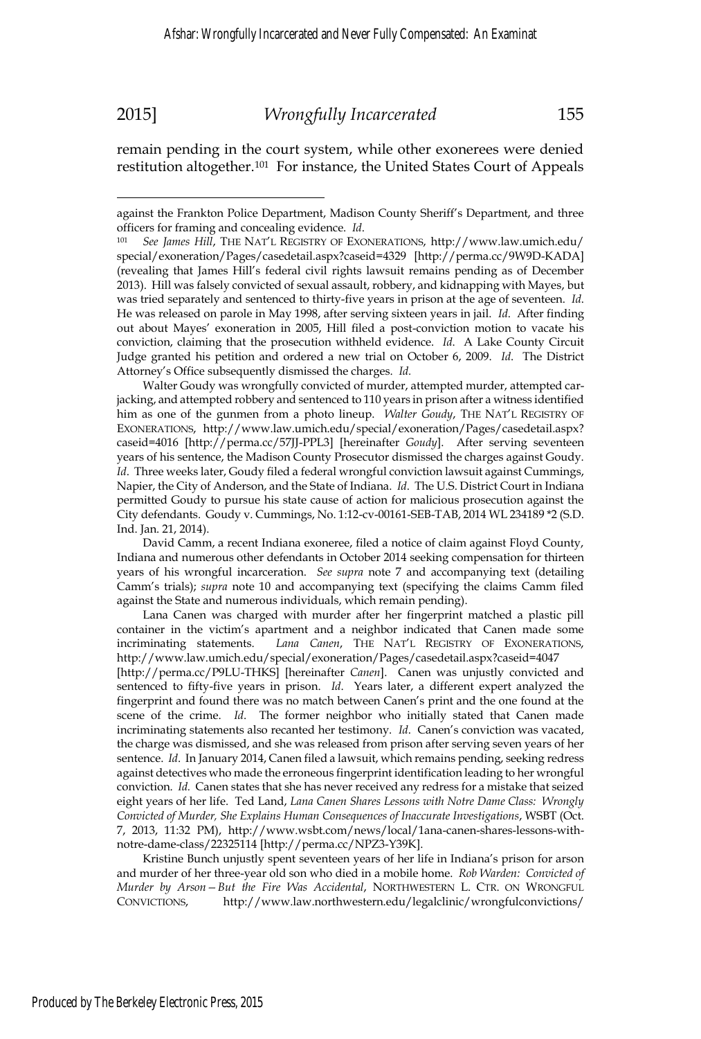remain pending in the court system, while other exonerees were denied restitution altogether.[101] For instance, the United States Court of Appeals

---

against the Frankton Police Department, Madison County Sheriff's Department, and three officers for framing and concealing evidence. *Id*.

[101] *See James Hill*, THE NAT'L REGISTRY OF EXONERATIONS, http://www.law.umich.edu/special/exoneration/Pages/casedetail.aspx?caseid=4329 [http://perma.cc/9W9D-KADA] (revealing that James Hill's federal civil rights lawsuit remains pending as of December 2013). Hill was falsely convicted of sexual assault, robbery, and kidnapping with Mayes, but was tried separately and sentenced to thirty-five years in prison at the age of seventeen. *Id*. He was released on parole in May 1998, after serving sixteen years in jail. *Id*. After finding out about Mayes' exoneration in 2005, Hill filed a post-conviction motion to vacate his conviction, claiming that the prosecution withheld evidence. *Id.* A Lake County Circuit Judge granted his petition and ordered a new trial on October 6, 2009. *Id.* The District Attorney's Office subsequently dismissed the charges. *Id.*

Walter Goudy was wrongfully convicted of murder, attempted murder, attempted car-jacking, and attempted robbery and sentenced to 110 years in prison after a witness identified him as one of the gunmen from a photo lineup. *Walter Goudy*, THE NAT'L REGISTRY OF EXONERATIONS, http://www.law.umich.edu/special/exoneration/Pages/casedetail.aspx?caseid=4016 [http://perma.cc/57JJ-PPL3] [hereinafter *Goudy*]. After serving seventeen years of his sentence, the Madison County Prosecutor dismissed the charges against Goudy. *Id*. Three weeks later, Goudy filed a federal wrongful conviction lawsuit against Cummings, Napier, the City of Anderson, and the State of Indiana. *Id*. The U.S. District Court in Indiana permitted Goudy to pursue his state cause of action for malicious prosecution against the City defendants. Goudy v. Cummings, No. 1:12-cv-00161-SEB-TAB, 2014 WL 234189 *2 (S.D. Ind. Jan. 21, 2014).

David Camm, a recent Indiana exoneree, filed a notice of claim against Floyd County, Indiana and numerous other defendants in October 2014 seeking compensation for thirteen years of his wrongful incarceration. *See supra* note 7 and accompanying text (detailing Camm's trials); *supra* note 10 and accompanying text (specifying the claims Camm filed against the State and numerous individuals, which remain pending).

Lana Canen was charged with murder after her fingerprint matched a plastic pill container in the victim's apartment and a neighbor indicated that Canen made some incriminating statements. *Lana Canen*, THE NAT'L REGISTRY OF EXONERATIONS, http://www.law.umich.edu/special/exoneration/Pages/casedetail.aspx?caseid=4047 [http://perma.cc/P9LU-THKS] [hereinafter *Canen*]. Canen was unjustly convicted and sentenced to fifty-five years in prison. *Id*. Years later, a different expert analyzed the fingerprint and found there was no match between Canen's print and the one found at the scene of the crime. *Id*. The former neighbor who initially stated that Canen made incriminating statements also recanted her testimony. *Id*. Canen's conviction was vacated, the charge was dismissed, and she was released from prison after serving seven years of her sentence. *Id*. In January 2014, Canen filed a lawsuit, which remains pending, seeking redress against detectives who made the erroneous fingerprint identification leading to her wrongful conviction. *Id.* Canen states that she has never received any redress for a mistake that seized eight years of her life. Ted Land, *Lana Canen Shares Lessons with Notre Dame Class: Wrongly Convicted of Murder, She Explains Human Consequences of Inaccurate Investigations*, WSBT (Oct. 7, 2013, 11:32 PM), http://www.wsbt.com/news/local/1ana-canen-shares-lessons-with-notre-dame-class/22325114 [http://perma.cc/NPZ3-Y39K].

Kristine Bunch unjustly spent seventeen years of her life in Indiana's prison for arson and murder of her three-year old son who died in a mobile home. *Rob Warden: Convicted of Murder by Arson—But the Fire Was Accidental*, NORTHWESTERN L. CTR. ON WRONGFUL CONVICTIONS, http://www.law.northwestern.edu/legalclinic/wrongfulconvictions/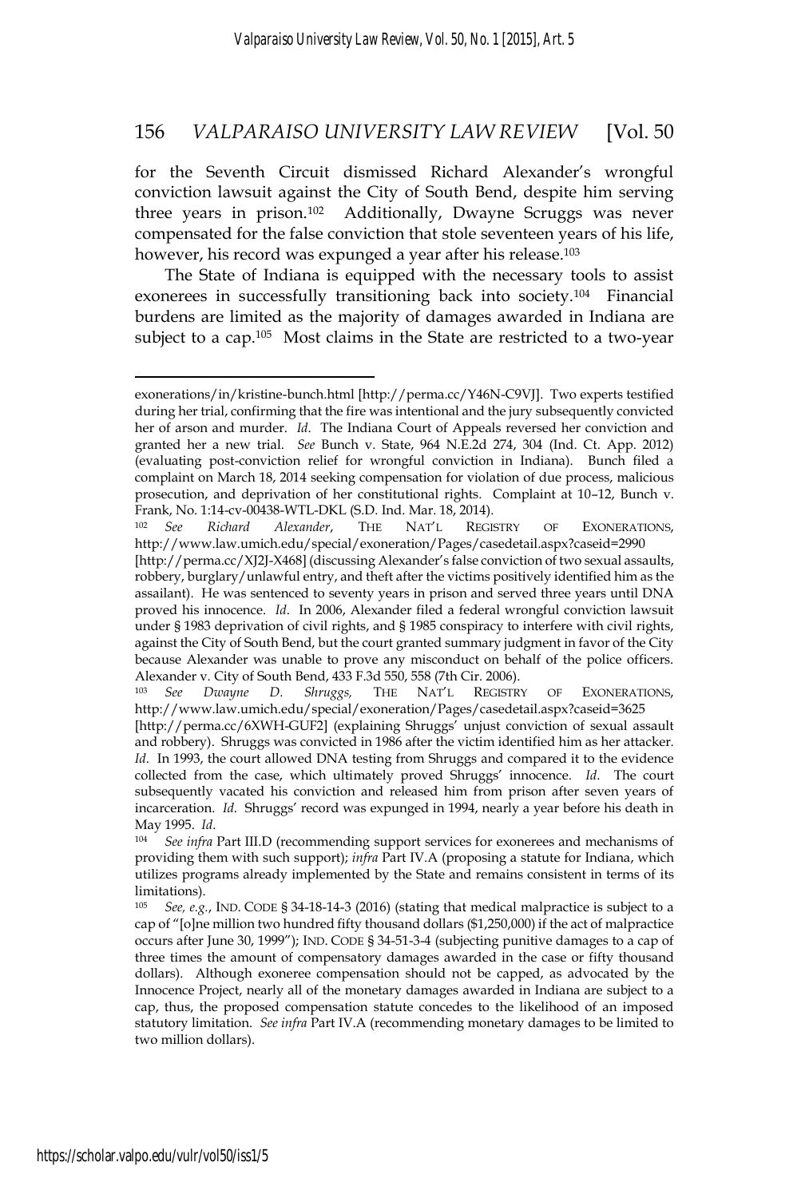for the Seventh Circuit dismissed Richard Alexander's wrongful conviction lawsuit against the City of South Bend, despite him serving three years in prison.[102] Additionally, Dwayne Scruggs was never compensated for the false conviction that stole seventeen years of his life, however, his record was expunged a year after his release.[103]

The State of Indiana is equipped with the necessary tools to assist exonerees in successfully transitioning back into society.[104] Financial burdens are limited as the majority of damages awarded in Indiana are subject to a cap.[105] Most claims in the State are restricted to a two-year

---

exonerations/in/kristine-bunch.html [http://perma.cc/Y46N-C9VJ]. Two experts testified during her trial, confirming that the fire was intentional and the jury subsequently convicted her of arson and murder. *Id.* The Indiana Court of Appeals reversed her conviction and granted her a new trial. *See* Bunch v. State, 964 N.E.2d 274, 304 (Ind. Ct. App. 2012) (evaluating post-conviction relief for wrongful conviction in Indiana). Bunch filed a complaint on March 18, 2014 seeking compensation for violation of due process, malicious prosecution, and deprivation of her constitutional rights. Complaint at 10–12, Bunch v. Frank, No. 1:14-cv-00438-WTL-DKL (S.D. Ind. Mar. 18, 2014).

[102] *See Richard Alexander*, THE NAT'L REGISTRY OF EXONERATIONS, http://www.law.umich.edu/special/exoneration/Pages/casedetail.aspx?caseid=2990 [http://perma.cc/XJ2J-X468] (discussing Alexander's false conviction of two sexual assaults, robbery, burglary/unlawful entry, and theft after the victims positively identified him as the assailant). He was sentenced to seventy years in prison and served three years until DNA proved his innocence. *Id.* In 2006, Alexander filed a federal wrongful conviction lawsuit under § 1983 deprivation of civil rights, and § 1985 conspiracy to interfere with civil rights, against the City of South Bend, but the court granted summary judgment in favor of the City because Alexander was unable to prove any misconduct on behalf of the police officers. Alexander v. City of South Bend, 433 F.3d 550, 558 (7th Cir. 2006).

[103] *See Dwayne D. Shruggs,* THE NAT'L REGISTRY OF EXONERATIONS, http://www.law.umich.edu/special/exoneration/Pages/casedetail.aspx?caseid=3625 [http://perma.cc/6XWH-GUF2] (explaining Shruggs' unjust conviction of sexual assault and robbery). Shruggs was convicted in 1986 after the victim identified him as her attacker. *Id.* In 1993, the court allowed DNA testing from Shruggs and compared it to the evidence collected from the case, which ultimately proved Shruggs' innocence. *Id.* The court subsequently vacated his conviction and released him from prison after seven years of incarceration. *Id.* Shruggs' record was expunged in 1994, nearly a year before his death in May 1995. *Id.*

[104] *See infra* Part III.D (recommending support services for exonerees and mechanisms of providing them with such support); *infra* Part IV.A (proposing a statute for Indiana, which utilizes programs already implemented by the State and remains consistent in terms of its limitations).

[105] *See, e.g.*, IND. CODE § 34-18-14-3 (2016) (stating that medical malpractice is subject to a cap of "[o]ne million two hundred fifty thousand dollars ($1,250,000) if the act of malpractice occurs after June 30, 1999"); IND. CODE § 34-51-3-4 (subjecting punitive damages to a cap of three times the amount of compensatory damages awarded in the case or fifty thousand dollars). Although exoneree compensation should not be capped, as advocated by the Innocence Project, nearly all of the monetary damages awarded in Indiana are subject to a cap, thus, the proposed compensation statute concedes to the likelihood of an imposed statutory limitation. *See infra* Part IV.A (recommending monetary damages to be limited to two million dollars).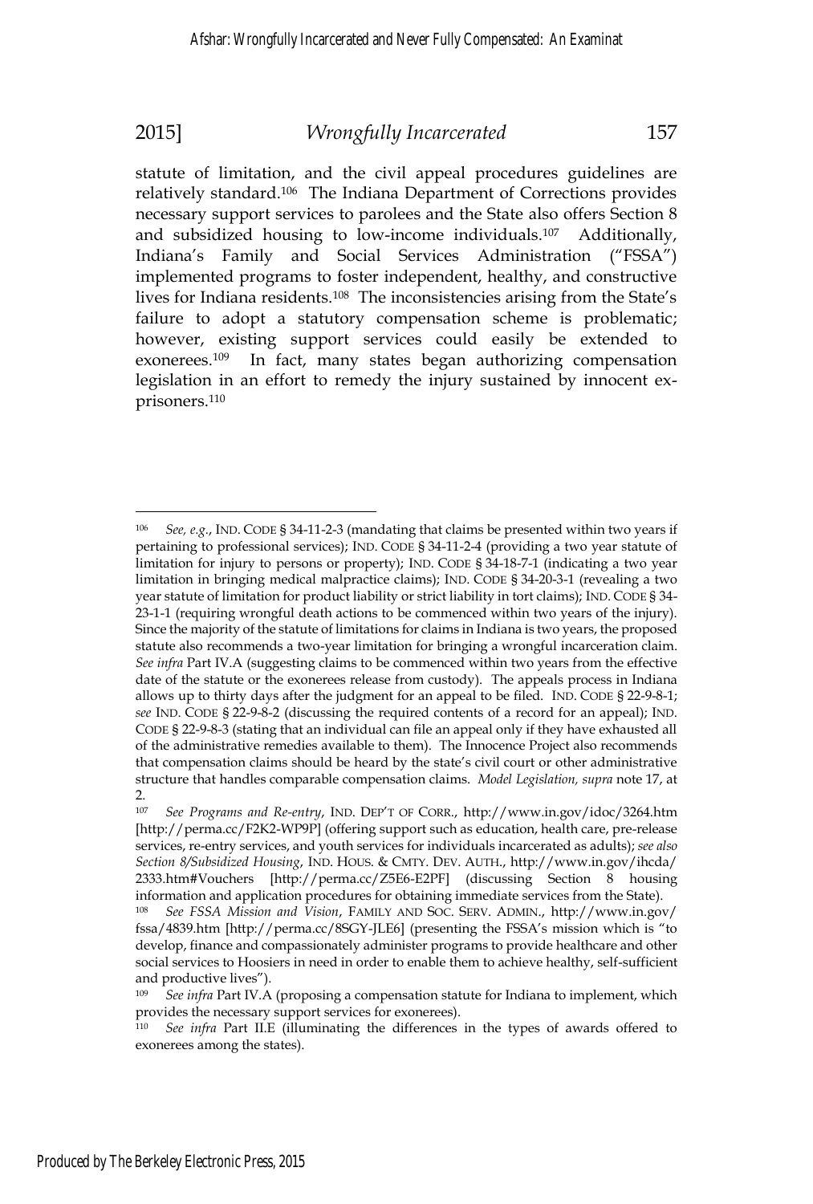statute of limitation, and the civil appeal procedures guidelines are relatively standard.[106] The Indiana Department of Corrections provides necessary support services to parolees and the State also offers Section 8 and subsidized housing to low-income individuals.[107] Additionally, Indiana's Family and Social Services Administration ("FSSA") implemented programs to foster independent, healthy, and constructive lives for Indiana residents.[108] The inconsistencies arising from the State's failure to adopt a statutory compensation scheme is problematic; however, existing support services could easily be extended to exonerees.[109] In fact, many states began authorizing compensation legislation in an effort to remedy the injury sustained by innocent ex-prisoners.[110]

---

[106] *See, e.g.*, IND. CODE § 34-11-2-3 (mandating that claims be presented within two years if pertaining to professional services); IND. CODE § 34-11-2-4 (providing a two year statute of limitation for injury to persons or property); IND. CODE § 34-18-7-1 (indicating a two year limitation in bringing medical malpractice claims); IND. CODE § 34-20-3-1 (revealing a two year statute of limitation for product liability or strict liability in tort claims); IND. CODE § 34-23-1-1 (requiring wrongful death actions to be commenced within two years of the injury). Since the majority of the statute of limitations for claims in Indiana is two years, the proposed statute also recommends a two-year limitation for bringing a wrongful incarceration claim. *See infra* Part IV.A (suggesting claims to be commenced within two years from the effective date of the statute or the exonerees release from custody). The appeals process in Indiana allows up to thirty days after the judgment for an appeal to be filed. IND. CODE § 22-9-8-1; *see* IND. CODE § 22-9-8-2 (discussing the required contents of a record for an appeal); IND. CODE § 22-9-8-3 (stating that an individual can file an appeal only if they have exhausted all of the administrative remedies available to them). The Innocence Project also recommends that compensation claims should be heard by the state's civil court or other administrative structure that handles comparable compensation claims. *Model Legislation, supra* note 17, at 2.

[107] *See Programs and Re-entry*, IND. DEP'T OF CORR., http://www.in.gov/idoc/3264.htm [http://perma.cc/F2K2-WP9P] (offering support such as education, health care, pre-release services, re-entry services, and youth services for individuals incarcerated as adults); *see also Section 8/Subsidized Housing*, IND. HOUS. & CMTY. DEV. AUTH., http://www.in.gov/ihcda/2333.htm#Vouchers [http://perma.cc/Z5E6-E2PF] (discussing Section 8 housing information and application procedures for obtaining immediate services from the State).

[108] *See FSSA Mission and Vision*, FAMILY AND SOC. SERV. ADMIN., http://www.in.gov/fssa/4839.htm [http://perma.cc/8SGY-JLE6] (presenting the FSSA's mission which is "to develop, finance and compassionately administer programs to provide healthcare and other social services to Hoosiers in need in order to enable them to achieve healthy, self-sufficient and productive lives").

[109] *See infra* Part IV.A (proposing a compensation statute for Indiana to implement, which provides the necessary support services for exonerees).

[110] *See infra* Part II.E (illuminating the differences in the types of awards offered to exonerees among the states).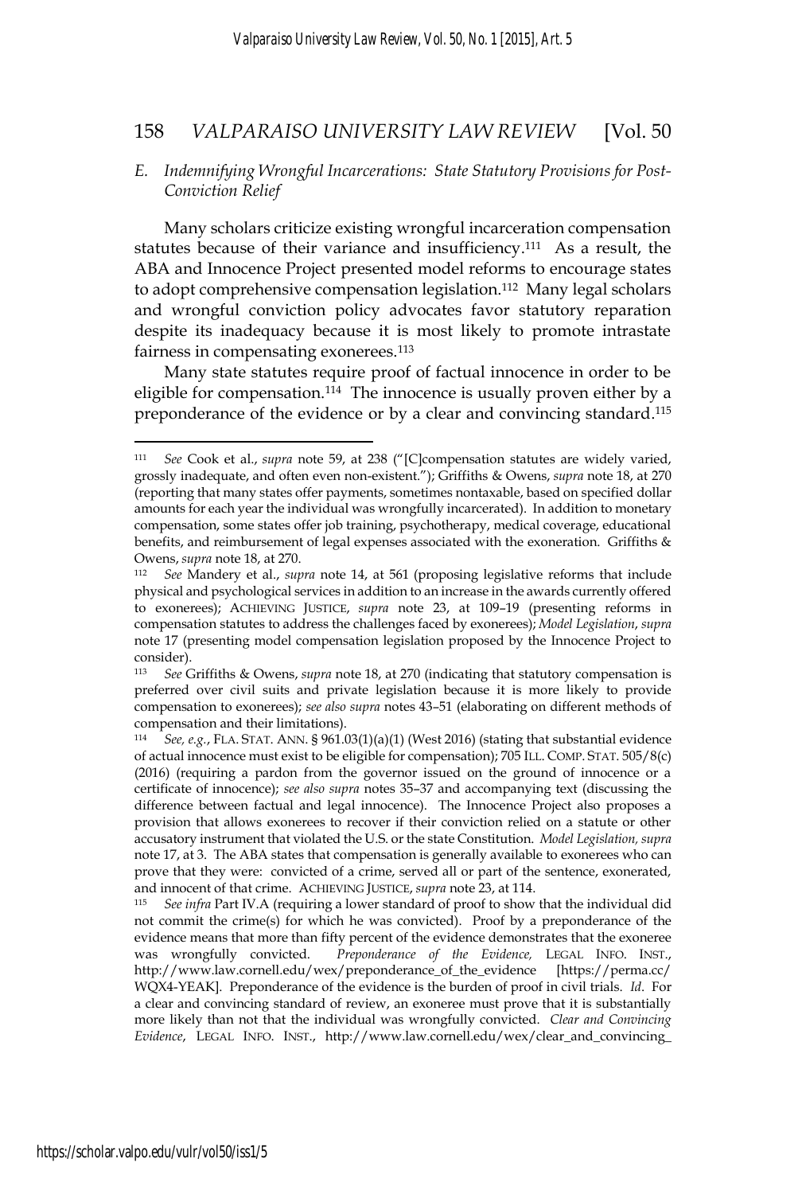### *E. Indemnifying Wrongful Incarcerations: State Statutory Provisions for Post-Conviction Relief*

Many scholars criticize existing wrongful incarceration compensation statutes because of their variance and insufficiency.[111] As a result, the ABA and Innocence Project presented model reforms to encourage states to adopt comprehensive compensation legislation.[112] Many legal scholars and wrongful conviction policy advocates favor statutory reparation despite its inadequacy because it is most likely to promote intrastate fairness in compensating exonerees.[113]

Many state statutes require proof of factual innocence in order to be eligible for compensation.[114] The innocence is usually proven either by a preponderance of the evidence or by a clear and convincing standard.[115]

---

[111] *See* Cook et al., *supra* note 59, at 238 ("[C]compensation statutes are widely varied, grossly inadequate, and often even non-existent."); Griffiths & Owens, *supra* note 18, at 270 (reporting that many states offer payments, sometimes nontaxable, based on specified dollar amounts for each year the individual was wrongfully incarcerated). In addition to monetary compensation, some states offer job training, psychotherapy, medical coverage, educational benefits, and reimbursement of legal expenses associated with the exoneration. Griffiths & Owens, *supra* note 18, at 270.

[112] *See* Mandery et al., *supra* note 14, at 561 (proposing legislative reforms that include physical and psychological services in addition to an increase in the awards currently offered to exonerees); ACHIEVING JUSTICE, *supra* note 23, at 109–19 (presenting reforms in compensation statutes to address the challenges faced by exonerees); *Model Legislation*, *supra* note 17 (presenting model compensation legislation proposed by the Innocence Project to consider).

[113] *See* Griffiths & Owens, *supra* note 18, at 270 (indicating that statutory compensation is preferred over civil suits and private legislation because it is more likely to provide compensation to exonerees); *see also supra* notes 43–51 (elaborating on different methods of compensation and their limitations).

[114] *See, e.g.*, FLA. STAT. ANN. § 961.03(1)(a)(1) (West 2016) (stating that substantial evidence of actual innocence must exist to be eligible for compensation); 705 ILL. COMP. STAT. 505/8(c) (2016) (requiring a pardon from the governor issued on the ground of innocence or a certificate of innocence); *see also supra* notes 35–37 and accompanying text (discussing the difference between factual and legal innocence). The Innocence Project also proposes a provision that allows exonerees to recover if their conviction relied on a statute or other accusatory instrument that violated the U.S. or the state Constitution. *Model Legislation, supra* note 17, at 3. The ABA states that compensation is generally available to exonerees who can prove that they were: convicted of a crime, served all or part of the sentence, exonerated, and innocent of that crime. ACHIEVING JUSTICE, *supra* note 23, at 114.

[115] *See infra* Part IV.A (requiring a lower standard of proof to show that the individual did not commit the crime(s) for which he was convicted). Proof by a preponderance of the evidence means that more than fifty percent of the evidence demonstrates that the exoneree was wrongfully convicted. *Preponderance of the Evidence,* LEGAL INFO. INST., http://www.law.cornell.edu/wex/preponderance_of_the_evidence [https://perma.cc/WQX4-YEAK]. Preponderance of the evidence is the burden of proof in civil trials. *Id*. For a clear and convincing standard of review, an exoneree must prove that it is substantially more likely than not that the individual was wrongfully convicted. *Clear and Convincing Evidence*, LEGAL INFO. INST., http://www.law.cornell.edu/wex/clear_and_convincing_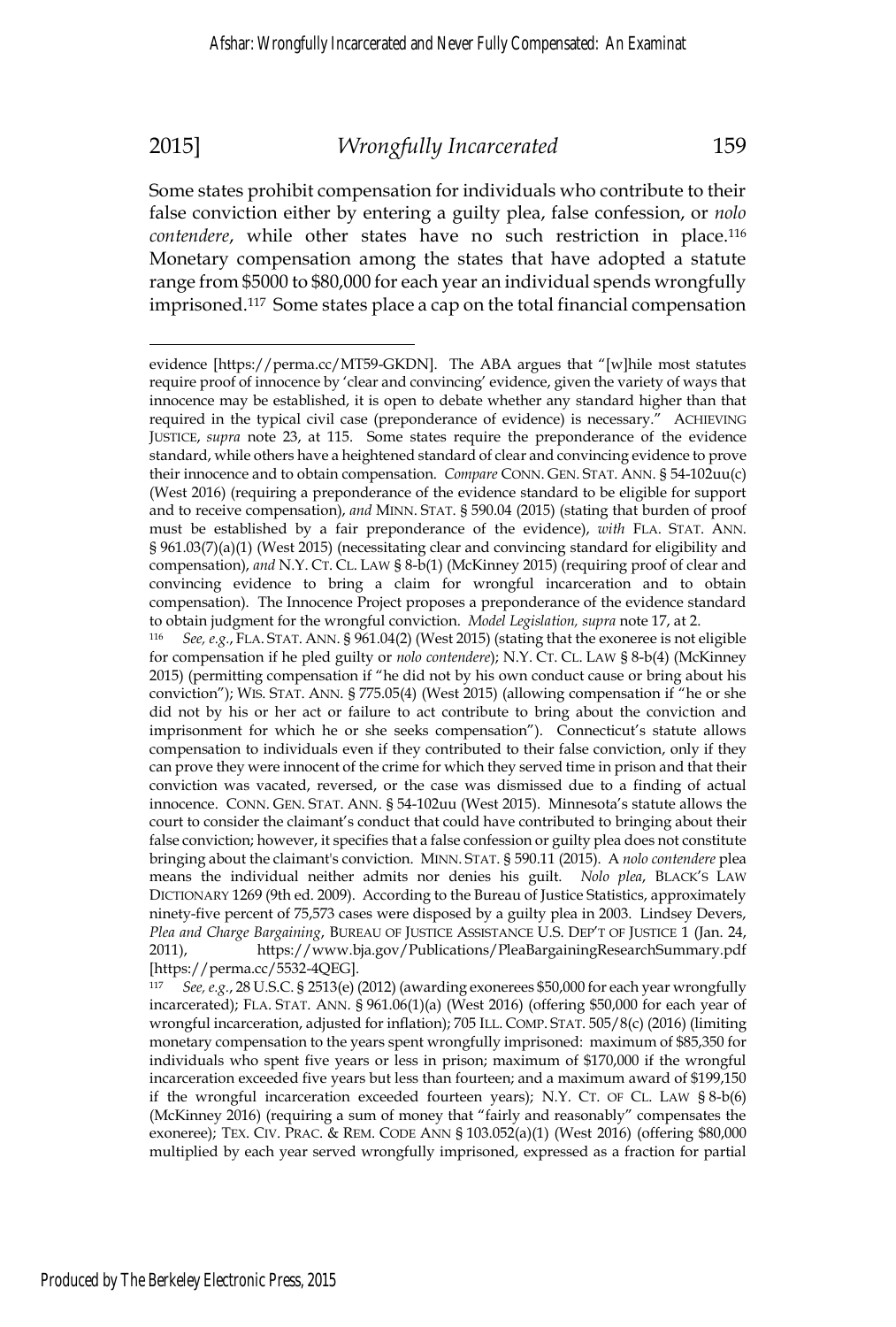Some states prohibit compensation for individuals who contribute to their false conviction either by entering a guilty plea, false confession, or *nolo contendere*, while other states have no such restriction in place.[116] Monetary compensation among the states that have adopted a statute range from $5000 to $80,000 for each year an individual spends wrongfully imprisoned.[117] Some states place a cap on the total financial compensation

---

evidence [https://perma.cc/MT59-GKDN]. The ABA argues that "[w]hile most statutes require proof of innocence by 'clear and convincing' evidence, given the variety of ways that innocence may be established, it is open to debate whether any standard higher than that required in the typical civil case (preponderance of evidence) is necessary." ACHIEVING JUSTICE, *supra* note 23, at 115. Some states require the preponderance of the evidence standard, while others have a heightened standard of clear and convincing evidence to prove their innocence and to obtain compensation. *Compare* CONN. GEN. STAT. ANN. § 54-102uu(c) (West 2016) (requiring a preponderance of the evidence standard to be eligible for support and to receive compensation), *and* MINN. STAT. § 590.04 (2015) (stating that burden of proof must be established by a fair preponderance of the evidence), *with* FLA. STAT. ANN. § 961.03(7)(a)(1) (West 2015) (necessitating clear and convincing standard for eligibility and compensation), *and* N.Y. CT. CL. LAW § 8-b(1) (McKinney 2015) (requiring proof of clear and convincing evidence to bring a claim for wrongful incarceration and to obtain compensation). The Innocence Project proposes a preponderance of the evidence standard to obtain judgment for the wrongful conviction. *Model Legislation, supra* note 17, at 2.

[116] *See, e.g.*, FLA. STAT. ANN. § 961.04(2) (West 2015) (stating that the exoneree is not eligible for compensation if he pled guilty or *nolo contendere*); N.Y. CT. CL. LAW § 8-b(4) (McKinney 2015) (permitting compensation if "he did not by his own conduct cause or bring about his conviction"); WIS. STAT. ANN. § 775.05(4) (West 2015) (allowing compensation if "he or she did not by his or her act or failure to act contribute to bring about the conviction and imprisonment for which he or she seeks compensation"). Connecticut's statute allows compensation to individuals even if they contributed to their false conviction, only if they can prove they were innocent of the crime for which they served time in prison and that their conviction was vacated, reversed, or the case was dismissed due to a finding of actual innocence. CONN. GEN. STAT. ANN. § 54-102uu (West 2015). Minnesota's statute allows the court to consider the claimant's conduct that could have contributed to bringing about their false conviction; however, it specifies that a false confession or guilty plea does not constitute bringing about the claimant's conviction. MINN. STAT. § 590.11 (2015). A *nolo contendere* plea means the individual neither admits nor denies his guilt. *Nolo plea*, BLACK'S LAW DICTIONARY 1269 (9th ed. 2009). According to the Bureau of Justice Statistics, approximately ninety-five percent of 75,573 cases were disposed by a guilty plea in 2003. Lindsey Devers, *Plea and Charge Bargaining*, BUREAU OF JUSTICE ASSISTANCE U.S. DEP'T OF JUSTICE 1 (Jan. 24, 2011), https://www.bja.gov/Publications/PleaBargainingResearchSummary.pdf [https://perma.cc/5532-4QEG].

[117] *See, e.g.*, 28 U.S.C. § 2513(e) (2012) (awarding exonerees $50,000 for each year wrongfully incarcerated); FLA. STAT. ANN. § 961.06(1)(a) (West 2016) (offering $50,000 for each year of wrongful incarceration, adjusted for inflation); 705 ILL. COMP. STAT. 505/8(c) (2016) (limiting monetary compensation to the years spent wrongfully imprisoned: maximum of $85,350 for individuals who spent five years or less in prison; maximum of $170,000 if the wrongful incarceration exceeded five years but less than fourteen; and a maximum award of $199,150 if the wrongful incarceration exceeded fourteen years); N.Y. CT. OF CL. LAW § 8-b(6) (McKinney 2016) (requiring a sum of money that "fairly and reasonably" compensates the exoneree); TEX. CIV. PRAC. & REM. CODE ANN § 103.052(a)(1) (West 2016) (offering $80,000 multiplied by each year served wrongfully imprisoned, expressed as a fraction for partial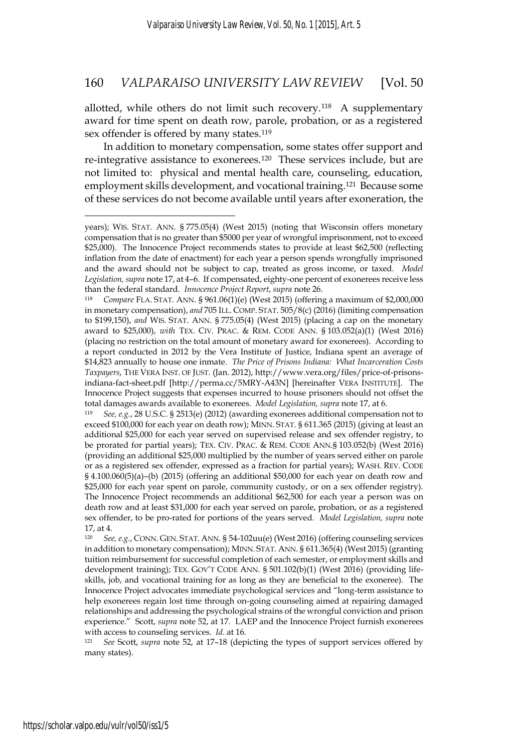allotted, while others do not limit such recovery.[118] A supplementary award for time spent on death row, parole, probation, or as a registered sex offender is offered by many states.[119]

In addition to monetary compensation, some states offer support and re-integrative assistance to exonerees.[120] These services include, but are not limited to: physical and mental health care, counseling, education, employment skills development, and vocational training.[121] Because some of these services do not become available until years after exoneration, the

---

years); WIS. STAT. ANN. § 775.05(4) (West 2015) (noting that Wisconsin offers monetary compensation that is no greater than $5000 per year of wrongful imprisonment, not to exceed $25,000). The Innocence Project recommends states to provide at least $62,500 (reflecting inflation from the date of enactment) for each year a person spends wrongfully imprisoned and the award should not be subject to cap, treated as gross income, or taxed. *Model Legislation, supra* note 17, at 4–6. If compensated, eighty-one percent of exonerees receive less than the federal standard. *Innocence Project Report*, *supra* note 26.

[118] *Compare* FLA. STAT. ANN. § 961.06(1)(e) (West 2015) (offering a maximum of $2,000,000 in monetary compensation), *and* 705 ILL. COMP. STAT. 505/8(c) (2016) (limiting compensation to $199,150), *and* WIS. STAT. ANN. § 775.05(4) (West 2015) (placing a cap on the monetary award to $25,000), *with* TEX. CIV. PRAC. & REM. CODE ANN. § 103.052(a)(1) (West 2016) (placing no restriction on the total amount of monetary award for exonerees). According to a report conducted in 2012 by the Vera Institute of Justice, Indiana spent an average of $14,823 annually to house one inmate. *The Price of Prisons Indiana: What Incarceration Costs Taxpayers*, THE VERA INST. OF JUST. (Jan. 2012), http://www.vera.org/files/price-of-prisons-indiana-fact-sheet.pdf [http://perma.cc/5MRY-A43N] [hereinafter VERA INSTITUTE]. The Innocence Project suggests that expenses incurred to house prisoners should not offset the total damages awards available to exonerees. *Model Legislation, supra* note 17, at 6.

[119] *See, e.g.*, 28 U.S.C. § 2513(e) (2012) (awarding exonerees additional compensation not to exceed $100,000 for each year on death row); MINN. STAT. § 611.365 (2015) (giving at least an additional $25,000 for each year served on supervised release and sex offender registry, to be prorated for partial years); TEX. CIV. PRAC. & REM. CODE ANN.§ 103.052(b) (West 2016) (providing an additional $25,000 multiplied by the number of years served either on parole or as a registered sex offender, expressed as a fraction for partial years); WASH. REV. CODE § 4.100.060(5)(a)–(b) (2015) (offering an additional $50,000 for each year on death row and $25,000 for each year spent on parole, community custody, or on a sex offender registry). The Innocence Project recommends an additional $62,500 for each year a person was on death row and at least $31,000 for each year served on parole, probation, or as a registered sex offender, to be pro-rated for portions of the years served. *Model Legislation, supra* note 17, at 4.

[120] *See, e.g.*, CONN. GEN. STAT. ANN. § 54-102uu(e) (West 2016) (offering counseling services in addition to monetary compensation); MINN. STAT. ANN. § 611.365(4) (West 2015) (granting tuition reimbursement for successful completion of each semester, or employment skills and development training); TEX. GOV'T CODE ANN. § 501.102(b)(1) (West 2016) (providing life-skills, job, and vocational training for as long as they are beneficial to the exoneree). The Innocence Project advocates immediate psychological services and "long-term assistance to help exonerees regain lost time through on-going counseling aimed at repairing damaged relationships and addressing the psychological strains of the wrongful conviction and prison experience." Scott, *supra* note 52, at 17. LAEP and the Innocence Project furnish exonerees with access to counseling services. *Id*. at 16.

[121] *See* Scott, *supra* note 52, at 17–18 (depicting the types of support services offered by many states).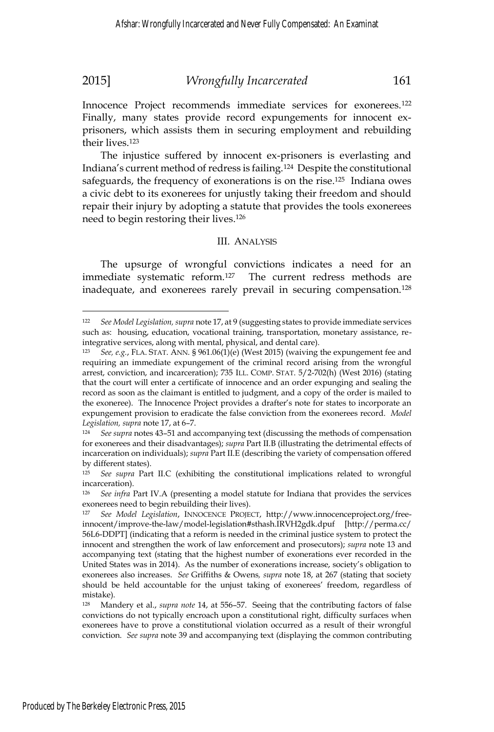Innocence Project recommends immediate services for exonerees.[122] Finally, many states provide record expungements for innocent ex-prisoners, which assists them in securing employment and rebuilding their lives.[123]

The injustice suffered by innocent ex-prisoners is everlasting and Indiana's current method of redress is failing.[124] Despite the constitutional safeguards, the frequency of exonerations is on the rise.[125] Indiana owes a civic debt to its exonerees for unjustly taking their freedom and should repair their injury by adopting a statute that provides the tools exonerees need to begin restoring their lives.[126]

### III. ANALYSIS

The upsurge of wrongful convictions indicates a need for an immediate systematic reform.[127] The current redress methods are inadequate, and exonerees rarely prevail in securing compensation.[128]

---

[122] *See Model Legislation, supra* note 17, at 9 (suggesting states to provide immediate services such as: housing, education, vocational training, transportation, monetary assistance, re-integrative services, along with mental, physical, and dental care).

[123] *See, e.g.*, FLA. STAT. ANN. § 961.06(1)(e) (West 2015) (waiving the expungement fee and requiring an immediate expungement of the criminal record arising from the wrongful arrest, conviction, and incarceration); 735 ILL. COMP. STAT. 5/2-702(h) (West 2016) (stating that the court will enter a certificate of innocence and an order expunging and sealing the record as soon as the claimant is entitled to judgment, and a copy of the order is mailed to the exoneree). The Innocence Project provides a drafter's note for states to incorporate an expungement provision to eradicate the false conviction from the exonerees record. *Model Legislation, supra* note 17, at 6–7.

[124] *See supra* notes 43–51 and accompanying text (discussing the methods of compensation for exonerees and their disadvantages); *supra* Part II.B (illustrating the detrimental effects of incarceration on individuals); *supra* Part II.E (describing the variety of compensation offered by different states).

[125] *See supra* Part II.C (exhibiting the constitutional implications related to wrongful incarceration).

[126] *See infra* Part IV.A (presenting a model statute for Indiana that provides the services exonerees need to begin rebuilding their lives).

[127] *See Model Legislation*, INNOCENCE PROJECT, http://www.innocenceproject.org/free-innocent/improve-the-law/model-legislation#sthash.IRVH2gdk.dpuf [http://perma.cc/56L6-DDPT] (indicating that a reform is needed in the criminal justice system to protect the innocent and strengthen the work of law enforcement and prosecutors); *supra* note 13 and accompanying text (stating that the highest number of exonerations ever recorded in the United States was in 2014). As the number of exonerations increase, society's obligation to exonerees also increases. *See* Griffiths & Owens, *supra* note 18, at 267 (stating that society should be held accountable for the unjust taking of exonerees' freedom, regardless of mistake).

[128] Mandery et al., *supra note* 14, at 556–57. Seeing that the contributing factors of false convictions do not typically encroach upon a constitutional right, difficulty surfaces when exonerees have to prove a constitutional violation occurred as a result of their wrongful conviction. *See supra* note 39 and accompanying text (displaying the common contributing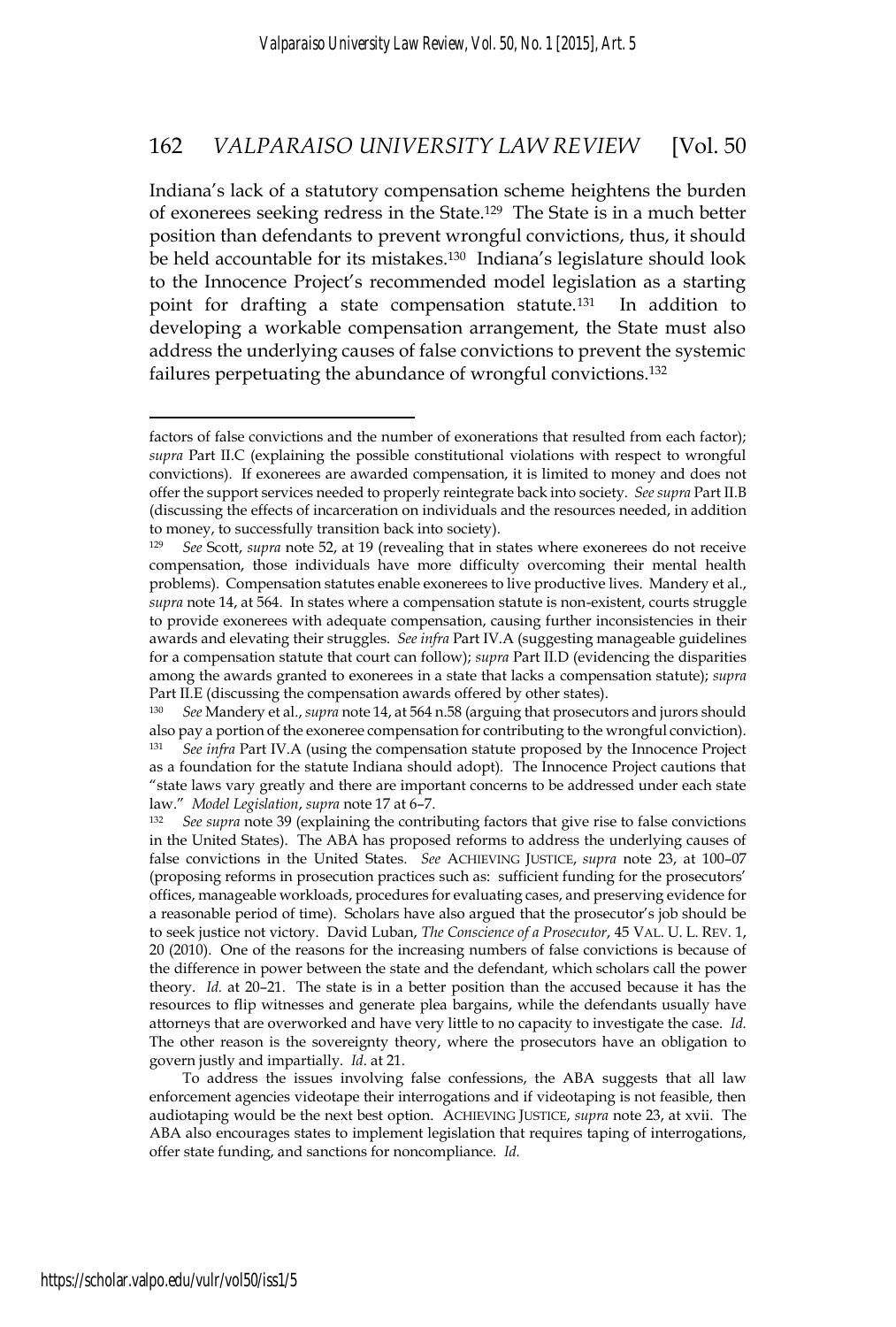Indiana's lack of a statutory compensation scheme heightens the burden of exonerees seeking redress in the State.[129] The State is in a much better position than defendants to prevent wrongful convictions, thus, it should be held accountable for its mistakes.[130] Indiana's legislature should look to the Innocence Project's recommended model legislation as a starting point for drafting a state compensation statute.[131] In addition to developing a workable compensation arrangement, the State must also address the underlying causes of false convictions to prevent the systemic failures perpetuating the abundance of wrongful convictions.[132]

---

factors of false convictions and the number of exonerations that resulted from each factor); *supra* Part II.C (explaining the possible constitutional violations with respect to wrongful convictions). If exonerees are awarded compensation, it is limited to money and does not offer the support services needed to properly reintegrate back into society. *See supra* Part II.B (discussing the effects of incarceration on individuals and the resources needed, in addition to money, to successfully transition back into society).

[129] *See* Scott, *supra* note 52, at 19 (revealing that in states where exonerees do not receive compensation, those individuals have more difficulty overcoming their mental health problems). Compensation statutes enable exonerees to live productive lives. Mandery et al., *supra* note 14, at 564. In states where a compensation statute is non-existent, courts struggle to provide exonerees with adequate compensation, causing further inconsistencies in their awards and elevating their struggles. *See infra* Part IV.A (suggesting manageable guidelines for a compensation statute that court can follow); *supra* Part II.D (evidencing the disparities among the awards granted to exonerees in a state that lacks a compensation statute); *supra* Part II.E (discussing the compensation awards offered by other states).

[130] *See* Mandery et al., *supra* note 14, at 564 n.58 (arguing that prosecutors and jurors should also pay a portion of the exoneree compensation for contributing to the wrongful conviction).

[131] *See infra* Part IV.A (using the compensation statute proposed by the Innocence Project as a foundation for the statute Indiana should adopt). The Innocence Project cautions that "state laws vary greatly and there are important concerns to be addressed under each state law." *Model Legislation*, *supra* note 17 at 6–7.

[132] *See supra* note 39 (explaining the contributing factors that give rise to false convictions in the United States). The ABA has proposed reforms to address the underlying causes of false convictions in the United States. *See* ACHIEVING JUSTICE, *supra* note 23, at 100–07 (proposing reforms in prosecution practices such as: sufficient funding for the prosecutors' offices, manageable workloads, procedures for evaluating cases, and preserving evidence for a reasonable period of time). Scholars have also argued that the prosecutor's job should be to seek justice not victory. David Luban, *The Conscience of a Prosecutor*, 45 VAL. U. L. REV. 1, 20 (2010). One of the reasons for the increasing numbers of false convictions is because of the difference in power between the state and the defendant, which scholars call the power theory. *Id.* at 20–21. The state is in a better position than the accused because it has the resources to flip witnesses and generate plea bargains, while the defendants usually have attorneys that are overworked and have very little to no capacity to investigate the case. *Id.* The other reason is the sovereignty theory, where the prosecutors have an obligation to govern justly and impartially. *Id.* at 21.

To address the issues involving false confessions, the ABA suggests that all law enforcement agencies videotape their interrogations and if videotaping is not feasible, then audiotaping would be the next best option. ACHIEVING JUSTICE, *supra* note 23, at xvii. The ABA also encourages states to implement legislation that requires taping of interrogations, offer state funding, and sanctions for noncompliance. *Id.*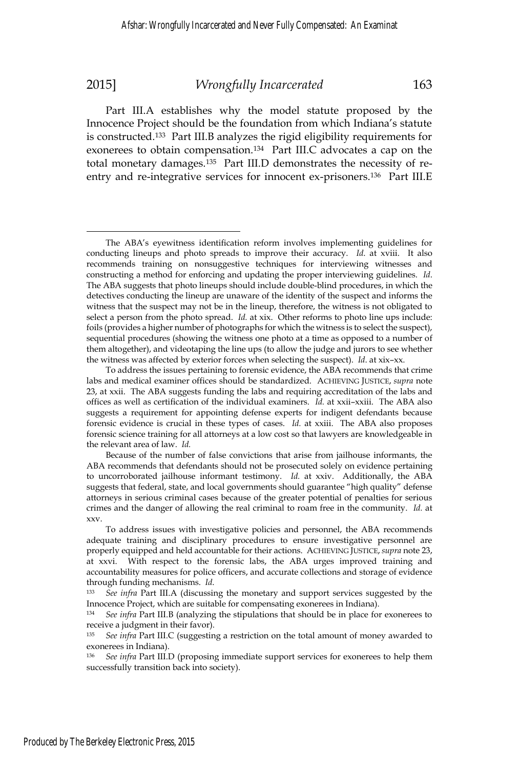Part III.A establishes why the model statute proposed by the Innocence Project should be the foundation from which Indiana's statute is constructed.[133] Part III.B analyzes the rigid eligibility requirements for exonerees to obtain compensation.[134] Part III.C advocates a cap on the total monetary damages.[135] Part III.D demonstrates the necessity of re-entry and re-integrative services for innocent ex-prisoners.[136] Part III.E

---

The ABA's eyewitness identification reform involves implementing guidelines for conducting lineups and photo spreads to improve their accuracy. *Id.* at xviii. It also recommends training on nonsuggestive techniques for interviewing witnesses and constructing a method for enforcing and updating the proper interviewing guidelines. *Id*. The ABA suggests that photo lineups should include double-blind procedures, in which the detectives conducting the lineup are unaware of the identity of the suspect and informs the witness that the suspect may not be in the lineup, therefore, the witness is not obligated to select a person from the photo spread. *Id.* at xix. Other reforms to photo line ups include: foils (provides a higher number of photographs for which the witness is to select the suspect), sequential procedures (showing the witness one photo at a time as opposed to a number of them altogether), and videotaping the line ups (to allow the judge and jurors to see whether the witness was affected by exterior forces when selecting the suspect). *Id*. at xix–xx.

To address the issues pertaining to forensic evidence, the ABA recommends that crime labs and medical examiner offices should be standardized. ACHIEVING JUSTICE, *supra* note 23, at xxii. The ABA suggests funding the labs and requiring accreditation of the labs and offices as well as certification of the individual examiners. *Id.* at xxii–xxiii. The ABA also suggests a requirement for appointing defense experts for indigent defendants because forensic evidence is crucial in these types of cases. *Id.* at xxiii. The ABA also proposes forensic science training for all attorneys at a low cost so that lawyers are knowledgeable in the relevant area of law. *Id.*

Because of the number of false convictions that arise from jailhouse informants, the ABA recommends that defendants should not be prosecuted solely on evidence pertaining to uncorroborated jailhouse informant testimony. *Id.* at xxiv. Additionally, the ABA suggests that federal, state, and local governments should guarantee "high quality" defense attorneys in serious criminal cases because of the greater potential of penalties for serious crimes and the danger of allowing the real criminal to roam free in the community. *Id.* at xxv.

To address issues with investigative policies and personnel, the ABA recommends adequate training and disciplinary procedures to ensure investigative personnel are properly equipped and held accountable for their actions. ACHIEVING JUSTICE, *supra* note 23, at xxvi. With respect to the forensic labs, the ABA urges improved training and accountability measures for police officers, and accurate collections and storage of evidence through funding mechanisms. *Id.*

[133] *See infra* Part III.A (discussing the monetary and support services suggested by the Innocence Project, which are suitable for compensating exonerees in Indiana).

[134] *See infra* Part III.B (analyzing the stipulations that should be in place for exonerees to receive a judgment in their favor).

[135] *See infra* Part III.C (suggesting a restriction on the total amount of money awarded to exonerees in Indiana).

[136] *See infra* Part III.D (proposing immediate support services for exonerees to help them successfully transition back into society).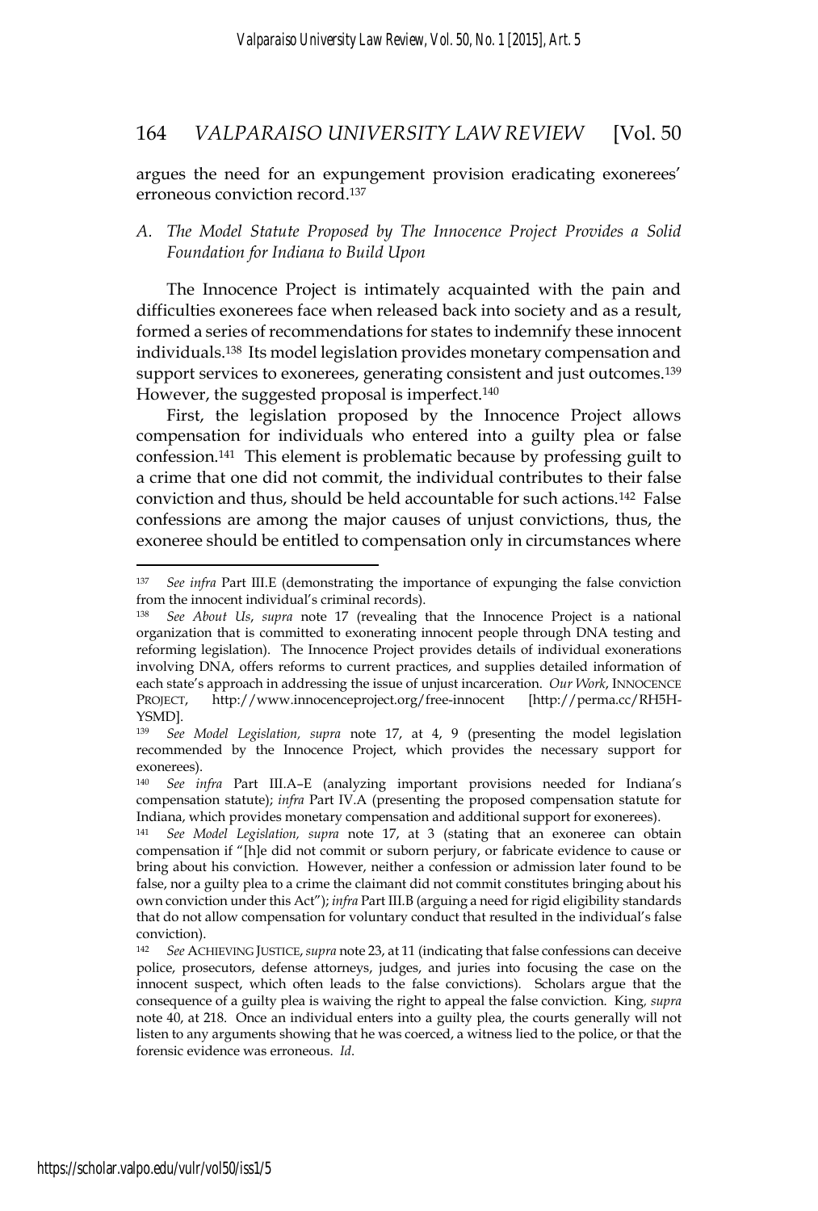argues the need for an expungement provision eradicating exonerees' erroneous conviction record.[137]

### *A. The Model Statute Proposed by The Innocence Project Provides a Solid Foundation for Indiana to Build Upon*

The Innocence Project is intimately acquainted with the pain and difficulties exonerees face when released back into society and as a result, formed a series of recommendations for states to indemnify these innocent individuals.[138] Its model legislation provides monetary compensation and support services to exonerees, generating consistent and just outcomes.[139] However, the suggested proposal is imperfect.[140]

First, the legislation proposed by the Innocence Project allows compensation for individuals who entered into a guilty plea or false confession.[141] This element is problematic because by professing guilt to a crime that one did not commit, the individual contributes to their false conviction and thus, should be held accountable for such actions.[142] False confessions are among the major causes of unjust convictions, thus, the exoneree should be entitled to compensation only in circumstances where

---

[137] *See infra* Part III.E (demonstrating the importance of expunging the false conviction from the innocent individual's criminal records).

[138] *See About Us*, *supra* note 17 (revealing that the Innocence Project is a national organization that is committed to exonerating innocent people through DNA testing and reforming legislation). The Innocence Project provides details of individual exonerations involving DNA, offers reforms to current practices, and supplies detailed information of each state's approach in addressing the issue of unjust incarceration. *Our Work*, INNOCENCE PROJECT, http://www.innocenceproject.org/free-innocent [http://perma.cc/RH5H-YSMD].

[139] *See Model Legislation, supra* note 17, at 4, 9 (presenting the model legislation recommended by the Innocence Project, which provides the necessary support for exonerees).

[140] *See infra* Part III.A–E (analyzing important provisions needed for Indiana's compensation statute); *infra* Part IV.A (presenting the proposed compensation statute for Indiana, which provides monetary compensation and additional support for exonerees).

[141] *See Model Legislation, supra* note 17, at 3 (stating that an exoneree can obtain compensation if "[h]e did not commit or suborn perjury, or fabricate evidence to cause or bring about his conviction. However, neither a confession or admission later found to be false, nor a guilty plea to a crime the claimant did not commit constitutes bringing about his own conviction under this Act"); *infra* Part III.B (arguing a need for rigid eligibility standards that do not allow compensation for voluntary conduct that resulted in the individual's false conviction).

[142] *See* ACHIEVING JUSTICE, *supra* note 23, at 11 (indicating that false confessions can deceive police, prosecutors, defense attorneys, judges, and juries into focusing the case on the innocent suspect, which often leads to the false convictions). Scholars argue that the consequence of a guilty plea is waiving the right to appeal the false conviction. King, *supra* note 40, at 218. Once an individual enters into a guilty plea, the courts generally will not listen to any arguments showing that he was coerced, a witness lied to the police, or that the forensic evidence was erroneous. *Id*.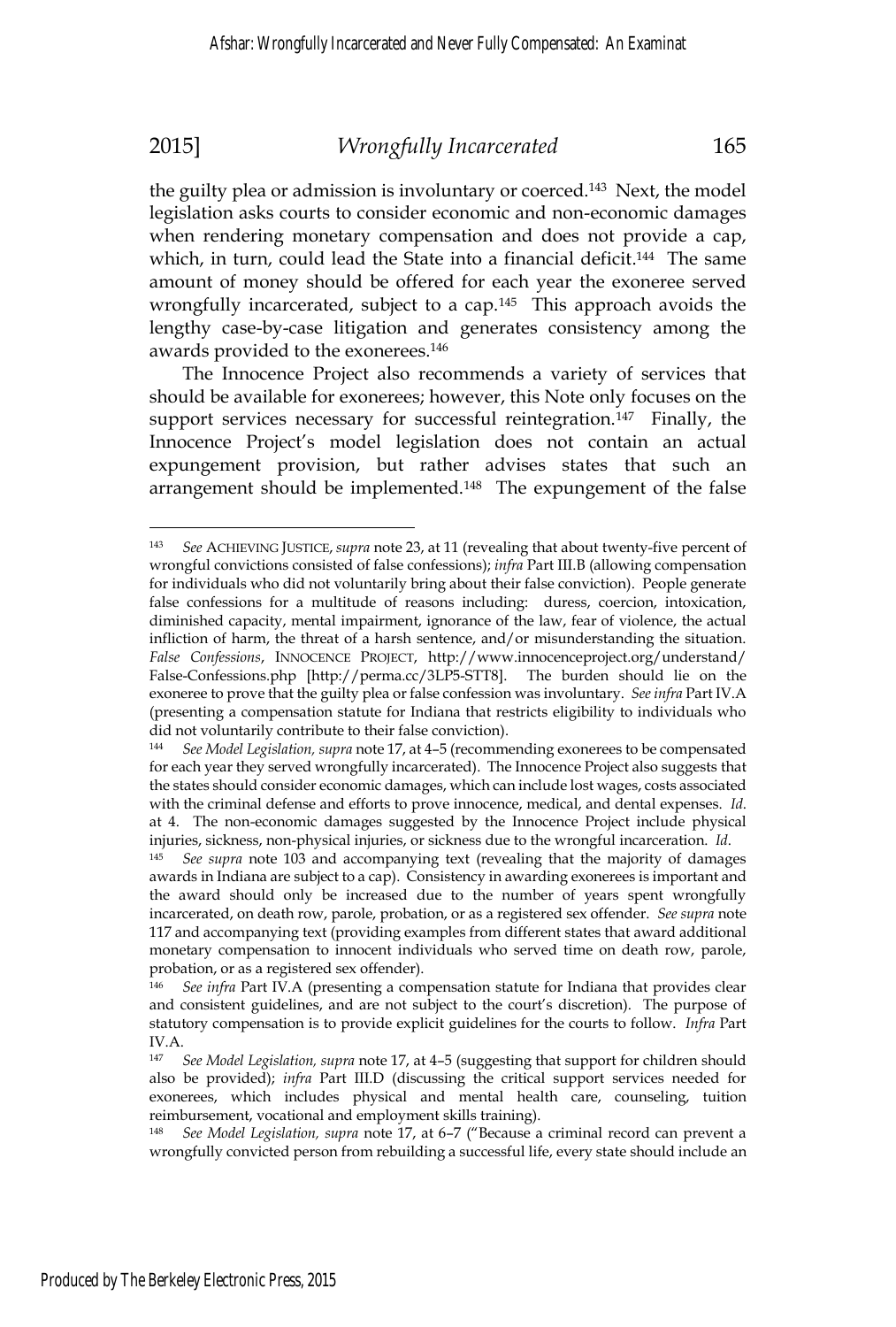the guilty plea or admission is involuntary or coerced.[143] Next, the model legislation asks courts to consider economic and non-economic damages when rendering monetary compensation and does not provide a cap, which, in turn, could lead the State into a financial deficit.[144] The same amount of money should be offered for each year the exoneree served wrongfully incarcerated, subject to a cap.[145] This approach avoids the lengthy case-by-case litigation and generates consistency among the awards provided to the exonerees.[146]

The Innocence Project also recommends a variety of services that should be available for exonerees; however, this Note only focuses on the support services necessary for successful reintegration.[147] Finally, the Innocence Project's model legislation does not contain an actual expungement provision, but rather advises states that such an arrangement should be implemented.[148] The expungement of the false

---

[143] *See* ACHIEVING JUSTICE, *supra* note 23, at 11 (revealing that about twenty-five percent of wrongful convictions consisted of false confessions); *infra* Part III.B (allowing compensation for individuals who did not voluntarily bring about their false conviction). People generate false confessions for a multitude of reasons including: duress, coercion, intoxication, diminished capacity, mental impairment, ignorance of the law, fear of violence, the actual infliction of harm, the threat of a harsh sentence, and/or misunderstanding the situation. *False Confessions*, INNOCENCE PROJECT, http://www.innocenceproject.org/understand/False-Confessions.php [http://perma.cc/3LP5-STT8]. The burden should lie on the exoneree to prove that the guilty plea or false confession was involuntary. *See infra* Part IV.A (presenting a compensation statute for Indiana that restricts eligibility to individuals who did not voluntarily contribute to their false conviction).

[144] *See Model Legislation, supra* note 17, at 4–5 (recommending exonerees to be compensated for each year they served wrongfully incarcerated). The Innocence Project also suggests that the states should consider economic damages, which can include lost wages, costs associated with the criminal defense and efforts to prove innocence, medical, and dental expenses. *Id.* at 4. The non-economic damages suggested by the Innocence Project include physical injuries, sickness, non-physical injuries, or sickness due to the wrongful incarceration. *Id.*

[145] *See supra* note 103 and accompanying text (revealing that the majority of damages awards in Indiana are subject to a cap). Consistency in awarding exonerees is important and the award should only be increased due to the number of years spent wrongfully incarcerated, on death row, parole, probation, or as a registered sex offender. *See supra* note 117 and accompanying text (providing examples from different states that award additional monetary compensation to innocent individuals who served time on death row, parole, probation, or as a registered sex offender).

[146] *See infra* Part IV.A (presenting a compensation statute for Indiana that provides clear and consistent guidelines, and are not subject to the court's discretion). The purpose of statutory compensation is to provide explicit guidelines for the courts to follow. *Infra* Part IV.A.

[147] *See Model Legislation, supra* note 17, at 4–5 (suggesting that support for children should also be provided); *infra* Part III.D (discussing the critical support services needed for exonerees, which includes physical and mental health care, counseling, tuition reimbursement, vocational and employment skills training).

[148] *See Model Legislation, supra* note 17, at 6–7 ("Because a criminal record can prevent a wrongfully convicted person from rebuilding a successful life, every state should include an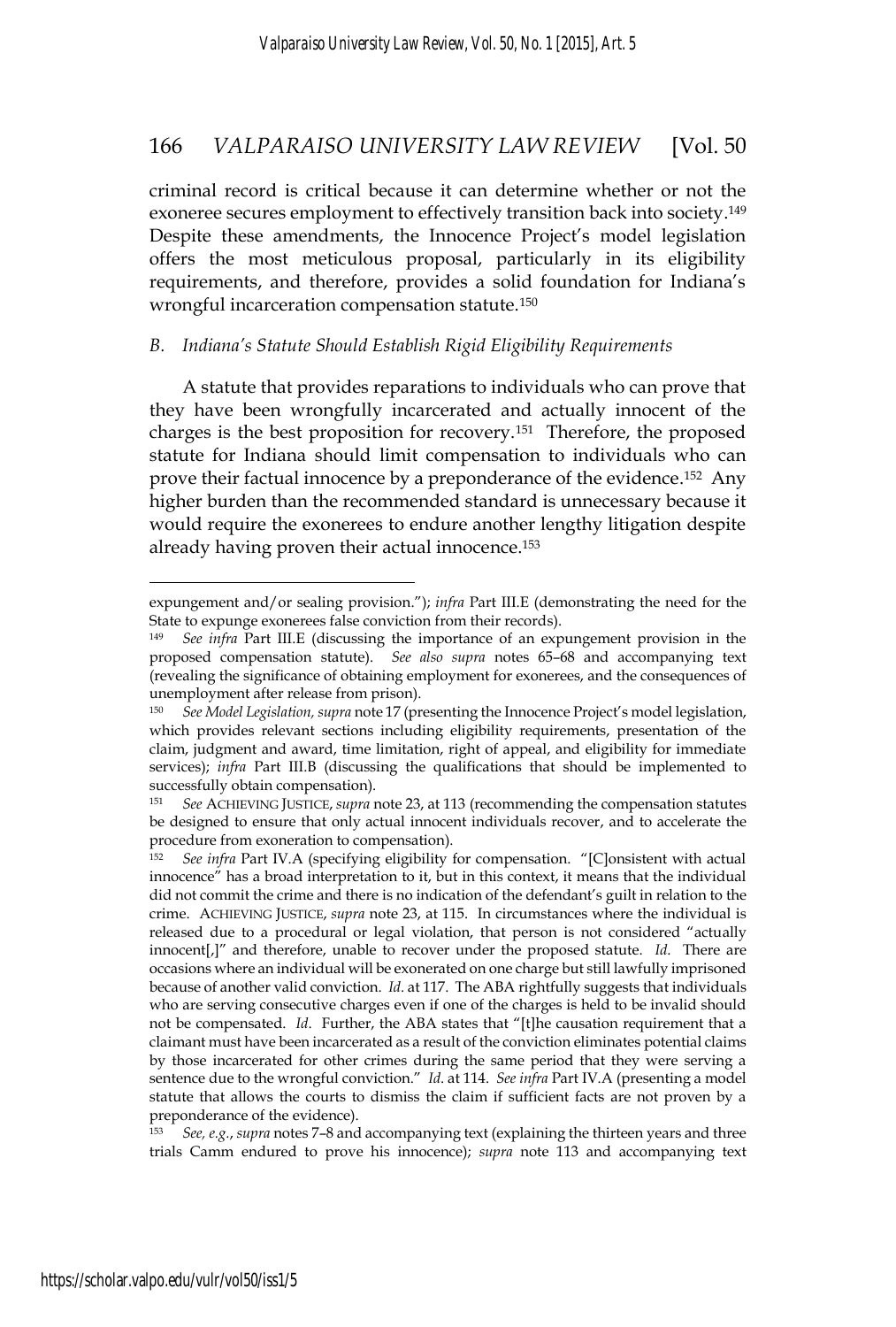criminal record is critical because it can determine whether or not the exoneree secures employment to effectively transition back into society.[149] Despite these amendments, the Innocence Project's model legislation offers the most meticulous proposal, particularly in its eligibility requirements, and therefore, provides a solid foundation for Indiana's wrongful incarceration compensation statute.[150]

### *B. Indiana's Statute Should Establish Rigid Eligibility Requirements*

A statute that provides reparations to individuals who can prove that they have been wrongfully incarcerated and actually innocent of the charges is the best proposition for recovery.[151] Therefore, the proposed statute for Indiana should limit compensation to individuals who can prove their factual innocence by a preponderance of the evidence.[152] Any higher burden than the recommended standard is unnecessary because it would require the exonerees to endure another lengthy litigation despite already having proven their actual innocence.[153]

---

expungement and/or sealing provision."); *infra* Part III.E (demonstrating the need for the State to expunge exonerees false conviction from their records).

[149] *See infra* Part III.E (discussing the importance of an expungement provision in the proposed compensation statute). *See also supra* notes 65–68 and accompanying text (revealing the significance of obtaining employment for exonerees, and the consequences of unemployment after release from prison).

[150] *See Model Legislation, supra* note 17 (presenting the Innocence Project's model legislation, which provides relevant sections including eligibility requirements, presentation of the claim, judgment and award, time limitation, right of appeal, and eligibility for immediate services); *infra* Part III.B (discussing the qualifications that should be implemented to successfully obtain compensation).

[151] *See* ACHIEVING JUSTICE, *supra* note 23, at 113 (recommending the compensation statutes be designed to ensure that only actual innocent individuals recover, and to accelerate the procedure from exoneration to compensation).

[152] *See infra* Part IV.A (specifying eligibility for compensation. "[C]onsistent with actual innocence" has a broad interpretation to it, but in this context, it means that the individual did not commit the crime and there is no indication of the defendant's guilt in relation to the crime. ACHIEVING JUSTICE, *supra* note 23, at 115. In circumstances where the individual is released due to a procedural or legal violation, that person is not considered "actually innocent[,]" and therefore, unable to recover under the proposed statute. *Id.* There are occasions where an individual will be exonerated on one charge but still lawfully imprisoned because of another valid conviction. *Id.* at 117. The ABA rightfully suggests that individuals who are serving consecutive charges even if one of the charges is held to be invalid should not be compensated. *Id.* Further, the ABA states that "[t]he causation requirement that a claimant must have been incarcerated as a result of the conviction eliminates potential claims by those incarcerated for other crimes during the same period that they were serving a sentence due to the wrongful conviction." *Id.* at 114. *See infra* Part IV.A (presenting a model statute that allows the courts to dismiss the claim if sufficient facts are not proven by a preponderance of the evidence).

[153] *See, e.g.*, *supra* notes 7–8 and accompanying text (explaining the thirteen years and three trials Camm endured to prove his innocence); *supra* note 113 and accompanying text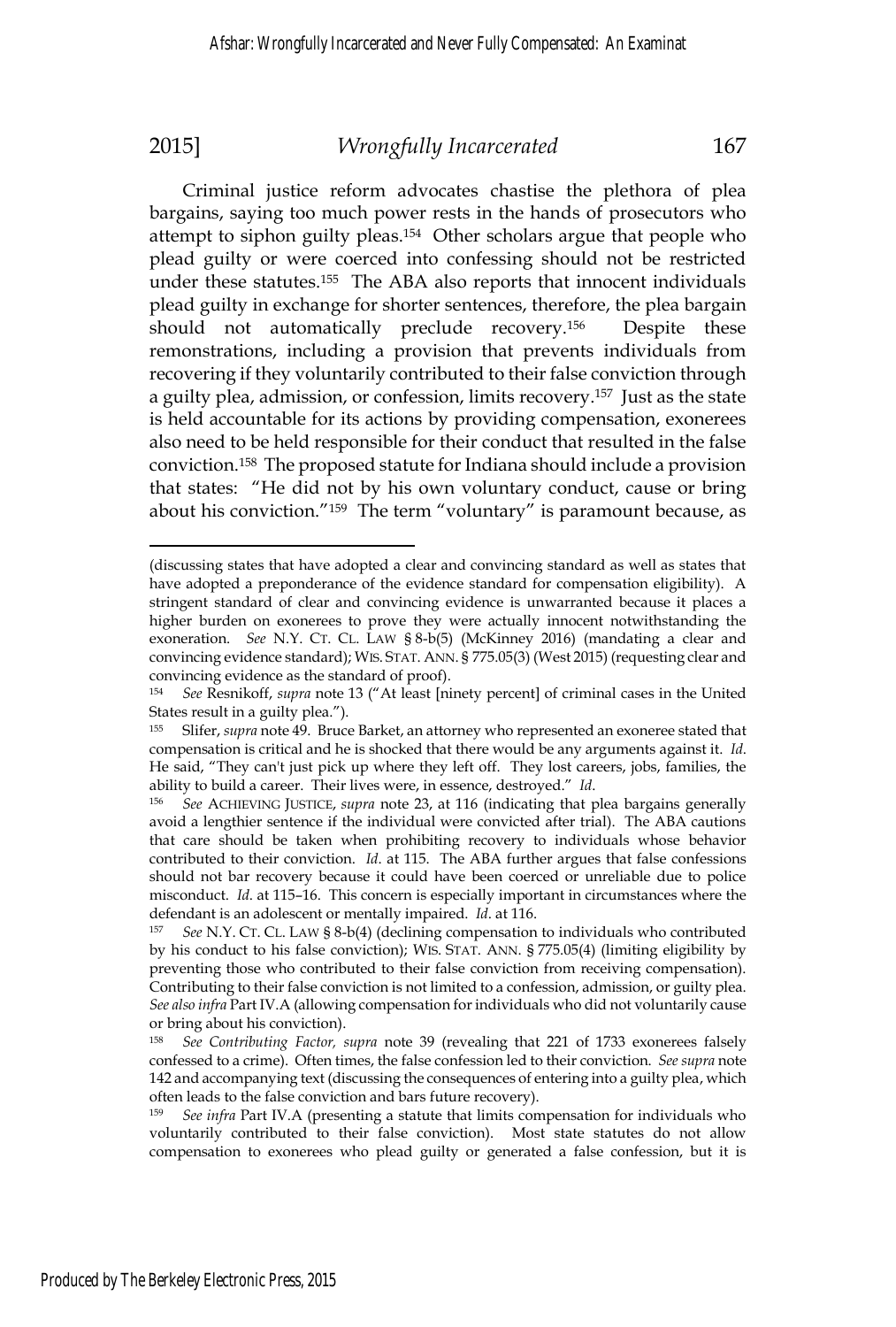Criminal justice reform advocates chastise the plethora of plea bargains, saying too much power rests in the hands of prosecutors who attempt to siphon guilty pleas.[154] Other scholars argue that people who plead guilty or were coerced into confessing should not be restricted under these statutes.[155] The ABA also reports that innocent individuals plead guilty in exchange for shorter sentences, therefore, the plea bargain should not automatically preclude recovery.[156] Despite these remonstrations, including a provision that prevents individuals from recovering if they voluntarily contributed to their false conviction through a guilty plea, admission, or confession, limits recovery.[157] Just as the state is held accountable for its actions by providing compensation, exonerees also need to be held responsible for their conduct that resulted in the false conviction.[158] The proposed statute for Indiana should include a provision that states: "He did not by his own voluntary conduct, cause or bring about his conviction."[159] The term "voluntary" is paramount because, as

---

(discussing states that have adopted a clear and convincing standard as well as states that have adopted a preponderance of the evidence standard for compensation eligibility). A stringent standard of clear and convincing evidence is unwarranted because it places a higher burden on exonerees to prove they were actually innocent notwithstanding the exoneration. *See* N.Y. CT. CL. LAW § 8-b(5) (McKinney 2016) (mandating a clear and convincing evidence standard); WIS. STAT. ANN. § 775.05(3) (West 2015) (requesting clear and convincing evidence as the standard of proof).

[154] *See* Resnikoff, *supra* note 13 ("At least [ninety percent] of criminal cases in the United States result in a guilty plea.").

[155] Slifer, *supra* note 49. Bruce Barket, an attorney who represented an exoneree stated that compensation is critical and he is shocked that there would be any arguments against it. *Id.* He said, "They can't just pick up where they left off. They lost careers, jobs, families, the ability to build a career. Their lives were, in essence, destroyed." *Id.*

[156] *See* ACHIEVING JUSTICE, *supra* note 23, at 116 (indicating that plea bargains generally avoid a lengthier sentence if the individual were convicted after trial). The ABA cautions that care should be taken when prohibiting recovery to individuals whose behavior contributed to their conviction. *Id.* at 115. The ABA further argues that false confessions should not bar recovery because it could have been coerced or unreliable due to police misconduct. *Id.* at 115–16. This concern is especially important in circumstances where the defendant is an adolescent or mentally impaired. *Id.* at 116.

[157] *See* N.Y. CT. CL. LAW § 8-b(4) (declining compensation to individuals who contributed by his conduct to his false conviction); WIS. STAT. ANN. § 775.05(4) (limiting eligibility by preventing those who contributed to their false conviction from receiving compensation). Contributing to their false conviction is not limited to a confession, admission, or guilty plea. *See also infra* Part IV.A (allowing compensation for individuals who did not voluntarily cause or bring about his conviction).

[158] *See Contributing Factor*, *supra* note 39 (revealing that 221 of 1733 exonerees falsely confessed to a crime). Often times, the false confession led to their conviction. *See supra* note 142 and accompanying text (discussing the consequences of entering into a guilty plea, which often leads to the false conviction and bars future recovery).

[159] *See infra* Part IV.A (presenting a statute that limits compensation for individuals who voluntarily contributed to their false conviction). Most state statutes do not allow compensation to exonerees who plead guilty or generated a false confession, but it is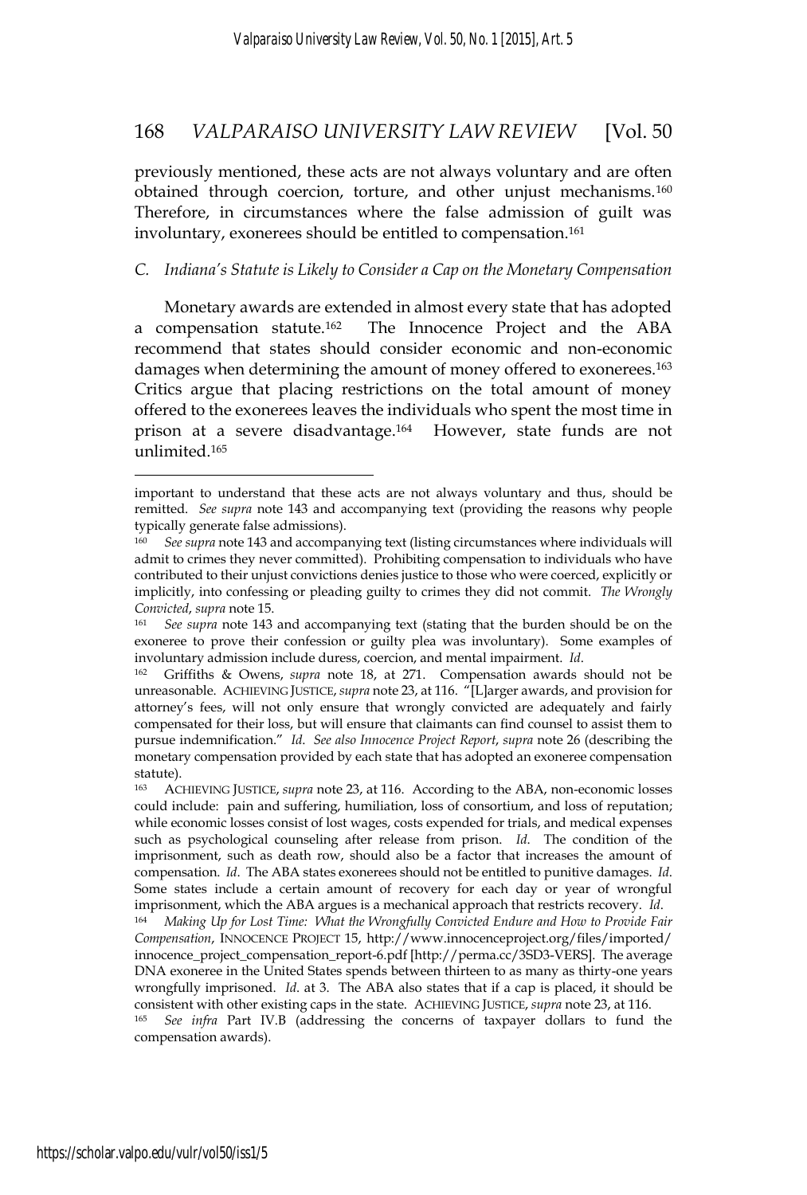previously mentioned, these acts are not always voluntary and are often obtained through coercion, torture, and other unjust mechanisms.[160] Therefore, in circumstances where the false admission of guilt was involuntary, exonerees should be entitled to compensation.[161]

### *C. Indiana's Statute is Likely to Consider a Cap on the Monetary Compensation*

Monetary awards are extended in almost every state that has adopted a compensation statute.[162] The Innocence Project and the ABA recommend that states should consider economic and non-economic damages when determining the amount of money offered to exonerees.[163] Critics argue that placing restrictions on the total amount of money offered to the exonerees leaves the individuals who spent the most time in prison at a severe disadvantage.[164] However, state funds are not unlimited.[165]

---

important to understand that these acts are not always voluntary and thus, should be remitted. *See supra* note 143 and accompanying text (providing the reasons why people typically generate false admissions).

[160] *See supra* note 143 and accompanying text (listing circumstances where individuals will admit to crimes they never committed). Prohibiting compensation to individuals who have contributed to their unjust convictions denies justice to those who were coerced, explicitly or implicitly, into confessing or pleading guilty to crimes they did not commit. *The Wrongly Convicted*, *supra* note 15.

[161] *See supra* note 143 and accompanying text (stating that the burden should be on the exoneree to prove their confession or guilty plea was involuntary). Some examples of involuntary admission include duress, coercion, and mental impairment. *Id*.

[162] Griffiths & Owens, *supra* note 18, at 271. Compensation awards should not be unreasonable. ACHIEVING JUSTICE, *supra* note 23, at 116. "[L]arger awards, and provision for attorney's fees, will not only ensure that wrongly convicted are adequately and fairly compensated for their loss, but will ensure that claimants can find counsel to assist them to pursue indemnification." *Id*. *See also Innocence Project Report*, *supra* note 26 (describing the monetary compensation provided by each state that has adopted an exoneree compensation statute).

[163] ACHIEVING JUSTICE, *supra* note 23, at 116. According to the ABA, non-economic losses could include: pain and suffering, humiliation, loss of consortium, and loss of reputation; while economic losses consist of lost wages, costs expended for trials, and medical expenses such as psychological counseling after release from prison. *Id*. The condition of the imprisonment, such as death row, should also be a factor that increases the amount of compensation. *Id*. The ABA states exonerees should not be entitled to punitive damages. *Id*. Some states include a certain amount of recovery for each day or year of wrongful imprisonment, which the ABA argues is a mechanical approach that restricts recovery. *Id*.

[164] *Making Up for Lost Time: What the Wrongfully Convicted Endure and How to Provide Fair Compensation*, INNOCENCE PROJECT 15, http://www.innocenceproject.org/files/imported/innocence_project_compensation_report-6.pdf [http://perma.cc/3SD3-VERS]. The average DNA exoneree in the United States spends between thirteen to as many as thirty-one years wrongfully imprisoned. *Id*. at 3. The ABA also states that if a cap is placed, it should be consistent with other existing caps in the state. ACHIEVING JUSTICE, *supra* note 23, at 116.

[165] *See infra* Part IV.B (addressing the concerns of taxpayer dollars to fund the compensation awards).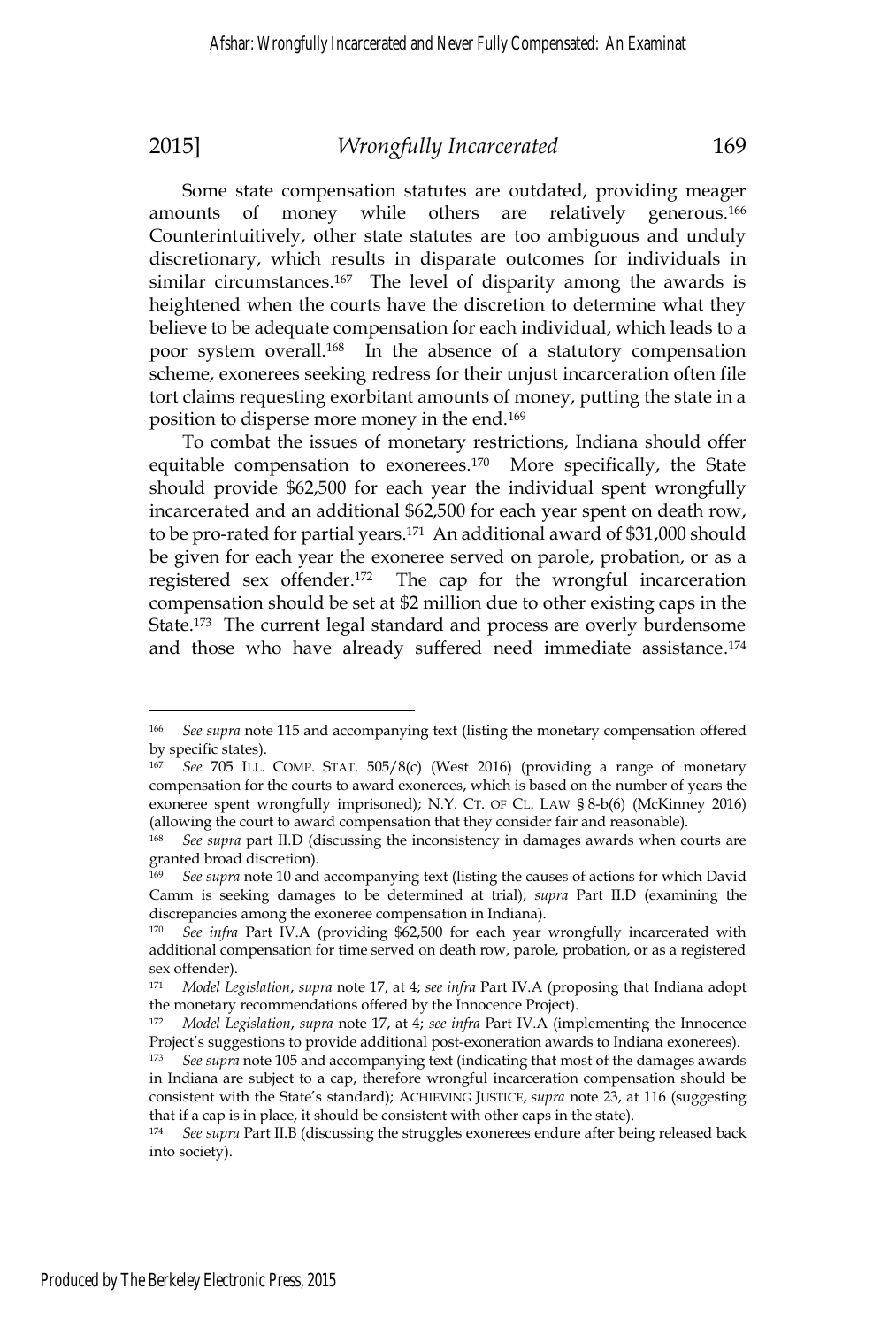Some state compensation statutes are outdated, providing meager amounts of money while others are relatively generous.[166] Counterintuitively, other state statutes are too ambiguous and unduly discretionary, which results in disparate outcomes for individuals in similar circumstances.[167] The level of disparity among the awards is heightened when the courts have the discretion to determine what they believe to be adequate compensation for each individual, which leads to a poor system overall.[168] In the absence of a statutory compensation scheme, exonerees seeking redress for their unjust incarceration often file tort claims requesting exorbitant amounts of money, putting the state in a position to disperse more money in the end.[169]

To combat the issues of monetary restrictions, Indiana should offer equitable compensation to exonerees.[170] More specifically, the State should provide $62,500 for each year the individual spent wrongfully incarcerated and an additional $62,500 for each year spent on death row, to be pro-rated for partial years.[171] An additional award of $31,000 should be given for each year the exoneree served on parole, probation, or as a registered sex offender.[172] The cap for the wrongful incarceration compensation should be set at $2 million due to other existing caps in the State.[173] The current legal standard and process are overly burdensome and those who have already suffered need immediate assistance.[174]

---

[166] *See supra* note 115 and accompanying text (listing the monetary compensation offered by specific states).

[167] *See* 705 ILL. COMP. STAT. 505/8(c) (West 2016) (providing a range of monetary compensation for the courts to award exonerees, which is based on the number of years the exoneree spent wrongfully imprisoned); N.Y. CT. OF CL. LAW § 8-b(6) (McKinney 2016) (allowing the court to award compensation that they consider fair and reasonable).

[168] *See supra* part II.D (discussing the inconsistency in damages awards when courts are granted broad discretion).

[169] *See supra* note 10 and accompanying text (listing the causes of actions for which David Camm is seeking damages to be determined at trial); *supra* Part II.D (examining the discrepancies among the exoneree compensation in Indiana).

[170] *See infra* Part IV.A (providing $62,500 for each year wrongfully incarcerated with additional compensation for time served on death row, parole, probation, or as a registered sex offender).

[171] *Model Legislation*, *supra* note 17, at 4; *see infra* Part IV.A (proposing that Indiana adopt the monetary recommendations offered by the Innocence Project).

[172] *Model Legislation*, *supra* note 17, at 4; *see infra* Part IV.A (implementing the Innocence Project's suggestions to provide additional post-exoneration awards to Indiana exonerees).

[173] *See supra* note 105 and accompanying text (indicating that most of the damages awards in Indiana are subject to a cap, therefore wrongful incarceration compensation should be consistent with the State's standard); ACHIEVING JUSTICE, *supra* note 23, at 116 (suggesting that if a cap is in place, it should be consistent with other caps in the state).

[174] *See supra* Part II.B (discussing the struggles exonerees endure after being released back into society).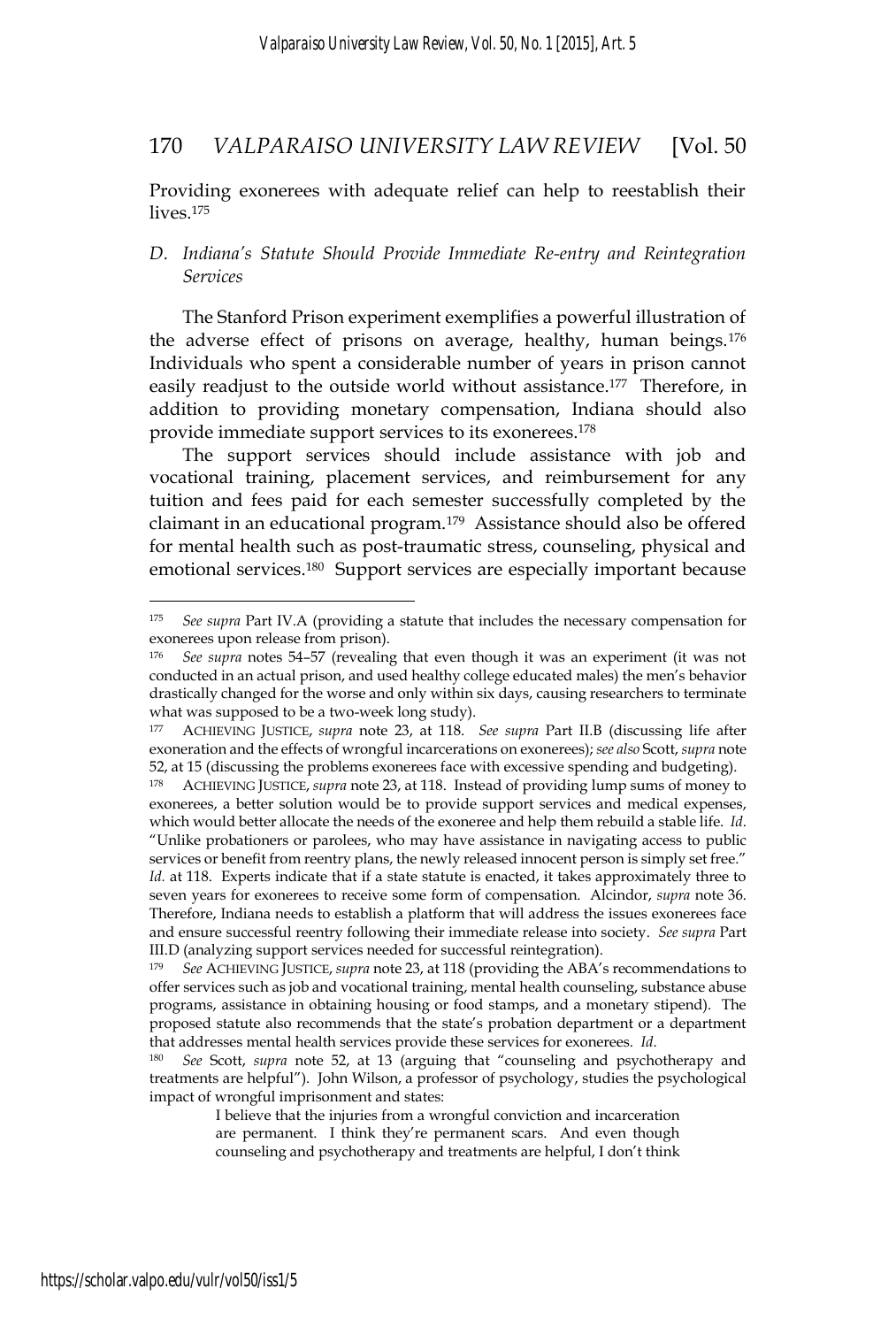Providing exonerees with adequate relief can help to reestablish their lives.[175]

### *D. Indiana's Statute Should Provide Immediate Re-entry and Reintegration Services*

The Stanford Prison experiment exemplifies a powerful illustration of the adverse effect of prisons on average, healthy, human beings.[176] Individuals who spent a considerable number of years in prison cannot easily readjust to the outside world without assistance.[177] Therefore, in addition to providing monetary compensation, Indiana should also provide immediate support services to its exonerees.[178]

The support services should include assistance with job and vocational training, placement services, and reimbursement for any tuition and fees paid for each semester successfully completed by the claimant in an educational program.[179] Assistance should also be offered for mental health such as post-traumatic stress, counseling, physical and emotional services.[180] Support services are especially important because

---

[175] *See supra* Part IV.A (providing a statute that includes the necessary compensation for exonerees upon release from prison).

[176] *See supra* notes 54–57 (revealing that even though it was an experiment (it was not conducted in an actual prison, and used healthy college educated males) the men's behavior drastically changed for the worse and only within six days, causing researchers to terminate what was supposed to be a two-week long study).

[177] ACHIEVING JUSTICE, *supra* note 23, at 118. *See supra* Part II.B (discussing life after exoneration and the effects of wrongful incarcerations on exonerees); *see also* Scott, *supra* note 52, at 15 (discussing the problems exonerees face with excessive spending and budgeting).

[178] ACHIEVING JUSTICE, *supra* note 23, at 118. Instead of providing lump sums of money to exonerees, a better solution would be to provide support services and medical expenses, which would better allocate the needs of the exoneree and help them rebuild a stable life. *Id*. "Unlike probationers or parolees, who may have assistance in navigating access to public services or benefit from reentry plans, the newly released innocent person is simply set free." *Id.* at 118. Experts indicate that if a state statute is enacted, it takes approximately three to seven years for exonerees to receive some form of compensation. Alcindor, *supra* note 36. Therefore, Indiana needs to establish a platform that will address the issues exonerees face and ensure successful reentry following their immediate release into society. *See supra* Part III.D (analyzing support services needed for successful reintegration).

[179] *See* ACHIEVING JUSTICE, *supra* note 23, at 118 (providing the ABA's recommendations to offer services such as job and vocational training, mental health counseling, substance abuse programs, assistance in obtaining housing or food stamps, and a monetary stipend). The proposed statute also recommends that the state's probation department or a department that addresses mental health services provide these services for exonerees. *Id*.

[180] *See* Scott, *supra* note 52, at 13 (arguing that "counseling and psychotherapy and treatments are helpful"). John Wilson, a professor of psychology, studies the psychological impact of wrongful imprisonment and states:

> I believe that the injuries from a wrongful conviction and incarceration are permanent. I think they're permanent scars. And even though counseling and psychotherapy and treatments are helpful, I don't think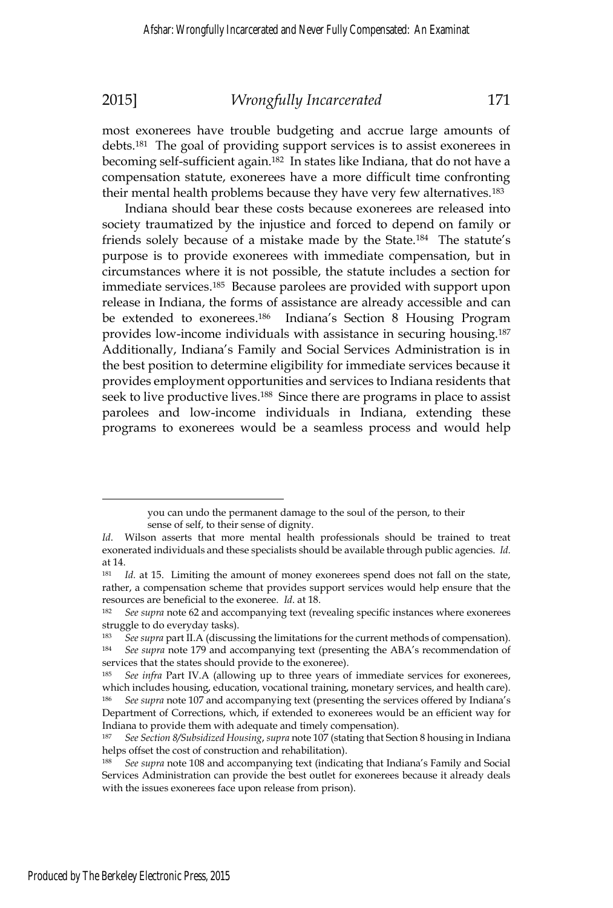most exonerees have trouble budgeting and accrue large amounts of debts.[181] The goal of providing support services is to assist exonerees in becoming self-sufficient again.[182] In states like Indiana, that do not have a compensation statute, exonerees have a more difficult time confronting their mental health problems because they have very few alternatives.[183]

Indiana should bear these costs because exonerees are released into society traumatized by the injustice and forced to depend on family or friends solely because of a mistake made by the State.[184] The statute's purpose is to provide exonerees with immediate compensation, but in circumstances where it is not possible, the statute includes a section for immediate services.[185] Because parolees are provided with support upon release in Indiana, the forms of assistance are already accessible and can be extended to exonerees.[186] Indiana's Section 8 Housing Program provides low-income individuals with assistance in securing housing.[187] Additionally, Indiana's Family and Social Services Administration is in the best position to determine eligibility for immediate services because it provides employment opportunities and services to Indiana residents that seek to live productive lives.[188] Since there are programs in place to assist parolees and low-income individuals in Indiana, extending these programs to exonerees would be a seamless process and would help

---

> you can undo the permanent damage to the soul of the person, to their sense of self, to their sense of dignity.

*Id*. Wilson asserts that more mental health professionals should be trained to treat exonerated individuals and these specialists should be available through public agencies. *Id.* at 14.

[181] *Id.* at 15. Limiting the amount of money exonerees spend does not fall on the state, rather, a compensation scheme that provides support services would help ensure that the resources are beneficial to the exoneree. *Id*. at 18.

[182] *See supra* note 62 and accompanying text (revealing specific instances where exonerees struggle to do everyday tasks).

[183] *See supra* part II.A (discussing the limitations for the current methods of compensation).

[184] *See supra* note 179 and accompanying text (presenting the ABA's recommendation of services that the states should provide to the exoneree).

[185] *See infra* Part IV.A (allowing up to three years of immediate services for exonerees, which includes housing, education, vocational training, monetary services, and health care).

[186] *See supra* note 107 and accompanying text (presenting the services offered by Indiana's Department of Corrections, which, if extended to exonerees would be an efficient way for Indiana to provide them with adequate and timely compensation).

[187] *See Section 8/Subsidized Housing*, *supra* note 107 (stating that Section 8 housing in Indiana helps offset the cost of construction and rehabilitation).

[188] *See supra* note 108 and accompanying text (indicating that Indiana's Family and Social Services Administration can provide the best outlet for exonerees because it already deals with the issues exonerees face upon release from prison).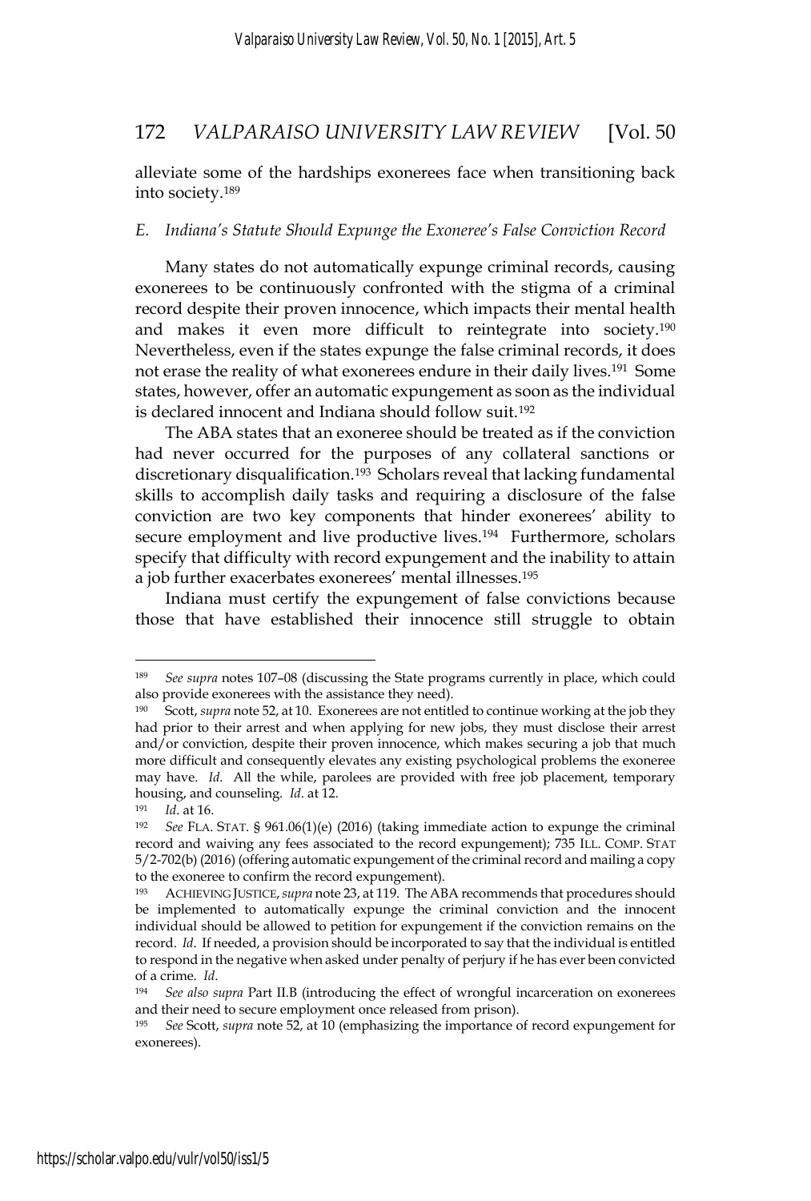alleviate some of the hardships exonerees face when transitioning back into society.[189]

### *E. Indiana's Statute Should Expunge the Exoneree's False Conviction Record*

Many states do not automatically expunge criminal records, causing exonerees to be continuously confronted with the stigma of a criminal record despite their proven innocence, which impacts their mental health and makes it even more difficult to reintegrate into society.[190] Nevertheless, even if the states expunge the false criminal records, it does not erase the reality of what exonerees endure in their daily lives.[191] Some states, however, offer an automatic expungement as soon as the individual is declared innocent and Indiana should follow suit.[192]

The ABA states that an exoneree should be treated as if the conviction had never occurred for the purposes of any collateral sanctions or discretionary disqualification.[193] Scholars reveal that lacking fundamental skills to accomplish daily tasks and requiring a disclosure of the false conviction are two key components that hinder exonerees' ability to secure employment and live productive lives.[194] Furthermore, scholars specify that difficulty with record expungement and the inability to attain a job further exacerbates exonerees' mental illnesses.[195]

Indiana must certify the expungement of false convictions because those that have established their innocence still struggle to obtain

---

[189] *See supra* notes 107–08 (discussing the State programs currently in place, which could also provide exonerees with the assistance they need).

[190] Scott, *supra* note 52, at 10. Exonerees are not entitled to continue working at the job they had prior to their arrest and when applying for new jobs, they must disclose their arrest and/or conviction, despite their proven innocence, which makes securing a job that much more difficult and consequently elevates any existing psychological problems the exoneree may have. *Id.* All the while, parolees are provided with free job placement, temporary housing, and counseling. *Id.* at 12.

[191] *Id.* at 16.

[192] *See* FLA. STAT. § 961.06(1)(e) (2016) (taking immediate action to expunge the criminal record and waiving any fees associated to the record expungement); 735 ILL. COMP. STAT 5/2-702(b) (2016) (offering automatic expungement of the criminal record and mailing a copy to the exoneree to confirm the record expungement).

[193] ACHIEVING JUSTICE, *supra* note 23, at 119. The ABA recommends that procedures should be implemented to automatically expunge the criminal conviction and the innocent individual should be allowed to petition for expungement if the conviction remains on the record. *Id.* If needed, a provision should be incorporated to say that the individual is entitled to respond in the negative when asked under penalty of perjury if he has ever been convicted of a crime. *Id.*

[194] *See also supra* Part II.B (introducing the effect of wrongful incarceration on exonerees and their need to secure employment once released from prison).

[195] *See* Scott, *supra* note 52, at 10 (emphasizing the importance of record expungement for exonerees).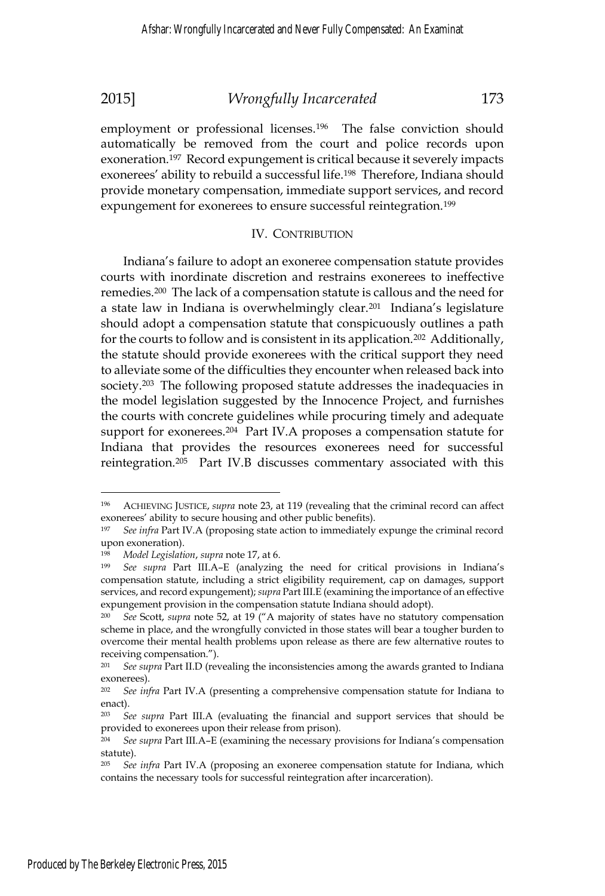employment or professional licenses.[196] The false conviction should automatically be removed from the court and police records upon exoneration.[197] Record expungement is critical because it severely impacts exonerees' ability to rebuild a successful life.[198] Therefore, Indiana should provide monetary compensation, immediate support services, and record expungement for exonerees to ensure successful reintegration.[199]

## IV. CONTRIBUTION

Indiana's failure to adopt an exoneree compensation statute provides courts with inordinate discretion and restrains exonerees to ineffective remedies.[200] The lack of a compensation statute is callous and the need for a state law in Indiana is overwhelmingly clear.[201] Indiana's legislature should adopt a compensation statute that conspicuously outlines a path for the courts to follow and is consistent in its application.[202] Additionally, the statute should provide exonerees with the critical support they need to alleviate some of the difficulties they encounter when released back into society.[203] The following proposed statute addresses the inadequacies in the model legislation suggested by the Innocence Project, and furnishes the courts with concrete guidelines while procuring timely and adequate support for exonerees.[204] Part IV.A proposes a compensation statute for Indiana that provides the resources exonerees need for successful reintegration.[205] Part IV.B discusses commentary associated with this

---

[196] ACHIEVING JUSTICE, *supra* note 23, at 119 (revealing that the criminal record can affect exonerees' ability to secure housing and other public benefits).

[197] *See infra* Part IV.A (proposing state action to immediately expunge the criminal record upon exoneration).

[198] *Model Legislation*, *supra* note 17, at 6.

[199] *See supra* Part III.A–E (analyzing the need for critical provisions in Indiana's compensation statute, including a strict eligibility requirement, cap on damages, support services, and record expungement); *supra* Part III.E (examining the importance of an effective expungement provision in the compensation statute Indiana should adopt).

[200] *See* Scott, *supra* note 52, at 19 ("A majority of states have no statutory compensation scheme in place, and the wrongfully convicted in those states will bear a tougher burden to overcome their mental health problems upon release as there are few alternative routes to receiving compensation.").

[201] *See supra* Part II.D (revealing the inconsistencies among the awards granted to Indiana exonerees).

[202] *See infra* Part IV.A (presenting a comprehensive compensation statute for Indiana to enact).

[203] *See supra* Part III.A (evaluating the financial and support services that should be provided to exonerees upon their release from prison).

[204] *See supra* Part III.A–E (examining the necessary provisions for Indiana's compensation statute).

[205] *See infra* Part IV.A (proposing an exoneree compensation statute for Indiana, which contains the necessary tools for successful reintegration after incarceration).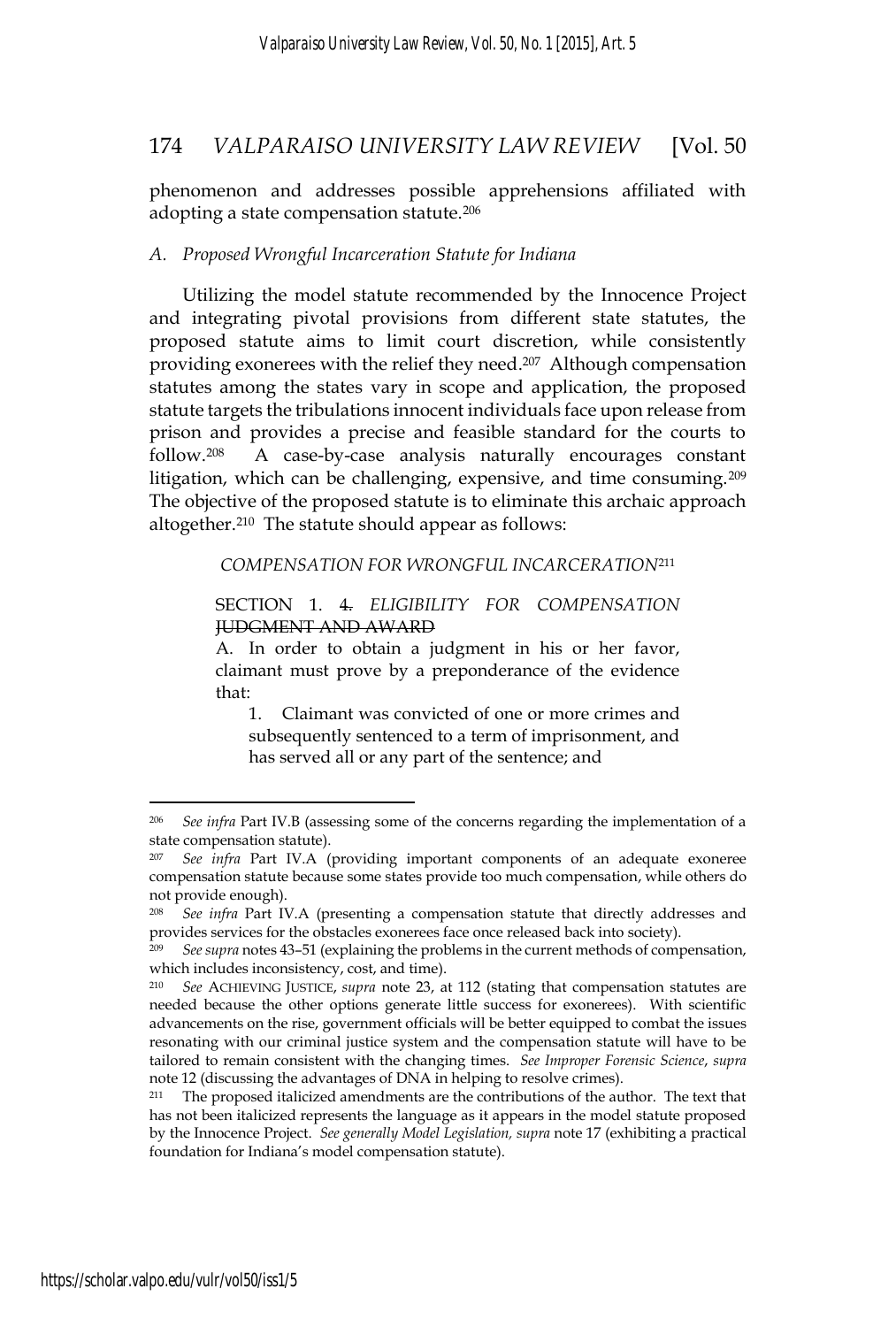phenomenon and addresses possible apprehensions affiliated with adopting a state compensation statute.[206]

### *A. Proposed Wrongful Incarceration Statute for Indiana*

Utilizing the model statute recommended by the Innocence Project and integrating pivotal provisions from different state statutes, the proposed statute aims to limit court discretion, while consistently providing exonerees with the relief they need.[207] Although compensation statutes among the states vary in scope and application, the proposed statute targets the tribulations innocent individuals face upon release from prison and provides a precise and feasible standard for the courts to follow.[208] A case-by-case analysis naturally encourages constant litigation, which can be challenging, expensive, and time consuming.[209] The objective of the proposed statute is to eliminate this archaic approach altogether.[210] The statute should appear as follows:

> *COMPENSATION FOR WRONGFUL INCARCERATION*[211]
>
> SECTION 1. ~~4.~~ *ELIGIBILITY FOR COMPENSATION* ~~JUDGMENT AND AWARD~~
>
> A. In order to obtain a judgment in his or her favor, claimant must prove by a preponderance of the evidence that:
>
> 1. Claimant was convicted of one or more crimes and subsequently sentenced to a term of imprisonment, and has served all or any part of the sentence; and

---

[206] *See infra* Part IV.B (assessing some of the concerns regarding the implementation of a state compensation statute).

[207] *See infra* Part IV.A (providing important components of an adequate exoneree compensation statute because some states provide too much compensation, while others do not provide enough).

[208] *See infra* Part IV.A (presenting a compensation statute that directly addresses and provides services for the obstacles exonerees face once released back into society).

[209] *See supra* notes 43–51 (explaining the problems in the current methods of compensation, which includes inconsistency, cost, and time).

[210] *See* ACHIEVING JUSTICE, *supra* note 23, at 112 (stating that compensation statutes are needed because the other options generate little success for exonerees). With scientific advancements on the rise, government officials will be better equipped to combat the issues resonating with our criminal justice system and the compensation statute will have to be tailored to remain consistent with the changing times. *See Improper Forensic Science*, *supra* note 12 (discussing the advantages of DNA in helping to resolve crimes).

[211] The proposed italicized amendments are the contributions of the author. The text that has not been italicized represents the language as it appears in the model statute proposed by the Innocence Project. *See generally Model Legislation, supra* note 17 (exhibiting a practical foundation for Indiana's model compensation statute).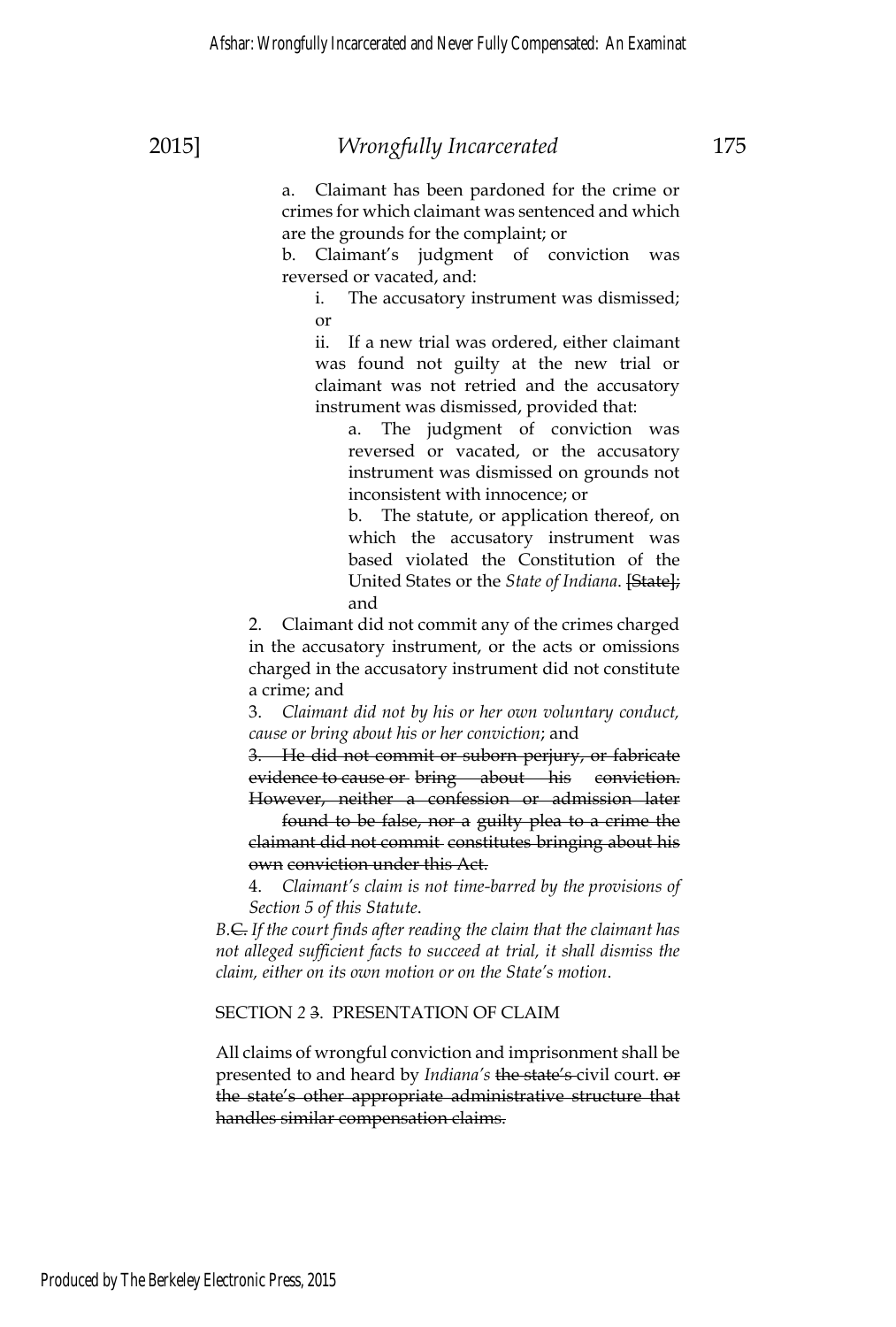a. Claimant has been pardoned for the crime or crimes for which claimant was sentenced and which are the grounds for the complaint; or

b. Claimant's judgment of conviction was reversed or vacated, and:

i. The accusatory instrument was dismissed; or

ii. If a new trial was ordered, either claimant was found not guilty at the new trial or claimant was not retried and the accusatory instrument was dismissed, provided that:

a. The judgment of conviction was reversed or vacated, or the accusatory instrument was dismissed on grounds not inconsistent with innocence; or

b. The statute, or application thereof, on which the accusatory instrument was based violated the Constitution of the United States or the *State of Indiana*. ~~[State];~~ and

2. Claimant did not commit any of the crimes charged in the accusatory instrument, or the acts or omissions charged in the accusatory instrument did not constitute a crime; and

3. *Claimant did not by his or her own voluntary conduct, cause or bring about his or her conviction*; and

~~3. He did not commit or suborn perjury, or fabricate evidence to cause or bring about his conviction. However, neither a confession or admission later found to be false, nor a guilty plea to a crime the claimant did not commit constitutes bringing about his own conviction under this Act.~~

4. *Claimant's claim is not time-barred by the provisions of Section 5 of this Statute*.

*B.*~~C.~~ *If the court finds after reading the claim that the claimant has not alleged sufficient facts to succeed at trial, it shall dismiss the claim, either on its own motion or on the State's motion*.

SECTION *2* ~~3~~. PRESENTATION OF CLAIM

All claims of wrongful conviction and imprisonment shall be presented to and heard by *Indiana's* ~~the state's~~ civil court. ~~or the state's other appropriate administrative structure that handles similar compensation claims.~~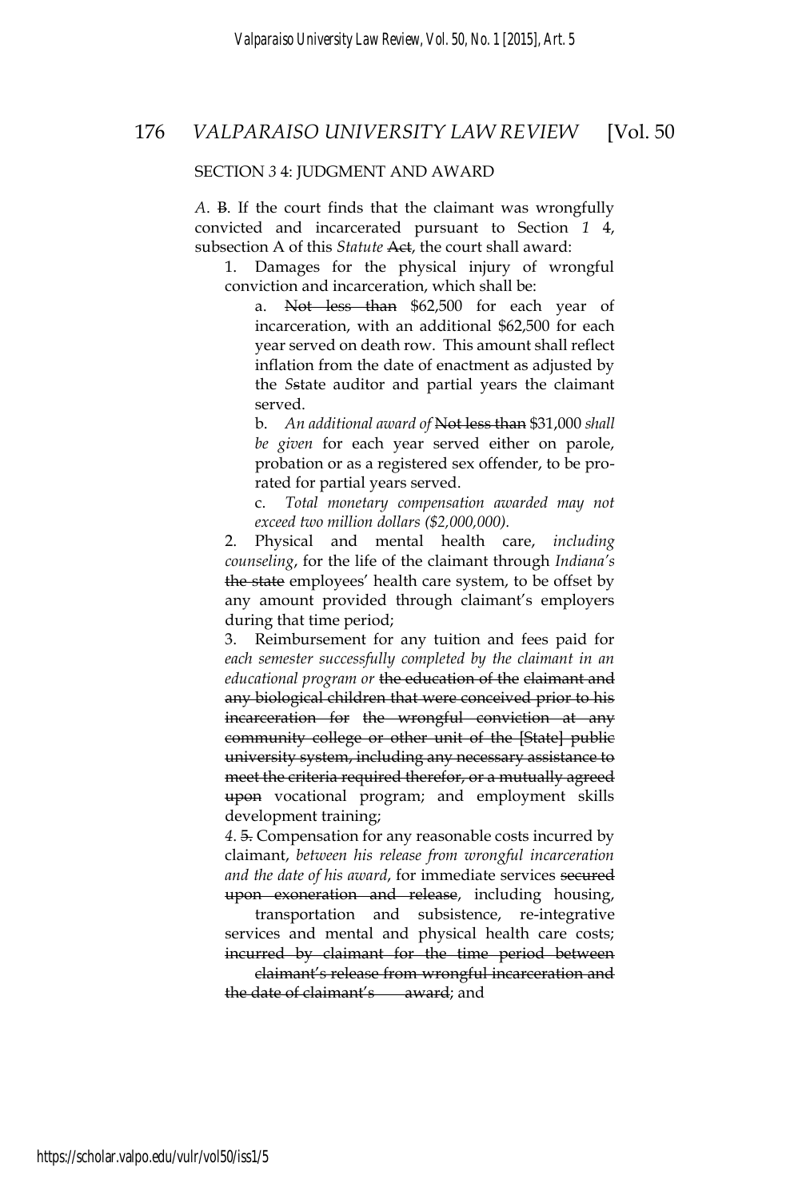SECTION *3* ~~4~~: JUDGMENT AND AWARD

*A.* ~~B~~. If the court finds that the claimant was wrongfully convicted and incarcerated pursuant to Section *1* ~~4~~, subsection A of this *Statute* ~~Act~~, the court shall award:

1. Damages for the physical injury of wrongful conviction and incarceration, which shall be:

   a. ~~Not less than~~ $62,500 for each year of incarceration, with an additional $62,500 for each year served on death row. This amount shall reflect inflation from the date of enactment as adjusted by the *S*~~s~~tate auditor and partial years the claimant served.

   b. *An additional award of* ~~Not less than~~ $31,000 *shall be given* for each year served either on parole, probation or as a registered sex offender, to be pro-rated for partial years served.

   c. *Total monetary compensation awarded may not exceed two million dollars ($2,000,000).*

2. Physical and mental health care, *including counseling*, for the life of the claimant through *Indiana's* ~~the state~~ employees' health care system, to be offset by any amount provided through claimant's employers during that time period;

3. Reimbursement for any tuition and fees paid for *each semester successfully completed by the claimant in an educational program or* ~~the education of the claimant and any biological children that were conceived prior to his incarceration for the wrongful conviction at any community college or other unit of the [State] public university system, including any necessary assistance to meet the criteria required therefor, or a mutually agreed upon~~ vocational program; and employment skills development training;

*4.* ~~5.~~ Compensation for any reasonable costs incurred by claimant, *between his release from wrongful incarceration and the date of his award*, for immediate services ~~secured upon exoneration and release~~, including housing, transportation and subsistence, re-integrative services and mental and physical health care costs; ~~incurred by claimant for the time period between claimant's release from wrongful incarceration and the date of claimant's award~~; and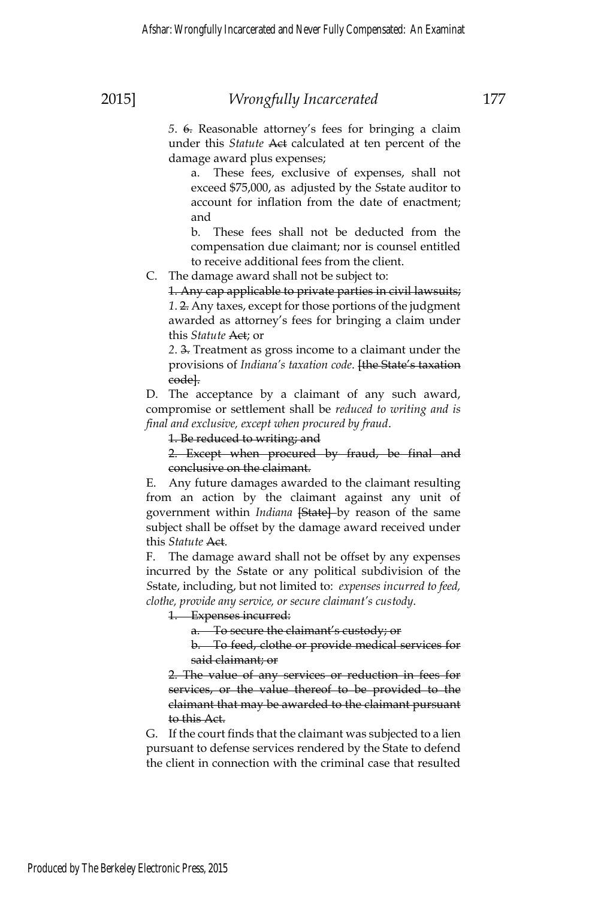*5*. ~~6.~~ Reasonable attorney's fees for bringing a claim under this *Statute* ~~Act~~ calculated at ten percent of the damage award plus expenses;

a. These fees, exclusive of expenses, shall not exceed $75,000, as adjusted by the *S*~~s~~tate auditor to account for inflation from the date of enactment; and

b. These fees shall not be deducted from the compensation due claimant; nor is counsel entitled to receive additional fees from the client.

C. The damage award shall not be subject to:

~~1. Any cap applicable to private parties in civil lawsuits;~~

*1*. ~~2.~~ Any taxes, except for those portions of the judgment awarded as attorney's fees for bringing a claim under this *Statute* ~~Act~~; or

*2*. ~~3.~~ Treatment as gross income to a claimant under the provisions of *Indiana's taxation code*. ~~[the State's taxation code]~~.

D. The acceptance by a claimant of any such award, compromise or settlement shall be *reduced to writing and is final and exclusive, except when procured by fraud*.

~~1. Be reduced to writing; and~~

~~2. Except when procured by fraud, be final and conclusive on the claimant.~~

E. Any future damages awarded to the claimant resulting from an action by the claimant against any unit of government within *Indiana* ~~[State]~~ by reason of the same subject shall be offset by the damage award received under this *Statute* ~~Act~~.

F. The damage award shall not be offset by any expenses incurred by the *S*~~s~~tate or any political subdivision of the *S*~~s~~tate, including, but not limited to: *expenses incurred to feed, clothe, provide any service, or secure claimant's custody*.

~~1. Expenses incurred:~~

~~a. To secure the claimant's custody; or~~

~~b. To feed, clothe or provide medical services for said claimant; or~~

~~2. The value of any services or reduction in fees for services, or the value thereof to be provided to the claimant that may be awarded to the claimant pursuant to this Act.~~

G. If the court finds that the claimant was subjected to a lien pursuant to defense services rendered by the State to defend the client in connection with the criminal case that resulted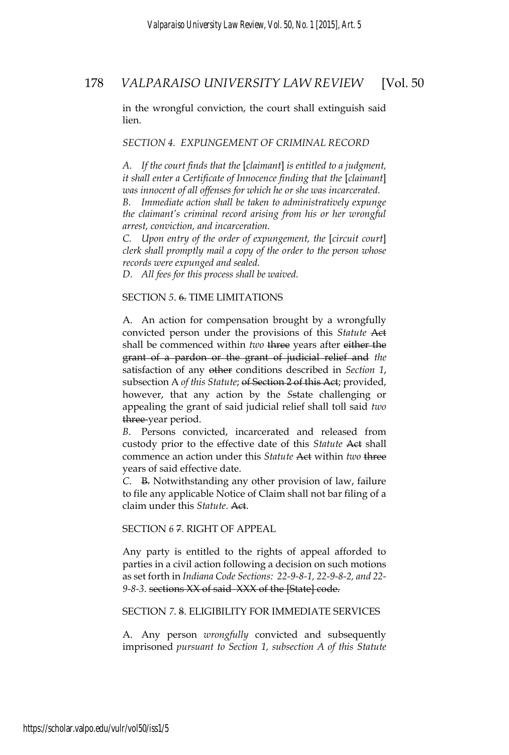in the wrongful conviction, the court shall extinguish said lien.

*SECTION 4. EXPUNGEMENT OF CRIMINAL RECORD*

*A. If the court finds that the* [*claimant*] *is entitled to a judgment, it shall enter a Certificate of Innocence finding that the* [*claimant*] *was innocent of all offenses for which he or she was incarcerated.*
*B. Immediate action shall be taken to administratively expunge the claimant's criminal record arising from his or her wrongful arrest, conviction, and incarceration.*
*C. Upon entry of the order of expungement, the* [*circuit court*] *clerk shall promptly mail a copy of the order to the person whose records were expunged and sealed.*
*D. All fees for this process shall be waived.*

SECTION *5*. ~~6.~~ TIME LIMITATIONS

A. An action for compensation brought by a wrongfully convicted person under the provisions of this *Statute* ~~Act~~ shall be commenced within *two* ~~three~~ years after ~~either the grant of a pardon or the grant of judicial relief and~~ *the* satisfaction of any ~~other~~ conditions described in *Section 1*, subsection A *of this Statute*; ~~of Section 2 of this Act~~; provided, however, that any action by the *S*~~s~~tate challenging or appealing the grant of said judicial relief shall toll said *two* ~~three~~-year period.

*B*. Persons convicted, incarcerated and released from custody prior to the effective date of this *Statute* ~~Act~~ shall commence an action under this *Statute* ~~Act~~ within *two* ~~three~~ years of said effective date.

*C*. ~~B.~~ Notwithstanding any other provision of law, failure to file any applicable Notice of Claim shall not bar filing of a claim under this *Statute*. ~~Act~~.

SECTION *6* ~~7~~. RIGHT OF APPEAL

Any party is entitled to the rights of appeal afforded to parties in a civil action following a decision on such motions as set forth in *Indiana Code Sections: 22-9-8-1, 22-9-8-2, and 22-9-8-3*. ~~sections XX of said XXX of the [State] code.~~

SECTION *7*. ~~8~~. ELIGIBILITY FOR IMMEDIATE SERVICES

A. Any person *wrongfully* convicted and subsequently imprisoned *pursuant to Section 1, subsection A of this Statute*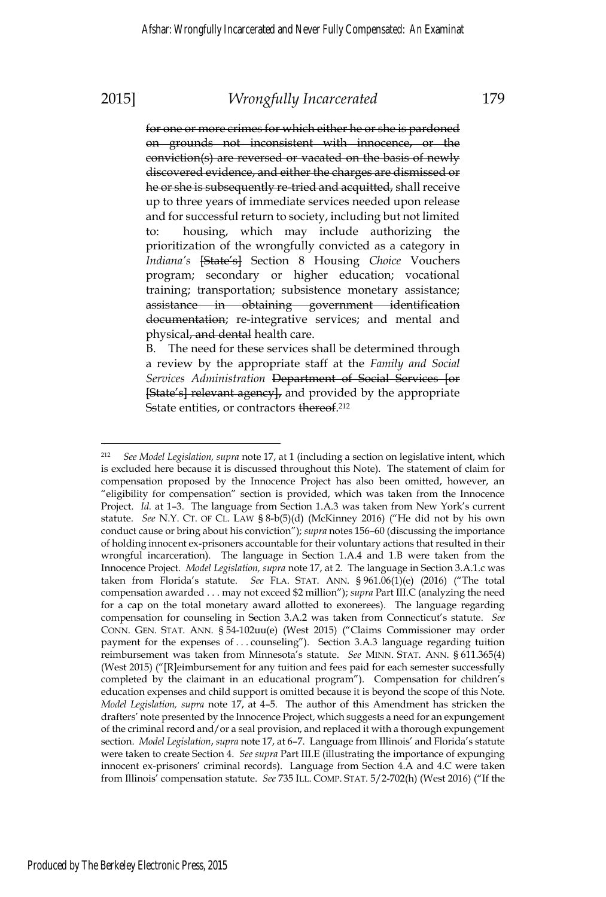~~for one or more crimes for which either he or she is pardoned on grounds not inconsistent with innocence, or the conviction(s) are reversed or vacated on the basis of newly discovered evidence, and either the charges are dismissed or he or she is subsequently re-tried and acquitted,~~ shall receive up to three years of immediate services needed upon release and for successful return to society, including but not limited to: housing, which may include authorizing the prioritization of the wrongfully convicted as a category in *Indiana's* ~~[State's]~~ Section 8 Housing *Choice* Vouchers program; secondary or higher education; vocational training; transportation; subsistence monetary assistance; ~~assistance in obtaining government identification documentation~~; re-integrative services; and mental and physical~~, and dental~~ health care.

B. The need for these services shall be determined through a review by the appropriate staff at the *Family and Social Services Administration* ~~Department of Social Services [or [State's] relevant agency]~~, and provided by the appropriate S~~s~~tate entities, or contractors ~~thereof~~.[212]

---

[212] *See Model Legislation, supra* note 17, at 1 (including a section on legislative intent, which is excluded here because it is discussed throughout this Note). The statement of claim for compensation proposed by the Innocence Project has also been omitted, however, an "eligibility for compensation" section is provided, which was taken from the Innocence Project. *Id.* at 1–3. The language from Section 1.A.3 was taken from New York's current statute. *See* N.Y. CT. OF CL. LAW § 8-b(5)(d) (McKinney 2016) ("He did not by his own conduct cause or bring about his conviction"); *supra* notes 156–60 (discussing the importance of holding innocent ex-prisoners accountable for their voluntary actions that resulted in their wrongful incarceration). The language in Section 1.A.4 and 1.B were taken from the Innocence Project. *Model Legislation, supra* note 17, at 2. The language in Section 3.A.1.c was taken from Florida's statute. *See* FLA. STAT. ANN. § 961.06(1)(e) (2016) ("The total compensation awarded . . . may not exceed $2 million"); *supra* Part III.C (analyzing the need for a cap on the total monetary award allotted to exonerees). The language regarding compensation for counseling in Section 3.A.2 was taken from Connecticut's statute. *See* CONN. GEN. STAT. ANN. § 54-102uu(e) (West 2015) ("Claims Commissioner may order payment for the expenses of . . . counseling"). Section 3.A.3 language regarding tuition reimbursement was taken from Minnesota's statute. *See* MINN. STAT. ANN. § 611.365(4) (West 2015) ("[R]eimbursement for any tuition and fees paid for each semester successfully completed by the claimant in an educational program"). Compensation for children's education expenses and child support is omitted because it is beyond the scope of this Note. *Model Legislation, supra* note 17, at 4–5. The author of this Amendment has stricken the drafters' note presented by the Innocence Project, which suggests a need for an expungement of the criminal record and/or a seal provision, and replaced it with a thorough expungement section. *Model Legislation*, *supra* note 17, at 6–7. Language from Illinois' and Florida's statute were taken to create Section 4. *See supra* Part III.E (illustrating the importance of expunging innocent ex-prisoners' criminal records). Language from Section 4.A and 4.C were taken from Illinois' compensation statute. *See* 735 ILL. COMP. STAT. 5/2-702(h) (West 2016) ("If the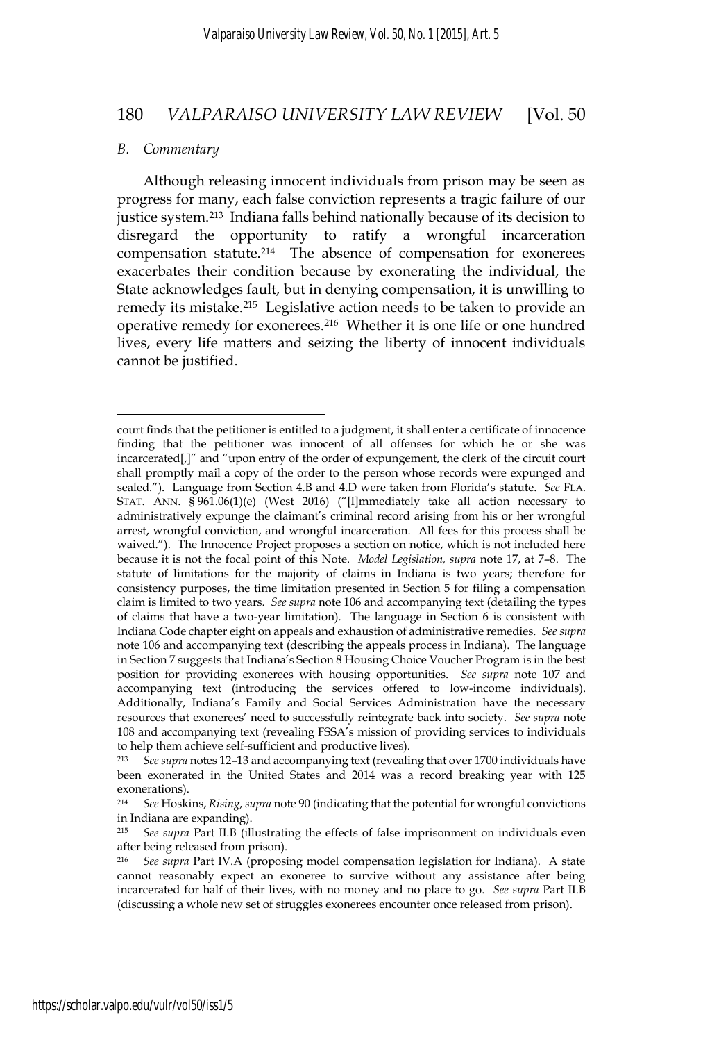### B. Commentary

Although releasing innocent individuals from prison may be seen as progress for many, each false conviction represents a tragic failure of our justice system.[213] Indiana falls behind nationally because of its decision to disregard the opportunity to ratify a wrongful incarceration compensation statute.[214] The absence of compensation for exonerees exacerbates their condition because by exonerating the individual, the State acknowledges fault, but in denying compensation, it is unwilling to remedy its mistake.[215] Legislative action needs to be taken to provide an operative remedy for exonerees.[216] Whether it is one life or one hundred lives, every life matters and seizing the liberty of innocent individuals cannot be justified.

---

court finds that the petitioner is entitled to a judgment, it shall enter a certificate of innocence finding that the petitioner was innocent of all offenses for which he or she was incarcerated[,]" and "upon entry of the order of expungement, the clerk of the circuit court shall promptly mail a copy of the order to the person whose records were expunged and sealed."). Language from Section 4.B and 4.D were taken from Florida's statute. *See* FLA. STAT. ANN. § 961.06(1)(e) (West 2016) ("[I]mmediately take all action necessary to administratively expunge the claimant's criminal record arising from his or her wrongful arrest, wrongful conviction, and wrongful incarceration. All fees for this process shall be waived."). The Innocence Project proposes a section on notice, which is not included here because it is not the focal point of this Note. *Model Legislation, supra* note 17, at 7–8. The statute of limitations for the majority of claims in Indiana is two years; therefore for consistency purposes, the time limitation presented in Section 5 for filing a compensation claim is limited to two years. *See supra* note 106 and accompanying text (detailing the types of claims that have a two-year limitation). The language in Section 6 is consistent with Indiana Code chapter eight on appeals and exhaustion of administrative remedies. *See supra* note 106 and accompanying text (describing the appeals process in Indiana). The language in Section 7 suggests that Indiana's Section 8 Housing Choice Voucher Program is in the best position for providing exonerees with housing opportunities. *See supra* note 107 and accompanying text (introducing the services offered to low-income individuals). Additionally, Indiana's Family and Social Services Administration have the necessary resources that exonerees' need to successfully reintegrate back into society. *See supra* note 108 and accompanying text (revealing FSSA's mission of providing services to individuals to help them achieve self-sufficient and productive lives).

[213] *See supra* notes 12–13 and accompanying text (revealing that over 1700 individuals have been exonerated in the United States and 2014 was a record breaking year with 125 exonerations).

[214] *See* Hoskins, *Rising*, *supra* note 90 (indicating that the potential for wrongful convictions in Indiana are expanding).

[215] *See supra* Part II.B (illustrating the effects of false imprisonment on individuals even after being released from prison).

[216] *See supra* Part IV.A (proposing model compensation legislation for Indiana). A state cannot reasonably expect an exoneree to survive without any assistance after being incarcerated for half of their lives, with no money and no place to go. *See supra* Part II.B (discussing a whole new set of struggles exonerees encounter once released from prison).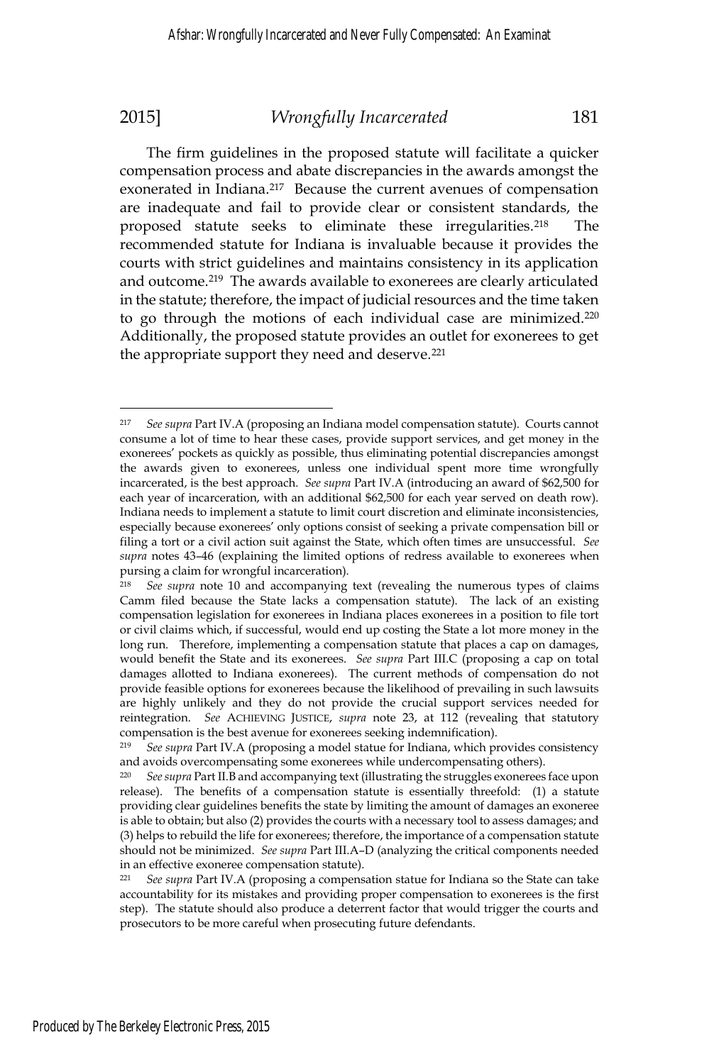The firm guidelines in the proposed statute will facilitate a quicker compensation process and abate discrepancies in the awards amongst the exonerated in Indiana.[217] Because the current avenues of compensation are inadequate and fail to provide clear or consistent standards, the proposed statute seeks to eliminate these irregularities.[218] The recommended statute for Indiana is invaluable because it provides the courts with strict guidelines and maintains consistency in its application and outcome.[219] The awards available to exonerees are clearly articulated in the statute; therefore, the impact of judicial resources and the time taken to go through the motions of each individual case are minimized.[220] Additionally, the proposed statute provides an outlet for exonerees to get the appropriate support they need and deserve.[221]

---

[217] *See supra* Part IV.A (proposing an Indiana model compensation statute). Courts cannot consume a lot of time to hear these cases, provide support services, and get money in the exonerees' pockets as quickly as possible, thus eliminating potential discrepancies amongst the awards given to exonerees, unless one individual spent more time wrongfully incarcerated, is the best approach. *See supra* Part IV.A (introducing an award of $62,500 for each year of incarceration, with an additional $62,500 for each year served on death row). Indiana needs to implement a statute to limit court discretion and eliminate inconsistencies, especially because exonerees' only options consist of seeking a private compensation bill or filing a tort or a civil action suit against the State, which often times are unsuccessful. *See supra* notes 43–46 (explaining the limited options of redress available to exonerees when pursing a claim for wrongful incarceration).

[218] *See supra* note 10 and accompanying text (revealing the numerous types of claims Camm filed because the State lacks a compensation statute). The lack of an existing compensation legislation for exonerees in Indiana places exonerees in a position to file tort or civil claims which, if successful, would end up costing the State a lot more money in the long run. Therefore, implementing a compensation statute that places a cap on damages, would benefit the State and its exonerees. *See supra* Part III.C (proposing a cap on total damages allotted to Indiana exonerees). The current methods of compensation do not provide feasible options for exonerees because the likelihood of prevailing in such lawsuits are highly unlikely and they do not provide the crucial support services needed for reintegration. *See* ACHIEVING JUSTICE, *supra* note 23, at 112 (revealing that statutory compensation is the best avenue for exonerees seeking indemnification).

[219] *See supra* Part IV.A (proposing a model statue for Indiana, which provides consistency and avoids overcompensating some exonerees while undercompensating others).

[220] *See supra* Part II.B and accompanying text (illustrating the struggles exonerees face upon release). The benefits of a compensation statute is essentially threefold: (1) a statute providing clear guidelines benefits the state by limiting the amount of damages an exoneree is able to obtain; but also (2) provides the courts with a necessary tool to assess damages; and (3) helps to rebuild the life for exonerees; therefore, the importance of a compensation statute should not be minimized. *See supra* Part III.A–D (analyzing the critical components needed in an effective exoneree compensation statute).

[221] *See supra* Part IV.A (proposing a compensation statue for Indiana so the State can take accountability for its mistakes and providing proper compensation to exonerees is the first step). The statute should also produce a deterrent factor that would trigger the courts and prosecutors to be more careful when prosecuting future defendants.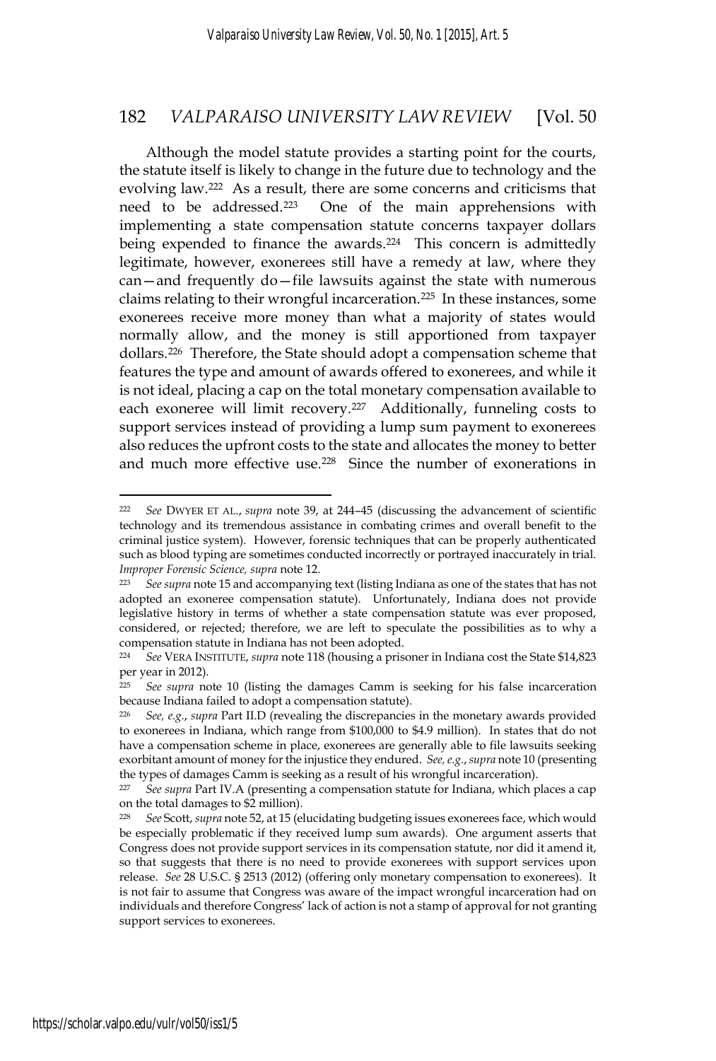Although the model statute provides a starting point for the courts, the statute itself is likely to change in the future due to technology and the evolving law.[222] As a result, there are some concerns and criticisms that need to be addressed.[223] One of the main apprehensions with implementing a state compensation statute concerns taxpayer dollars being expended to finance the awards.[224] This concern is admittedly legitimate, however, exonerees still have a remedy at law, where they can—and frequently do—file lawsuits against the state with numerous claims relating to their wrongful incarceration.[225] In these instances, some exonerees receive more money than what a majority of states would normally allow, and the money is still apportioned from taxpayer dollars.[226] Therefore, the State should adopt a compensation scheme that features the type and amount of awards offered to exonerees, and while it is not ideal, placing a cap on the total monetary compensation available to each exoneree will limit recovery.[227] Additionally, funneling costs to support services instead of providing a lump sum payment to exonerees also reduces the upfront costs to the state and allocates the money to better and much more effective use.[228] Since the number of exonerations in

---

[222] *See* DWYER ET AL., *supra* note 39, at 244–45 (discussing the advancement of scientific technology and its tremendous assistance in combating crimes and overall benefit to the criminal justice system). However, forensic techniques that can be properly authenticated such as blood typing are sometimes conducted incorrectly or portrayed inaccurately in trial. *Improper Forensic Science, supra* note 12.

[223] *See supra* note 15 and accompanying text (listing Indiana as one of the states that has not adopted an exoneree compensation statute). Unfortunately, Indiana does not provide legislative history in terms of whether a state compensation statute was ever proposed, considered, or rejected; therefore, we are left to speculate the possibilities as to why a compensation statute in Indiana has not been adopted.

[224] *See* VERA INSTITUTE, *supra* note 118 (housing a prisoner in Indiana cost the State $14,823 per year in 2012).

[225] *See supra* note 10 (listing the damages Camm is seeking for his false incarceration because Indiana failed to adopt a compensation statute).

[226] *See, e.g.*, *supra* Part II.D (revealing the discrepancies in the monetary awards provided to exonerees in Indiana, which range from $100,000 to $4.9 million). In states that do not have a compensation scheme in place, exonerees are generally able to file lawsuits seeking exorbitant amount of money for the injustice they endured. *See, e.g.*, *supra* note 10 (presenting the types of damages Camm is seeking as a result of his wrongful incarceration).

[227] *See supra* Part IV.A (presenting a compensation statute for Indiana, which places a cap on the total damages to $2 million).

[228] *See* Scott, *supra* note 52, at 15 (elucidating budgeting issues exonerees face, which would be especially problematic if they received lump sum awards). One argument asserts that Congress does not provide support services in its compensation statute, nor did it amend it, so that suggests that there is no need to provide exonerees with support services upon release. *See* 28 U.S.C. § 2513 (2012) (offering only monetary compensation to exonerees). It is not fair to assume that Congress was aware of the impact wrongful incarceration had on individuals and therefore Congress' lack of action is not a stamp of approval for not granting support services to exonerees.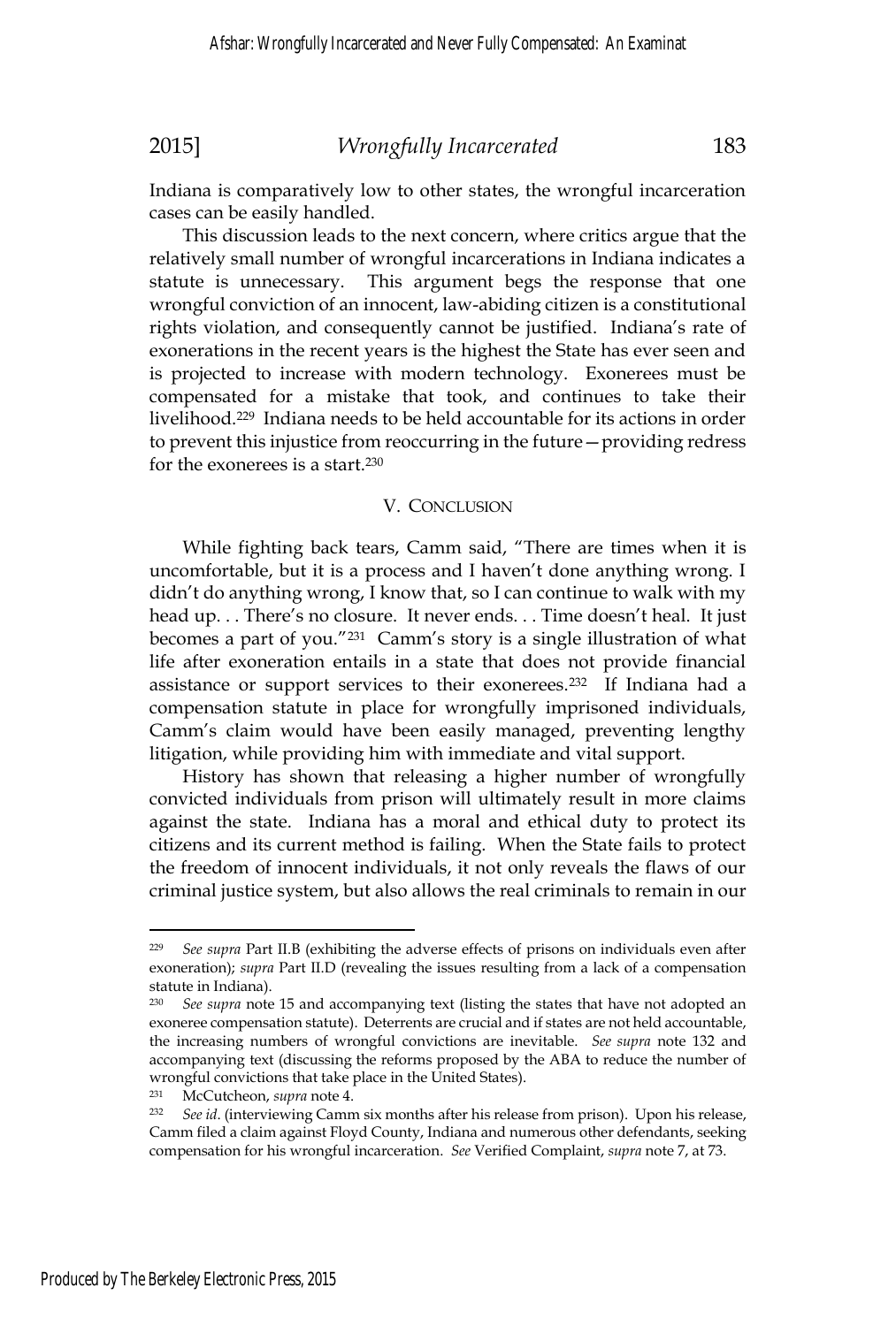Indiana is comparatively low to other states, the wrongful incarceration cases can be easily handled.

This discussion leads to the next concern, where critics argue that the relatively small number of wrongful incarcerations in Indiana indicates a statute is unnecessary. This argument begs the response that one wrongful conviction of an innocent, law-abiding citizen is a constitutional rights violation, and consequently cannot be justified. Indiana's rate of exonerations in the recent years is the highest the State has ever seen and is projected to increase with modern technology. Exonerees must be compensated for a mistake that took, and continues to take their livelihood.[229] Indiana needs to be held accountable for its actions in order to prevent this injustice from reoccurring in the future—providing redress for the exonerees is a start.[230]

## V. CONCLUSION

While fighting back tears, Camm said, "There are times when it is uncomfortable, but it is a process and I haven't done anything wrong. I didn't do anything wrong, I know that, so I can continue to walk with my head up. . . There's no closure. It never ends. . . Time doesn't heal. It just becomes a part of you."[231] Camm's story is a single illustration of what life after exoneration entails in a state that does not provide financial assistance or support services to their exonerees.[232] If Indiana had a compensation statute in place for wrongfully imprisoned individuals, Camm's claim would have been easily managed, preventing lengthy litigation, while providing him with immediate and vital support.

History has shown that releasing a higher number of wrongfully convicted individuals from prison will ultimately result in more claims against the state. Indiana has a moral and ethical duty to protect its citizens and its current method is failing. When the State fails to protect the freedom of innocent individuals, it not only reveals the flaws of our criminal justice system, but also allows the real criminals to remain in our

---

[229] *See supra* Part II.B (exhibiting the adverse effects of prisons on individuals even after exoneration); *supra* Part II.D (revealing the issues resulting from a lack of a compensation statute in Indiana).

[230] *See supra* note 15 and accompanying text (listing the states that have not adopted an exoneree compensation statute). Deterrents are crucial and if states are not held accountable, the increasing numbers of wrongful convictions are inevitable. *See supra* note 132 and accompanying text (discussing the reforms proposed by the ABA to reduce the number of wrongful convictions that take place in the United States).

[231] McCutcheon, *supra* note 4.

[232] *See id*. (interviewing Camm six months after his release from prison). Upon his release, Camm filed a claim against Floyd County, Indiana and numerous other defendants, seeking compensation for his wrongful incarceration. *See* Verified Complaint, *supra* note 7, at 73.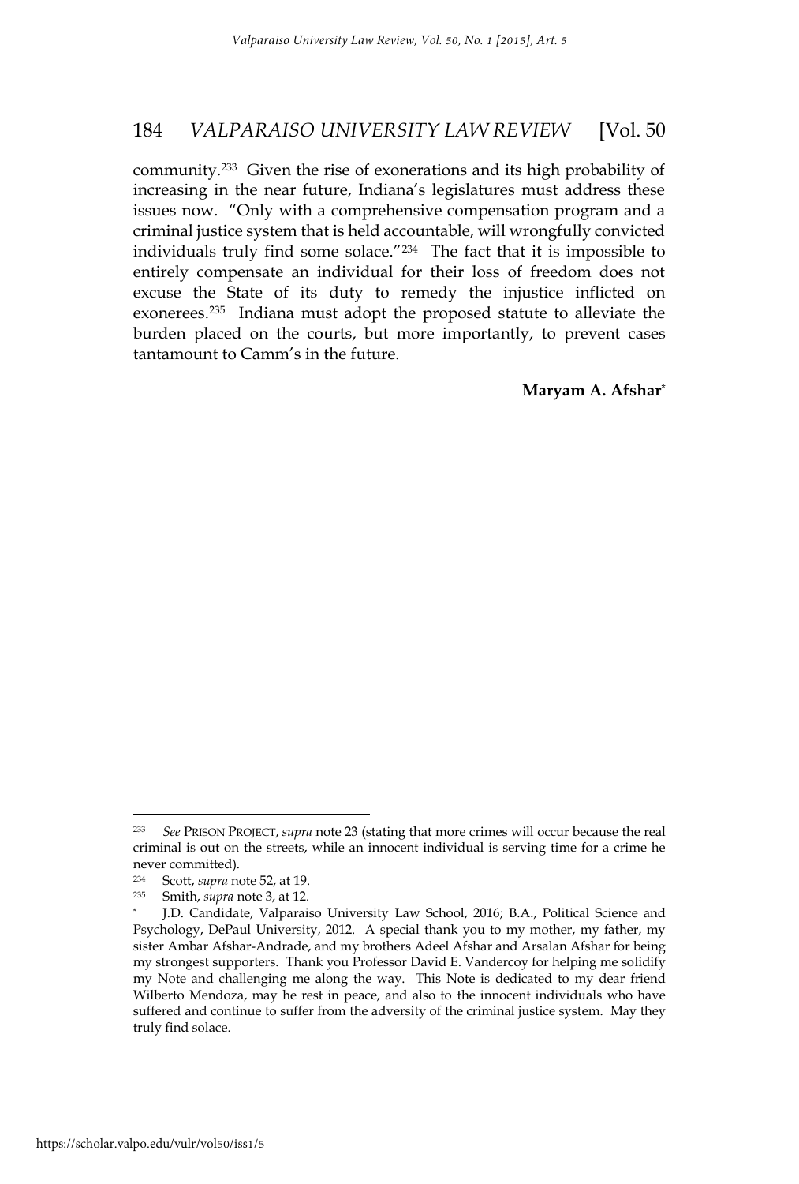community.[233] Given the rise of exonerations and its high probability of increasing in the near future, Indiana's legislatures must address these issues now. "Only with a comprehensive compensation program and a criminal justice system that is held accountable, will wrongfully convicted individuals truly find some solace."[234] The fact that it is impossible to entirely compensate an individual for their loss of freedom does not excuse the State of its duty to remedy the injustice inflicted on exonerees.[235] Indiana must adopt the proposed statute to alleviate the burden placed on the courts, but more importantly, to prevent cases tantamount to Camm's in the future.

**Maryam A. Afshar***

---

[233] *See* PRISON PROJECT, *supra* note 23 (stating that more crimes will occur because the real criminal is out on the streets, while an innocent individual is serving time for a crime he never committed).

[234] Scott, *supra* note 52, at 19.

[235] Smith, *supra* note 3, at 12.

\* J.D. Candidate, Valparaiso University Law School, 2016; B.A., Political Science and Psychology, DePaul University, 2012. A special thank you to my mother, my father, my sister Ambar Afshar-Andrade, and my brothers Adeel Afshar and Arsalan Afshar for being my strongest supporters. Thank you Professor David E. Vandercoy for helping me solidify my Note and challenging me along the way. This Note is dedicated to my dear friend Wilberto Mendoza, may he rest in peace, and also to the innocent individuals who have suffered and continue to suffer from the adversity of the criminal justice system. May they truly find solace.